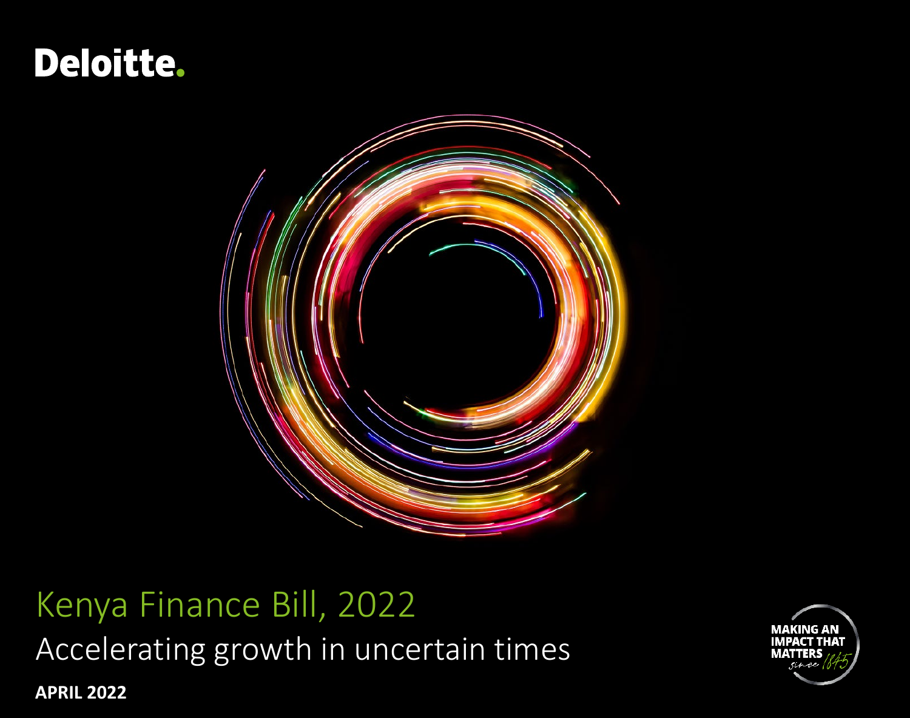Deloitte.

# Kenya Finance Bill, 2022

## Accelerating growth in uncertain times

**APRIL 2022**

MAKING AN IMPACT THAT MATTERS since 1845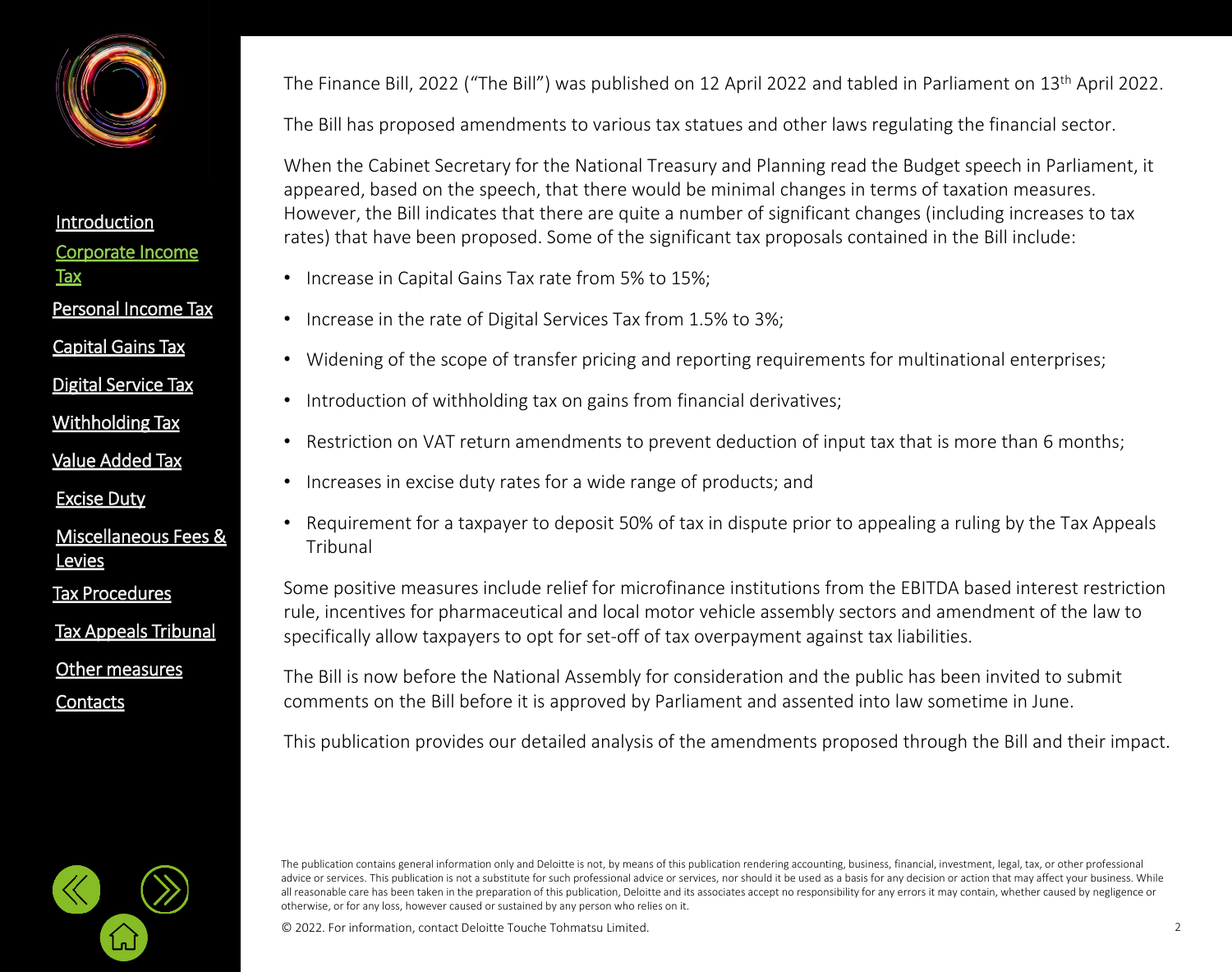The Finance Bill, 2022 ("The Bill") was published on 12 April 2022 and tabled in Parliament on 13th April 2022.

The Bill has proposed amendments to various tax statues and other laws regulating the financial sector.

When the Cabinet Secretary for the National Treasury and Planning read the Budget speech in Parliament, it appeared, based on the speech, that there would be minimal changes in terms of taxation measures. However, the Bill indicates that there are quite a number of significant changes (including increases to tax rates) that have been proposed. Some of the significant tax proposals contained in the Bill include:

- Increase in Capital Gains Tax rate from 5% to 15%;
- Increase in the rate of Digital Services Tax from 1.5% to 3%;
- Widening of the scope of transfer pricing and reporting requirements for multinational enterprises;
- Introduction of withholding tax on gains from financial derivatives;
- Restriction on VAT return amendments to prevent deduction of input tax that is more than 6 months;
- Increases in excise duty rates for a wide range of products; and
- Requirement for a taxpayer to deposit 50% of tax in dispute prior to appealing a ruling by the Tax Appeals Tribunal

Some positive measures include relief for microfinance institutions from the EBITDA based interest restriction rule, incentives for pharmaceutical and local motor vehicle assembly sectors and amendment of the law to specifically allow taxpayers to opt for set-off of tax overpayment against tax liabilities.

The Bill is now before the National Assembly for consideration and the public has been invited to submit comments on the Bill before it is approved by Parliament and assented into law sometime in June.

This publication provides our detailed analysis of the amendments proposed through the Bill and their impact.

The publication contains general information only and Deloitte is not, by means of this publication rendering accounting, business, financial, investment, legal, tax, or other professional advice or services. This publication is not a substitute for such professional advice or services, nor should it be used as a basis for any decision or action that may affect your business. While all reasonable care has been taken in the preparation of this publication, Deloitte and its associates accept no responsibility for any errors it may contain, whether caused by negligence or otherwise, or for any loss, however caused or sustained by any person who relies on it.

© 2022. For information, contact Deloitte Touche Tohmatsu Limited.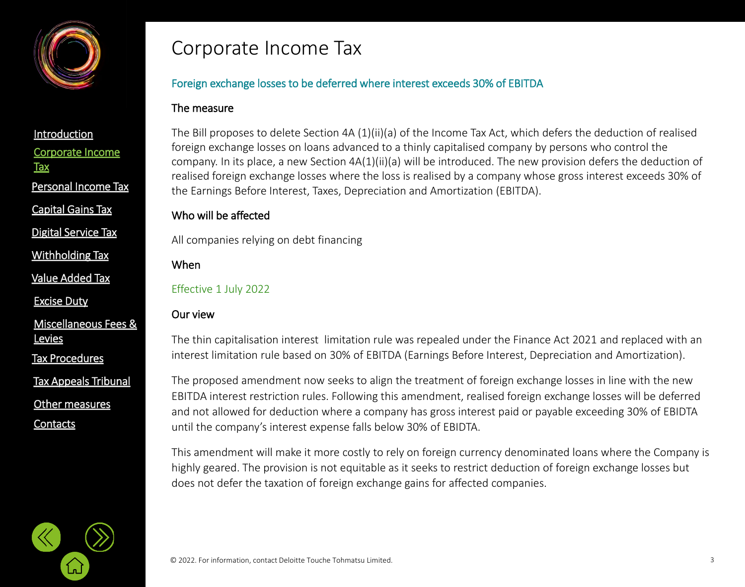# Corporate Income Tax

## Foreign exchange losses to be deferred where interest exceeds 30% of EBITDA

### The measure

The Bill proposes to delete Section 4A (1)(ii)(a) of the Income Tax Act, which defers the deduction of realised foreign exchange losses on loans advanced to a thinly capitalised company by persons who control the company. In its place, a new Section 4A(1)(ii)(a) will be introduced. The new provision defers the deduction of realised foreign exchange losses where the loss is realised by a company whose gross interest exceeds 30% of the Earnings Before Interest, Taxes, Depreciation and Amortization (EBITDA).

### Who will be affected

All companies relying on debt financing

### When

Effective 1 July 2022

### Our view

The thin capitalisation interest  limitation rule was repealed under the Finance Act 2021 and replaced with an interest limitation rule based on 30% of EBITDA (Earnings Before Interest, Depreciation and Amortization).

The proposed amendment now seeks to align the treatment of foreign exchange losses in line with the new EBITDA interest restriction rules. Following this amendment, realised foreign exchange losses will be deferred and not allowed for deduction where a company has gross interest paid or payable exceeding 30% of EBIDTA until the company's interest expense falls below 30% of EBIDTA.

This amendment will make it more costly to rely on foreign currency denominated loans where the Company is highly geared. The provision is not equitable as it seeks to restrict deduction of foreign exchange losses but does not defer the taxation of foreign exchange gains for affected companies.

© 2022. For information, contact Deloitte Touche Tohmatsu Limited.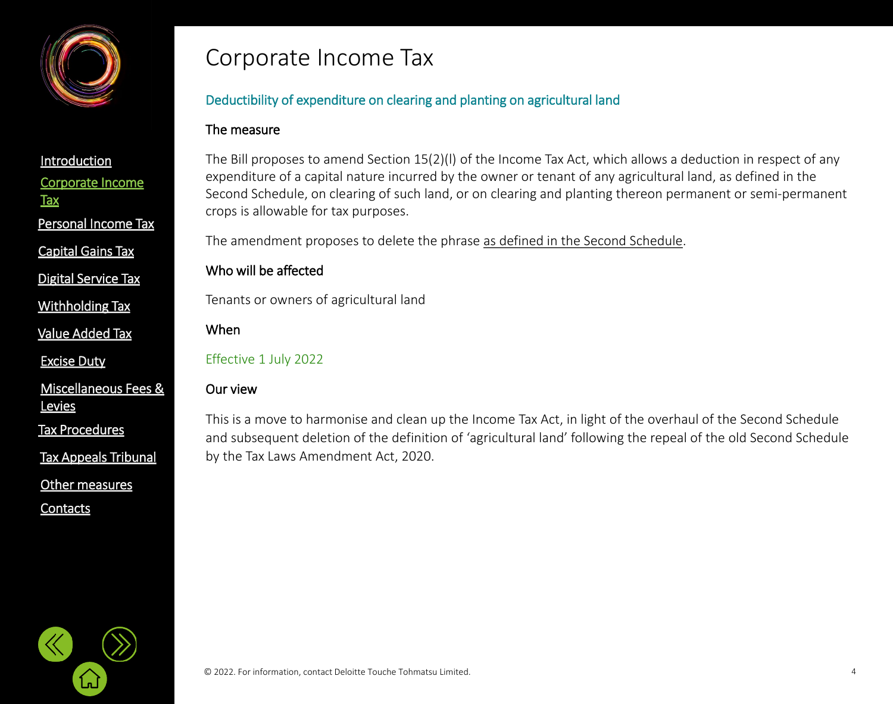# Corporate Income Tax

## Deductibility of expenditure on clearing and planting on agricultural land

### The measure

The Bill proposes to amend Section 15(2)(l) of the Income Tax Act, which allows a deduction in respect of any expenditure of a capital nature incurred by the owner or tenant of any agricultural land, as defined in the Second Schedule, on clearing of such land, or on clearing and planting thereon permanent or semi-permanent crops is allowable for tax purposes.

The amendment proposes to delete the phrase as defined in the Second Schedule.

### Who will be affected

Tenants or owners of agricultural land

### When

Effective 1 July 2022

### Our view

This is a move to harmonise and clean up the Income Tax Act, in light of the overhaul of the Second Schedule and subsequent deletion of the definition of 'agricultural land' following the repeal of the old Second Schedule by the Tax Laws Amendment Act, 2020.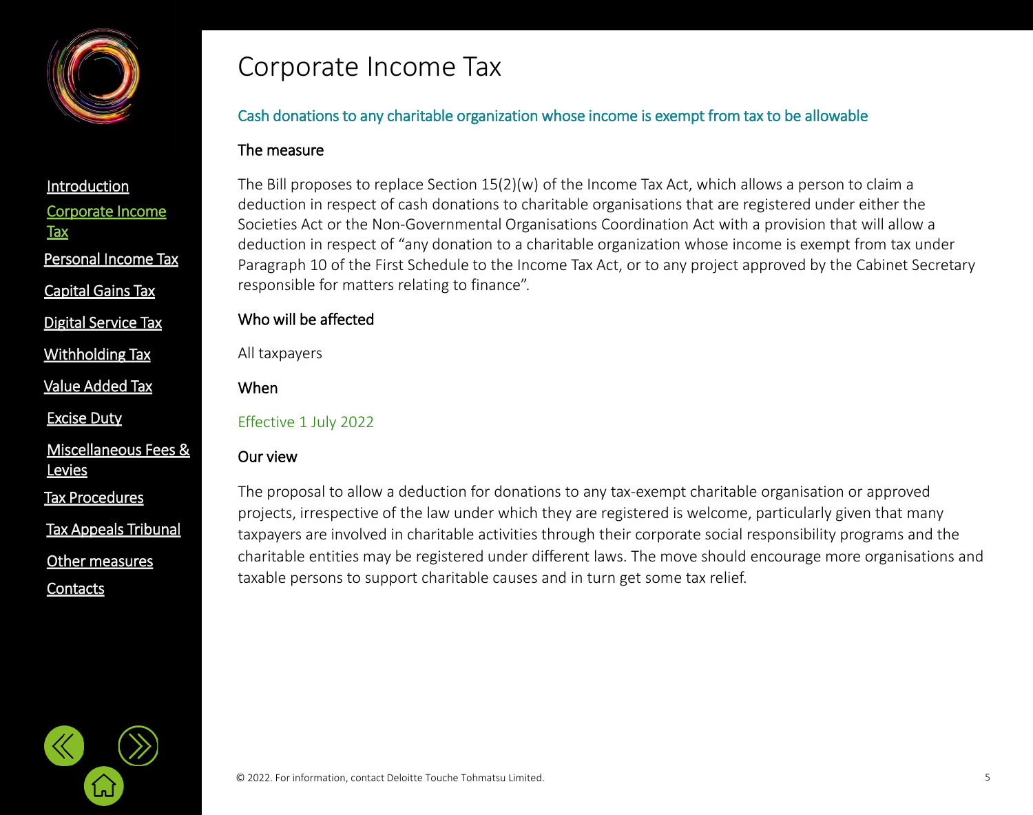# Corporate Income Tax

## Cash donations to any charitable organization whose income is exempt from tax to be allowable

### The measure

The Bill proposes to replace Section 15(2)(w) of the Income Tax Act, which allows a person to claim a deduction in respect of cash donations to charitable organisations that are registered under either the Societies Act or the Non-Governmental Organisations Coordination Act with a provision that will allow a deduction in respect of "any donation to a charitable organization whose income is exempt from tax under Paragraph 10 of the First Schedule to the Income Tax Act, or to any project approved by the Cabinet Secretary responsible for matters relating to finance".

### Who will be affected

All taxpayers

### When

Effective 1 July 2022

### Our view

The proposal to allow a deduction for donations to any tax-exempt charitable organisation or approved projects, irrespective of the law under which they are registered is welcome, particularly given that many taxpayers are involved in charitable activities through their corporate social responsibility programs and the charitable entities may be registered under different laws. The move should encourage more organisations and taxable persons to support charitable causes and in turn get some tax relief.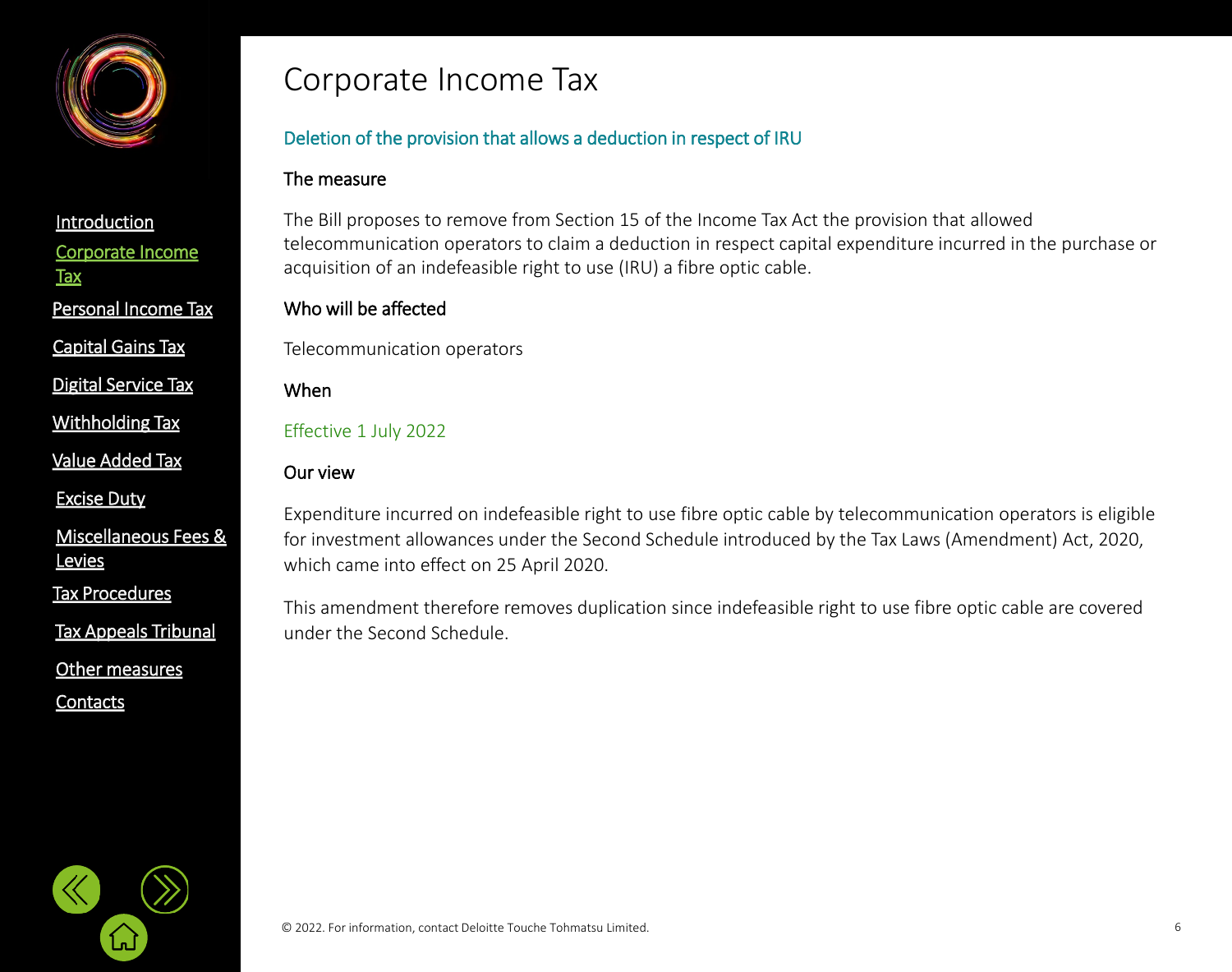# Corporate Income Tax

## Deletion of the provision that allows a deduction in respect of IRU

### The measure

The Bill proposes to remove from Section 15 of the Income Tax Act the provision that allowed telecommunication operators to claim a deduction in respect capital expenditure incurred in the purchase or acquisition of an indefeasible right to use (IRU) a fibre optic cable.

### Who will be affected

Telecommunication operators

### When

Effective 1 July 2022

### Our view

Expenditure incurred on indefeasible right to use fibre optic cable by telecommunication operators is eligible for investment allowances under the Second Schedule introduced by the Tax Laws (Amendment) Act, 2020, which came into effect on 25 April 2020.

This amendment therefore removes duplication since indefeasible right to use fibre optic cable are covered under the Second Schedule.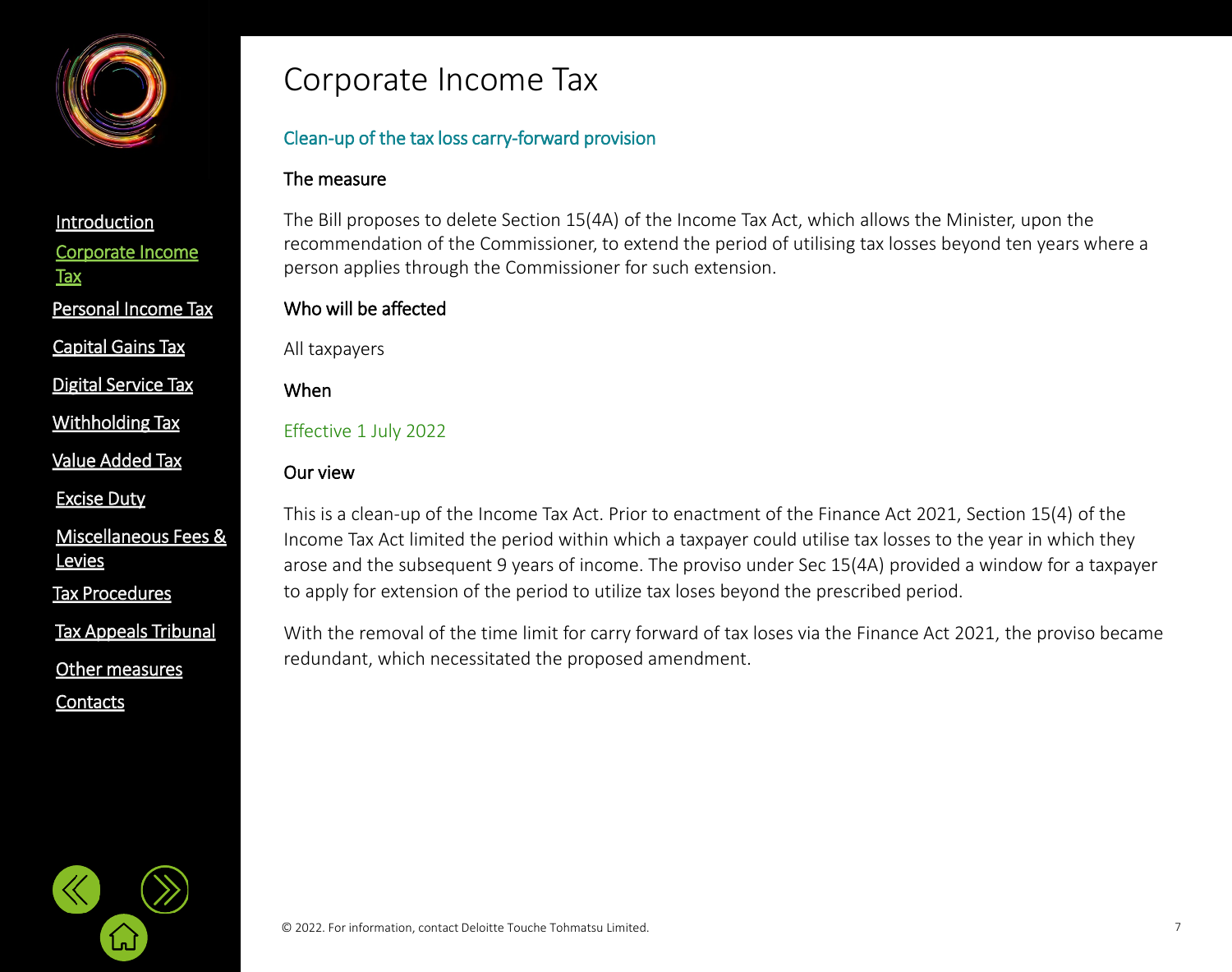# Corporate Income Tax

## Clean-up of the tax loss carry-forward provision

### The measure

The Bill proposes to delete Section 15(4A) of the Income Tax Act, which allows the Minister, upon the recommendation of the Commissioner, to extend the period of utilising tax losses beyond ten years where a person applies through the Commissioner for such extension.

### Who will be affected

All taxpayers

### When

Effective 1 July 2022

### Our view

This is a clean-up of the Income Tax Act. Prior to enactment of the Finance Act 2021, Section 15(4) of the Income Tax Act limited the period within which a taxpayer could utilise tax losses to the year in which they arose and the subsequent 9 years of income. The proviso under Sec 15(4A) provided a window for a taxpayer to apply for extension of the period to utilize tax loses beyond the prescribed period.

With the removal of the time limit for carry forward of tax loses via the Finance Act 2021, the proviso became redundant, which necessitated the proposed amendment.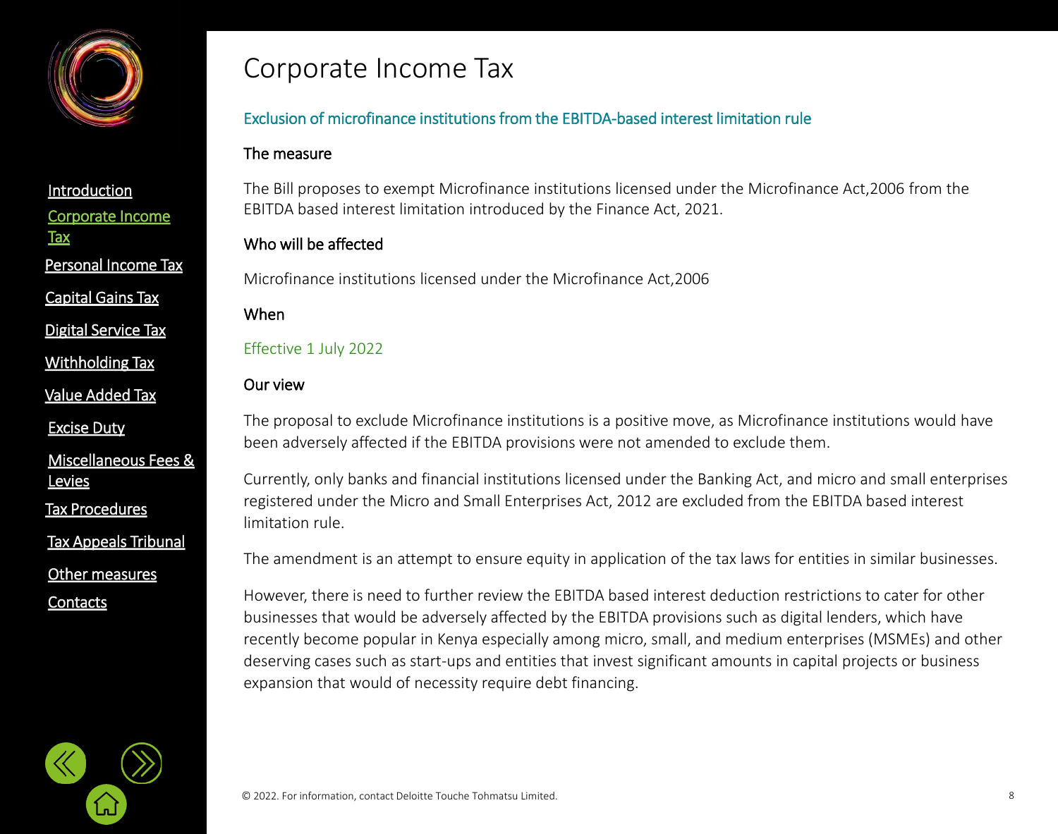# Corporate Income Tax

## Exclusion of microfinance institutions from the EBITDA-based interest limitation rule

### The measure

The Bill proposes to exempt Microfinance institutions licensed under the Microfinance Act,2006 from the EBITDA based interest limitation introduced by the Finance Act, 2021.

### Who will be affected

Microfinance institutions licensed under the Microfinance Act,2006

### When

Effective 1 July 2022

### Our view

The proposal to exclude Microfinance institutions is a positive move, as Microfinance institutions would have been adversely affected if the EBITDA provisions were not amended to exclude them.

Currently, only banks and financial institutions licensed under the Banking Act, and micro and small enterprises registered under the Micro and Small Enterprises Act, 2012 are excluded from the EBITDA based interest limitation rule.

The amendment is an attempt to ensure equity in application of the tax laws for entities in similar businesses.

However, there is need to further review the EBITDA based interest deduction restrictions to cater for other businesses that would be adversely affected by the EBITDA provisions such as digital lenders, which have recently become popular in Kenya especially among micro, small, and medium enterprises (MSMEs) and other deserving cases such as start-ups and entities that invest significant amounts in capital projects or business expansion that would of necessity require debt financing.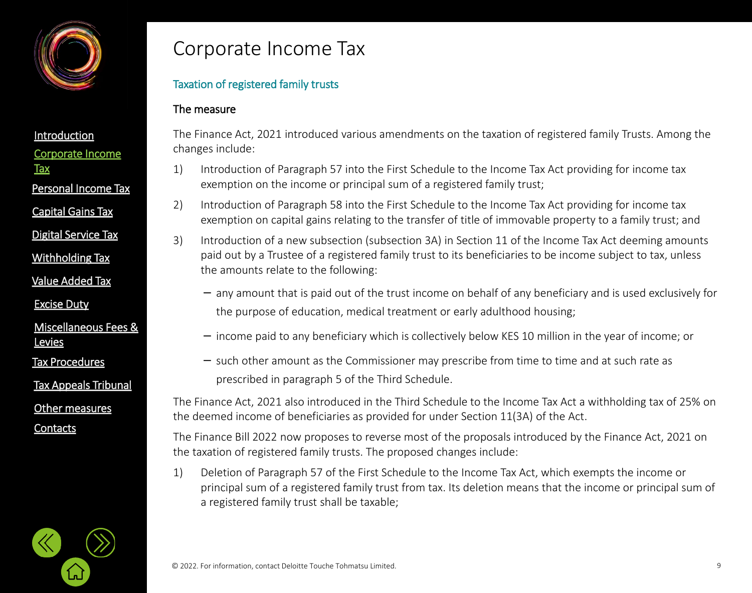# Corporate Income Tax

## Taxation of registered family trusts

### The measure

The Finance Act, 2021 introduced various amendments on the taxation of registered family Trusts. Among the changes include:

1) Introduction of Paragraph 57 into the First Schedule to the Income Tax Act providing for income tax exemption on the income or principal sum of a registered family trust;
2) Introduction of Paragraph 58 into the First Schedule to the Income Tax Act providing for income tax exemption on capital gains relating to the transfer of title of immovable property to a family trust; and
3) Introduction of a new subsection (subsection 3A) in Section 11 of the Income Tax Act deeming amounts paid out by a Trustee of a registered family trust to its beneficiaries to be income subject to tax, unless the amounts relate to the following:
   - any amount that is paid out of the trust income on behalf of any beneficiary and is used exclusively for the purpose of education, medical treatment or early adulthood housing;
   - income paid to any beneficiary which is collectively below KES 10 million in the year of income; or
   - such other amount as the Commissioner may prescribe from time to time and at such rate as prescribed in paragraph 5 of the Third Schedule.

The Finance Act, 2021 also introduced in the Third Schedule to the Income Tax Act a withholding tax of 25% on the deemed income of beneficiaries as provided for under Section 11(3A) of the Act.

The Finance Bill 2022 now proposes to reverse most of the proposals introduced by the Finance Act, 2021 on the taxation of registered family trusts. The proposed changes include:

1) Deletion of Paragraph 57 of the First Schedule to the Income Tax Act, which exempts the income or principal sum of a registered family trust from tax. Its deletion means that the income or principal sum of a registered family trust shall be taxable;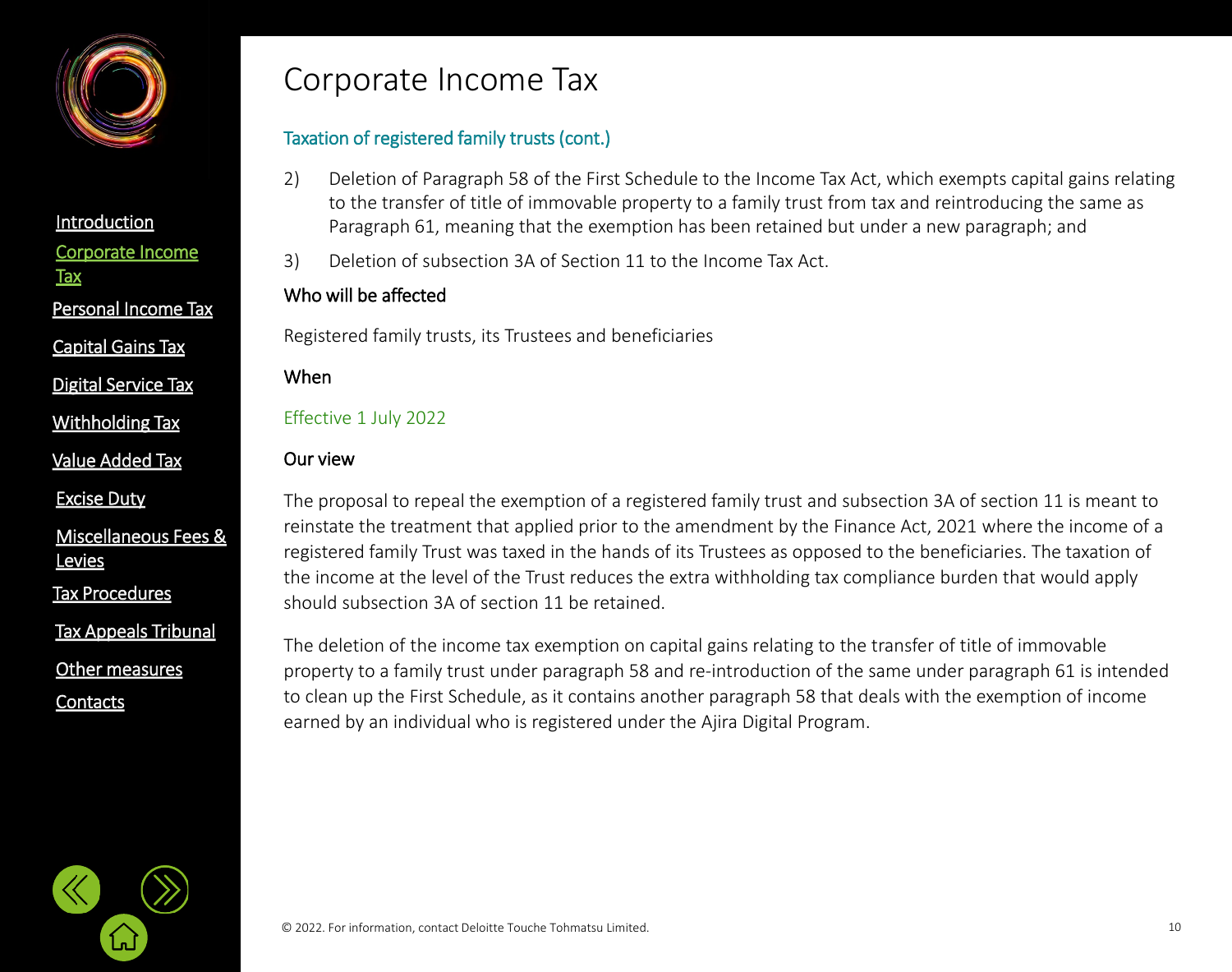# Corporate Income Tax

## Taxation of registered family trusts (cont.)

2) Deletion of Paragraph 58 of the First Schedule to the Income Tax Act, which exempts capital gains relating to the transfer of title of immovable property to a family trust from tax and reintroducing the same as Paragraph 61, meaning that the exemption has been retained but under a new paragraph; and

3) Deletion of subsection 3A of Section 11 to the Income Tax Act.

### Who will be affected

Registered family trusts, its Trustees and beneficiaries

### When

Effective 1 July 2022

### Our view

The proposal to repeal the exemption of a registered family trust and subsection 3A of section 11 is meant to reinstate the treatment that applied prior to the amendment by the Finance Act, 2021 where the income of a registered family Trust was taxed in the hands of its Trustees as opposed to the beneficiaries. The taxation of the income at the level of the Trust reduces the extra withholding tax compliance burden that would apply should subsection 3A of section 11 be retained.

The deletion of the income tax exemption on capital gains relating to the transfer of title of immovable property to a family trust under paragraph 58 and re-introduction of the same under paragraph 61 is intended to clean up the First Schedule, as it contains another paragraph 58 that deals with the exemption of income earned by an individual who is registered under the Ajira Digital Program.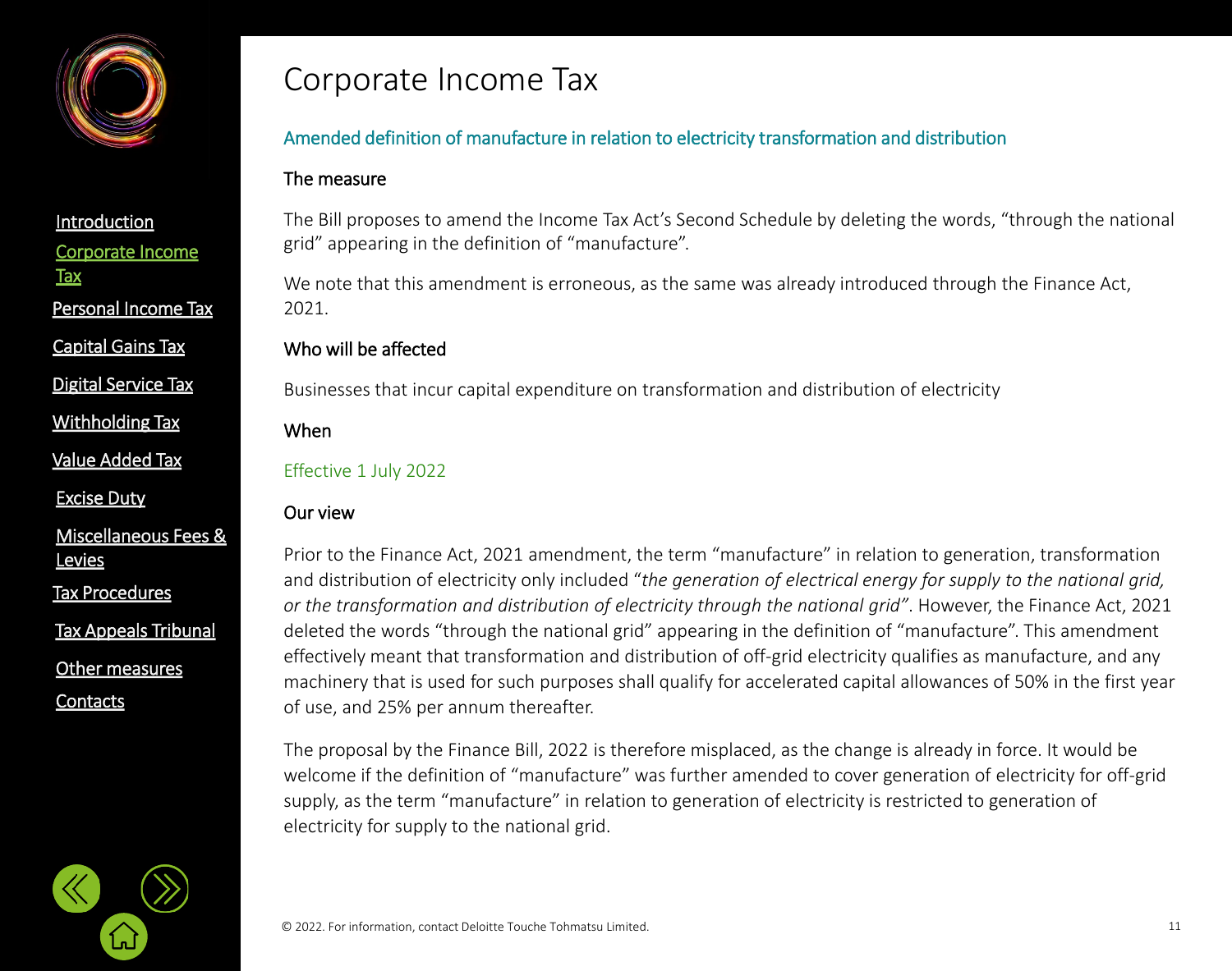# Corporate Income Tax

## Amended definition of manufacture in relation to electricity transformation and distribution

### The measure

The Bill proposes to amend the Income Tax Act's Second Schedule by deleting the words, "through the national grid" appearing in the definition of "manufacture".

We note that this amendment is erroneous, as the same was already introduced through the Finance Act, 2021.

### Who will be affected

Businesses that incur capital expenditure on transformation and distribution of electricity

### When

Effective 1 July 2022

### Our view

Prior to the Finance Act, 2021 amendment, the term "manufacture" in relation to generation, transformation and distribution of electricity only included "*the generation of electrical energy for supply to the national grid, or the transformation and distribution of electricity through the national grid*". However, the Finance Act, 2021 deleted the words "through the national grid" appearing in the definition of "manufacture". This amendment effectively meant that transformation and distribution of off-grid electricity qualifies as manufacture, and any machinery that is used for such purposes shall qualify for accelerated capital allowances of 50% in the first year of use, and 25% per annum thereafter.

The proposal by the Finance Bill, 2022 is therefore misplaced, as the change is already in force. It would be welcome if the definition of "manufacture" was further amended to cover generation of electricity for off-grid supply, as the term "manufacture" in relation to generation of electricity is restricted to generation of electricity for supply to the national grid.

© 2022. For information, contact Deloitte Touche Tohmatsu Limited.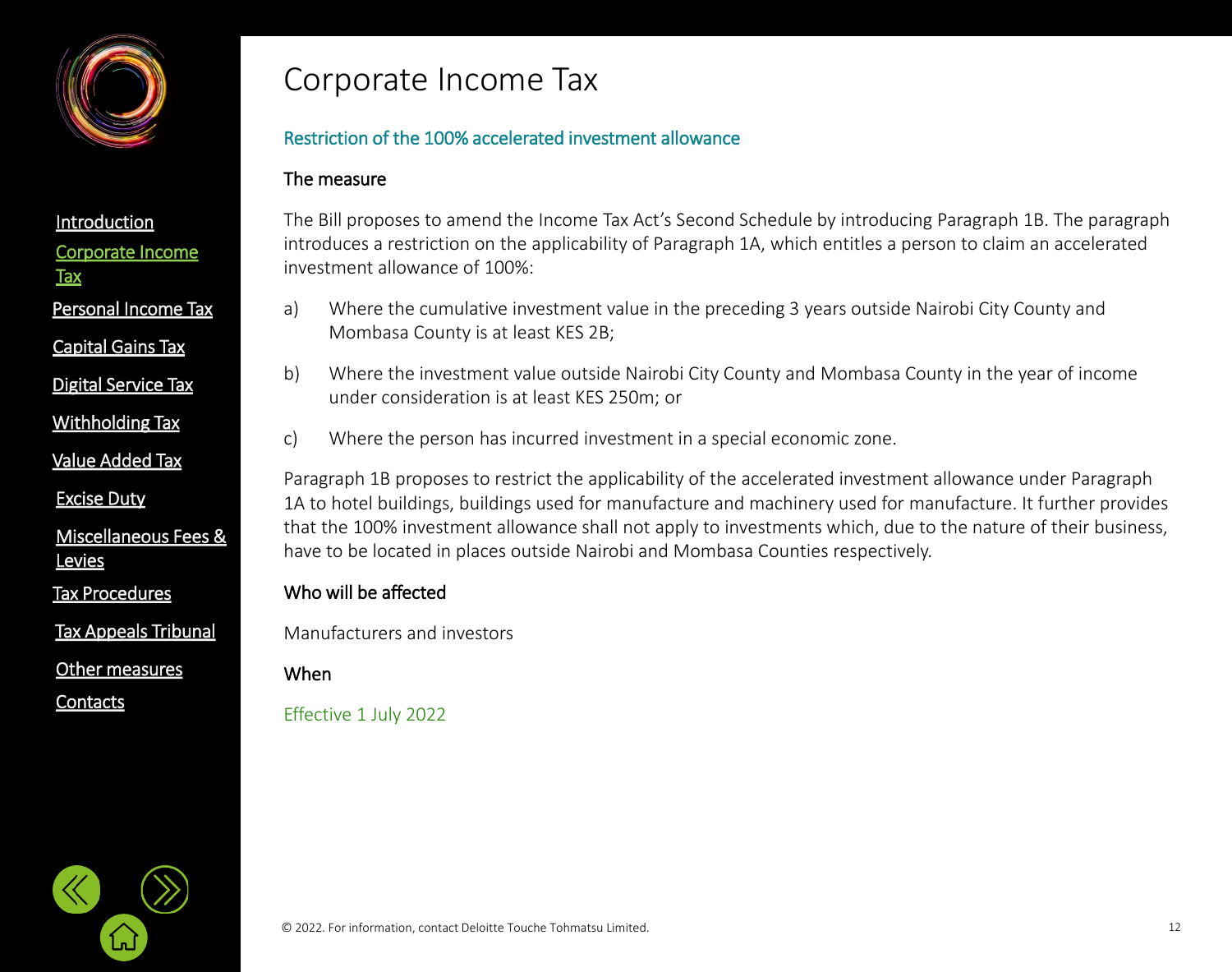# Corporate Income Tax

## Restriction of the 100% accelerated investment allowance

### The measure

The Bill proposes to amend the Income Tax Act's Second Schedule by introducing Paragraph 1B. The paragraph introduces a restriction on the applicability of Paragraph 1A, which entitles a person to claim an accelerated investment allowance of 100%:

a) Where the cumulative investment value in the preceding 3 years outside Nairobi City County and Mombasa County is at least KES 2B;

b) Where the investment value outside Nairobi City County and Mombasa County in the year of income under consideration is at least KES 250m; or

c) Where the person has incurred investment in a special economic zone.

Paragraph 1B proposes to restrict the applicability of the accelerated investment allowance under Paragraph 1A to hotel buildings, buildings used for manufacture and machinery used for manufacture. It further provides that the 100% investment allowance shall not apply to investments which, due to the nature of their business, have to be located in places outside Nairobi and Mombasa Counties respectively.

### Who will be affected

Manufacturers and investors

### When

Effective 1 July 2022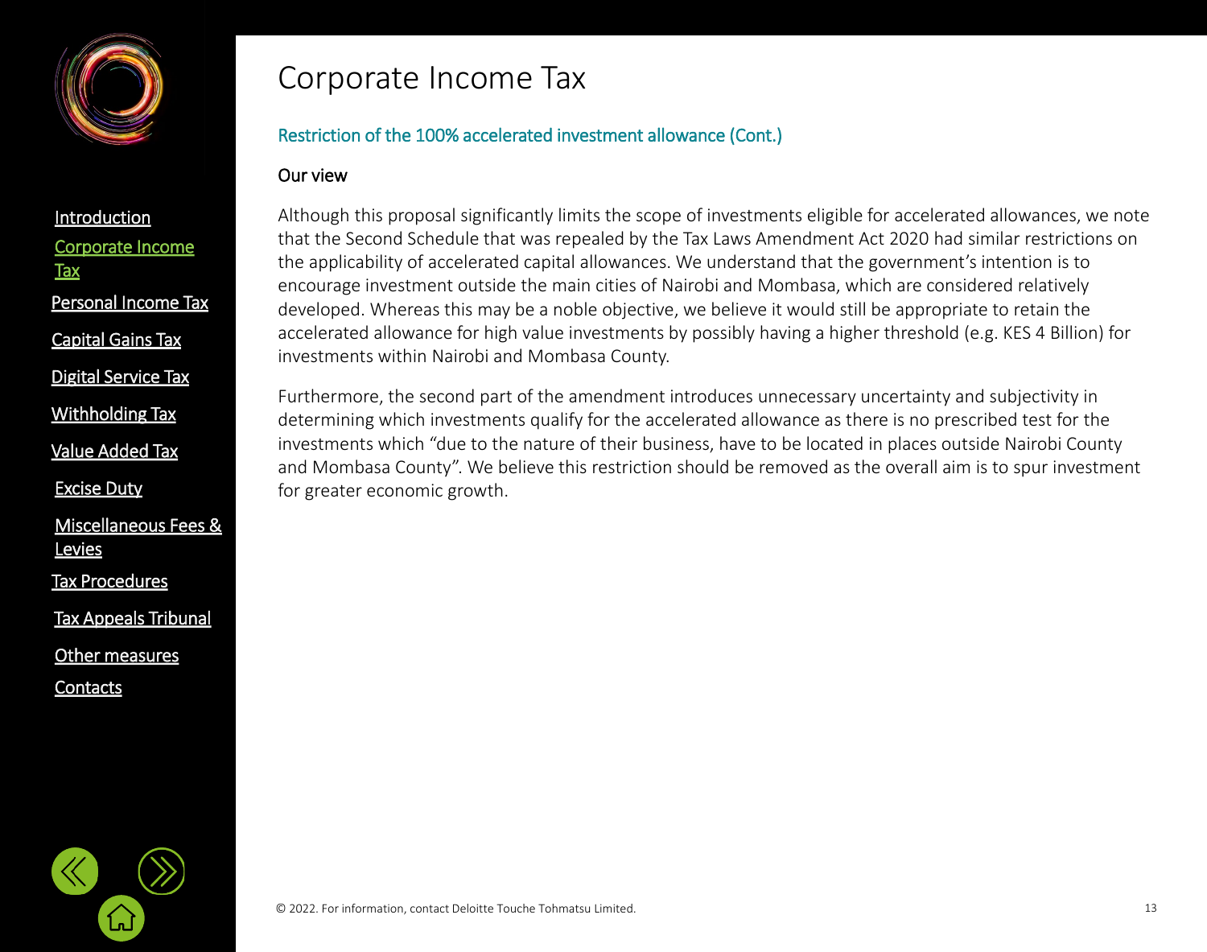# Corporate Income Tax

## Restriction of the 100% accelerated investment allowance (Cont.)

### Our view

Although this proposal significantly limits the scope of investments eligible for accelerated allowances, we note that the Second Schedule that was repealed by the Tax Laws Amendment Act 2020 had similar restrictions on the applicability of accelerated capital allowances. We understand that the government's intention is to encourage investment outside the main cities of Nairobi and Mombasa, which are considered relatively developed. Whereas this may be a noble objective, we believe it would still be appropriate to retain the accelerated allowance for high value investments by possibly having a higher threshold (e.g. KES 4 Billion) for investments within Nairobi and Mombasa County.

Furthermore, the second part of the amendment introduces unnecessary uncertainty and subjectivity in determining which investments qualify for the accelerated allowance as there is no prescribed test for the investments which "due to the nature of their business, have to be located in places outside Nairobi County and Mombasa County". We believe this restriction should be removed as the overall aim is to spur investment for greater economic growth.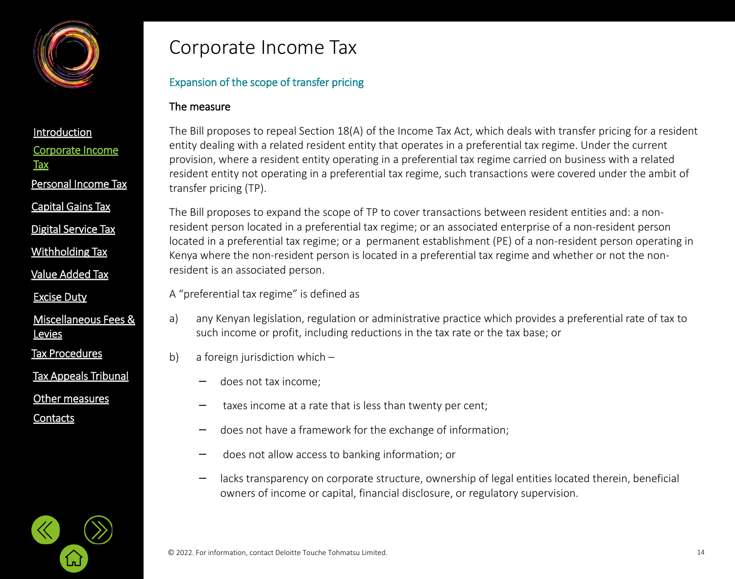# Corporate Income Tax

## Expansion of the scope of transfer pricing

### The measure

The Bill proposes to repeal Section 18(A) of the Income Tax Act, which deals with transfer pricing for a resident entity dealing with a related resident entity that operates in a preferential tax regime. Under the current provision, where a resident entity operating in a preferential tax regime carried on business with a related resident entity not operating in a preferential tax regime, such transactions were covered under the ambit of transfer pricing (TP).

The Bill proposes to expand the scope of TP to cover transactions between resident entities and: a non-resident person located in a preferential tax regime; or an associated enterprise of a non-resident person located in a preferential tax regime; or a permanent establishment (PE) of a non-resident person operating in Kenya where the non-resident person is located in a preferential tax regime and whether or not the non-resident is an associated person.

A "preferential tax regime" is defined as

a) any Kenyan legislation, regulation or administrative practice which provides a preferential rate of tax to such income or profit, including reductions in the tax rate or the tax base; or

b) a foreign jurisdiction which –

- does not tax income;
- taxes income at a rate that is less than twenty per cent;
- does not have a framework for the exchange of information;
- does not allow access to banking information; or
- lacks transparency on corporate structure, ownership of legal entities located therein, beneficial owners of income or capital, financial disclosure, or regulatory supervision.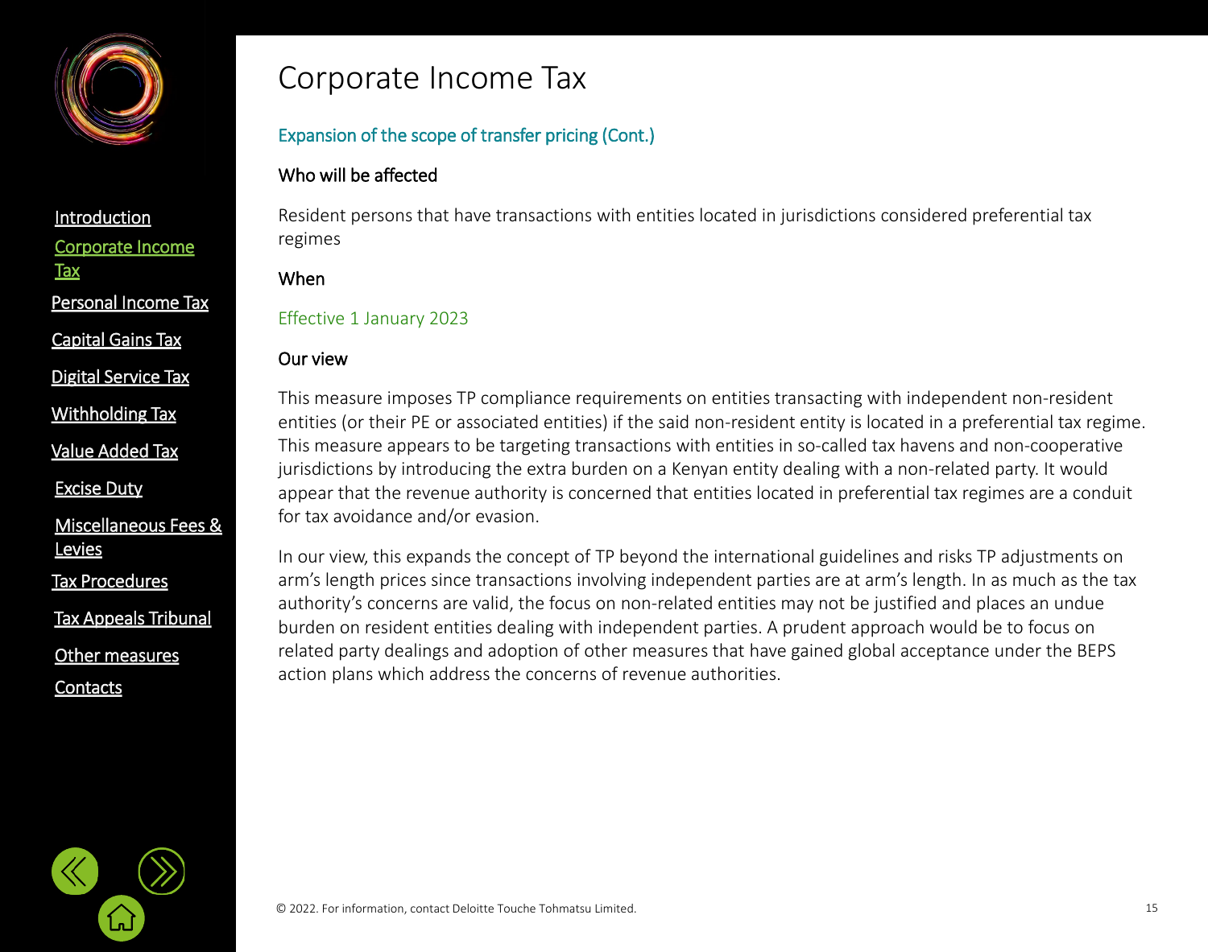# Corporate Income Tax

## Expansion of the scope of transfer pricing (Cont.)

### Who will be affected

Resident persons that have transactions with entities located in jurisdictions considered preferential tax regimes

### When

Effective 1 January 2023

### Our view

This measure imposes TP compliance requirements on entities transacting with independent non-resident entities (or their PE or associated entities) if the said non-resident entity is located in a preferential tax regime. This measure appears to be targeting transactions with entities in so-called tax havens and non-cooperative jurisdictions by introducing the extra burden on a Kenyan entity dealing with a non-related party. It would appear that the revenue authority is concerned that entities located in preferential tax regimes are a conduit for tax avoidance and/or evasion.

In our view, this expands the concept of TP beyond the international guidelines and risks TP adjustments on arm's length prices since transactions involving independent parties are at arm's length. In as much as the tax authority's concerns are valid, the focus on non-related entities may not be justified and places an undue burden on resident entities dealing with independent parties. A prudent approach would be to focus on related party dealings and adoption of other measures that have gained global acceptance under the BEPS action plans which address the concerns of revenue authorities.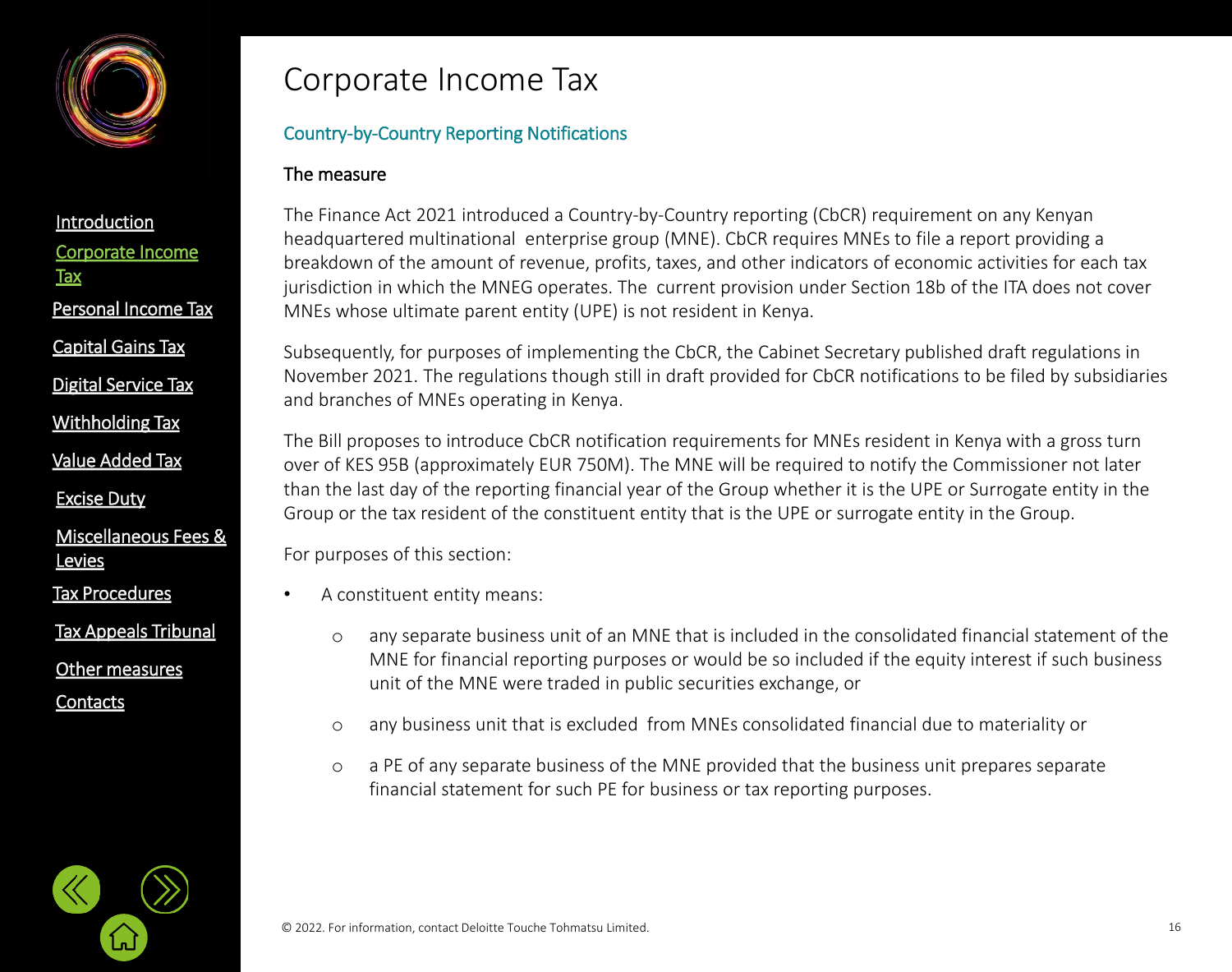# Corporate Income Tax

## Country-by-Country Reporting Notifications

### The measure

The Finance Act 2021 introduced a Country-by-Country reporting (CbCR) requirement on any Kenyan headquartered multinational enterprise group (MNE). CbCR requires MNEs to file a report providing a breakdown of the amount of revenue, profits, taxes, and other indicators of economic activities for each tax jurisdiction in which the MNEG operates. The current provision under Section 18b of the ITA does not cover MNEs whose ultimate parent entity (UPE) is not resident in Kenya.

Subsequently, for purposes of implementing the CbCR, the Cabinet Secretary published draft regulations in November 2021. The regulations though still in draft provided for CbCR notifications to be filed by subsidiaries and branches of MNEs operating in Kenya.

The Bill proposes to introduce CbCR notification requirements for MNEs resident in Kenya with a gross turn over of KES 95B (approximately EUR 750M). The MNE will be required to notify the Commissioner not later than the last day of the reporting financial year of the Group whether it is the UPE or Surrogate entity in the Group or the tax resident of the constituent entity that is the UPE or surrogate entity in the Group.

For purposes of this section:

- A constituent entity means:
  - any separate business unit of an MNE that is included in the consolidated financial statement of the MNE for financial reporting purposes or would be so included if the equity interest if such business unit of the MNE were traded in public securities exchange, or
  - any business unit that is excluded from MNEs consolidated financial due to materiality or
  - a PE of any separate business of the MNE provided that the business unit prepares separate financial statement for such PE for business or tax reporting purposes.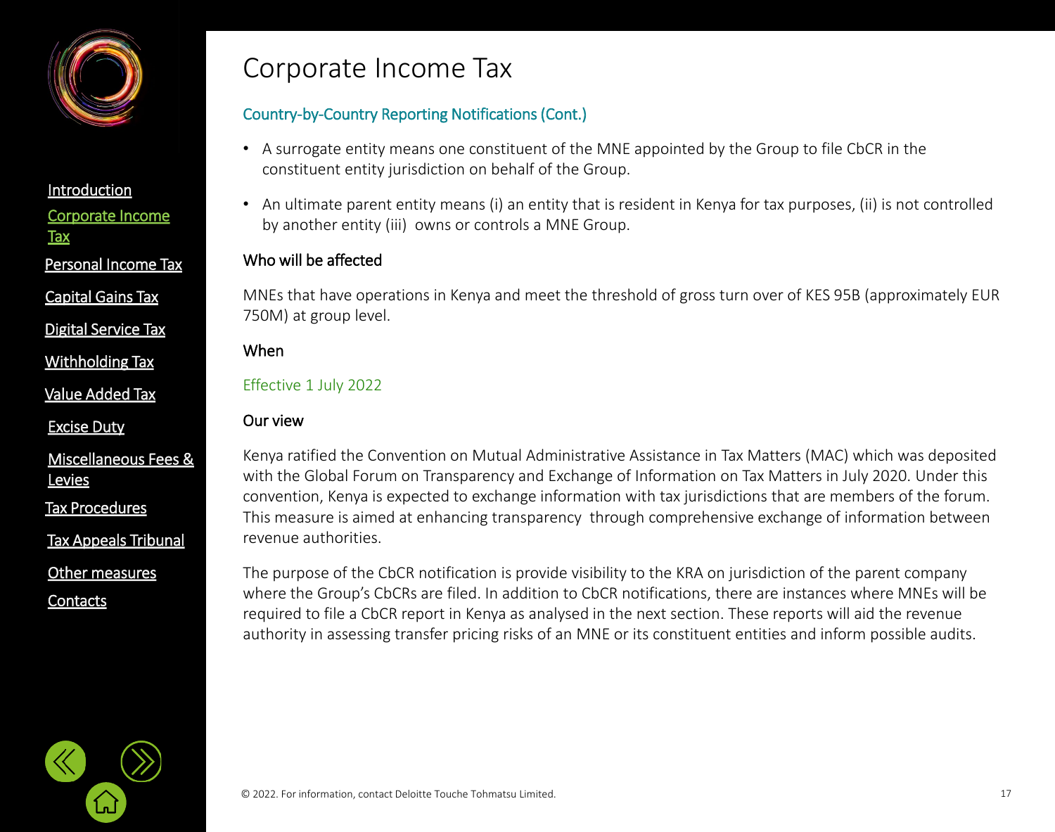# Corporate Income Tax

## Country-by-Country Reporting Notifications (Cont.)

- A surrogate entity means one constituent of the MNE appointed by the Group to file CbCR in the constituent entity jurisdiction on behalf of the Group.
- An ultimate parent entity means (i) an entity that is resident in Kenya for tax purposes, (ii) is not controlled by another entity (iii) owns or controls a MNE Group.

### Who will be affected

MNEs that have operations in Kenya and meet the threshold of gross turn over of KES 95B (approximately EUR 750M) at group level.

### When

Effective 1 July 2022

### Our view

Kenya ratified the Convention on Mutual Administrative Assistance in Tax Matters (MAC) which was deposited with the Global Forum on Transparency and Exchange of Information on Tax Matters in July 2020. Under this convention, Kenya is expected to exchange information with tax jurisdictions that are members of the forum. This measure is aimed at enhancing transparency through comprehensive exchange of information between revenue authorities.

The purpose of the CbCR notification is provide visibility to the KRA on jurisdiction of the parent company where the Group's CbCRs are filed. In addition to CbCR notifications, there are instances where MNEs will be required to file a CbCR report in Kenya as analysed in the next section. These reports will aid the revenue authority in assessing transfer pricing risks of an MNE or its constituent entities and inform possible audits.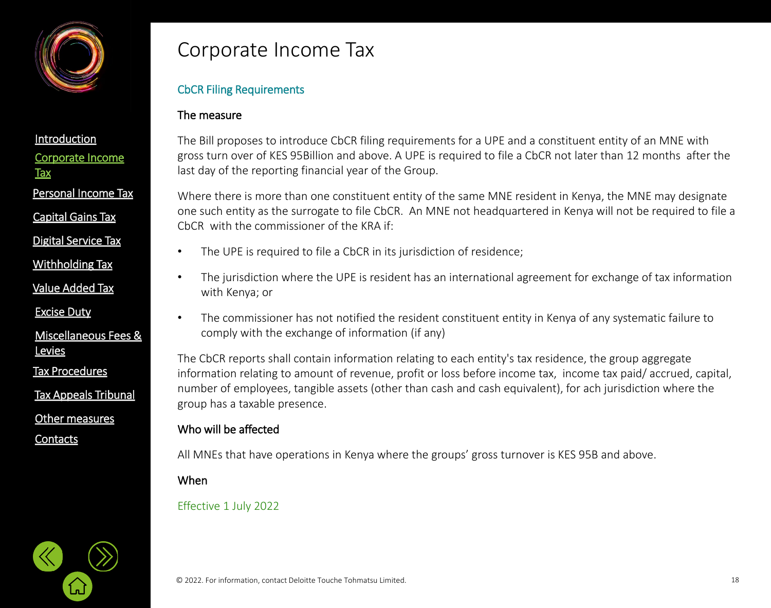# Corporate Income Tax

## CbCR Filing Requirements

### The measure

The Bill proposes to introduce CbCR filing requirements for a UPE and a constituent entity of an MNE with gross turn over of KES 95Billion and above. A UPE is required to file a CbCR not later than 12 months after the last day of the reporting financial year of the Group.

Where there is more than one constituent entity of the same MNE resident in Kenya, the MNE may designate one such entity as the surrogate to file CbCR. An MNE not headquartered in Kenya will not be required to file a CbCR with the commissioner of the KRA if:

- The UPE is required to file a CbCR in its jurisdiction of residence;
- The jurisdiction where the UPE is resident has an international agreement for exchange of tax information with Kenya; or
- The commissioner has not notified the resident constituent entity in Kenya of any systematic failure to comply with the exchange of information (if any)

The CbCR reports shall contain information relating to each entity's tax residence, the group aggregate information relating to amount of revenue, profit or loss before income tax, income tax paid/ accrued, capital, number of employees, tangible assets (other than cash and cash equivalent), for ach jurisdiction where the group has a taxable presence.

### Who will be affected

All MNEs that have operations in Kenya where the groups' gross turnover is KES 95B and above.

### When

Effective 1 July 2022

© 2022. For information, contact Deloitte Touche Tohmatsu Limited.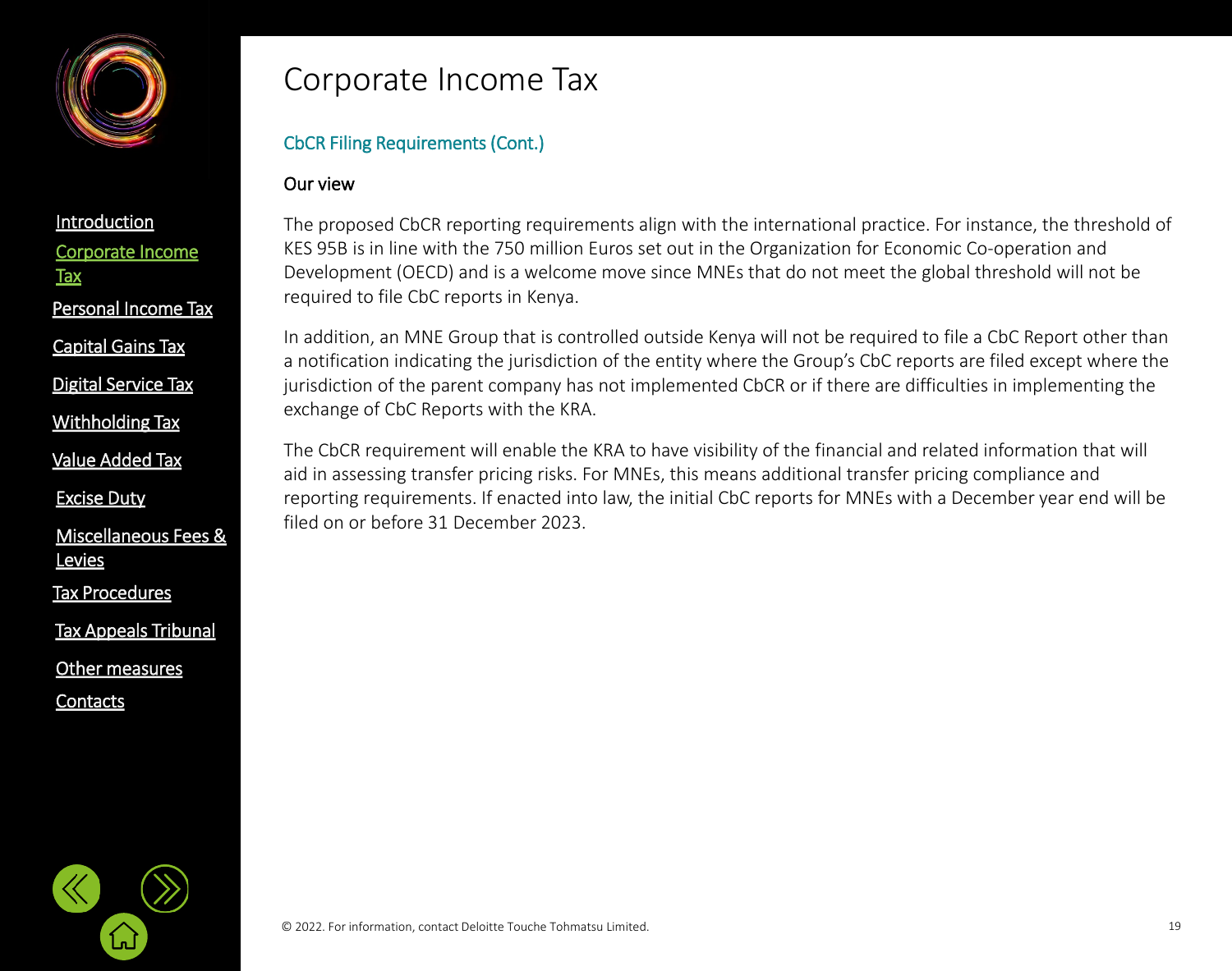# Corporate Income Tax

## CbCR Filing Requirements (Cont.)

### Our view

The proposed CbCR reporting requirements align with the international practice. For instance, the threshold of KES 95B is in line with the 750 million Euros set out in the Organization for Economic Co-operation and Development (OECD) and is a welcome move since MNEs that do not meet the global threshold will not be required to file CbC reports in Kenya.

In addition, an MNE Group that is controlled outside Kenya will not be required to file a CbC Report other than a notification indicating the jurisdiction of the entity where the Group's CbC reports are filed except where the jurisdiction of the parent company has not implemented CbCR or if there are difficulties in implementing the exchange of CbC Reports with the KRA.

The CbCR requirement will enable the KRA to have visibility of the financial and related information that will aid in assessing transfer pricing risks. For MNEs, this means additional transfer pricing compliance and reporting requirements. If enacted into law, the initial CbC reports for MNEs with a December year end will be filed on or before 31 December 2023.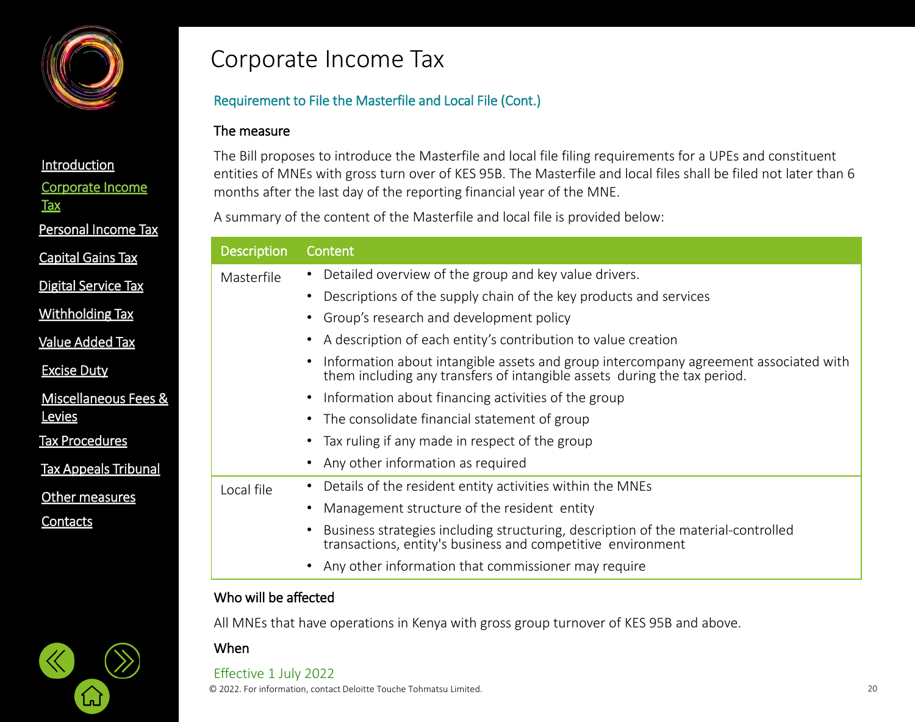# Corporate Income Tax

## Requirement to File the Masterfile and Local File (Cont.)

### The measure

The Bill proposes to introduce the Masterfile and local file filing requirements for a UPEs and constituent entities of MNEs with gross turn over of KES 95B. The Masterfile and local files shall be filed not later than 6 months after the last day of the reporting financial year of the MNE.

A summary of the content of the Masterfile and local file is provided below:

| Description | Content |
|---|---|
| Masterfile | • Detailed overview of the group and key value drivers.<br>• Descriptions of the supply chain of the key products and services<br>• Group's research and development policy<br>• A description of each entity's contribution to value creation<br>• Information about intangible assets and group intercompany agreement associated with them including any transfers of intangible assets during the tax period.<br>• Information about financing activities of the group<br>• The consolidate financial statement of group<br>• Tax ruling if any made in respect of the group<br>• Any other information as required |
| Local file | • Details of the resident entity activities within the MNEs<br>• Management structure of the resident entity<br>• Business strategies including structuring, description of the material-controlled transactions, entity's business and competitive environment<br>• Any other information that commissioner may require |

### Who will be affected

All MNEs that have operations in Kenya with gross group turnover of KES 95B and above.

### When

Effective 1 July 2022

© 2022. For information, contact Deloitte Touche Tohmatsu Limited.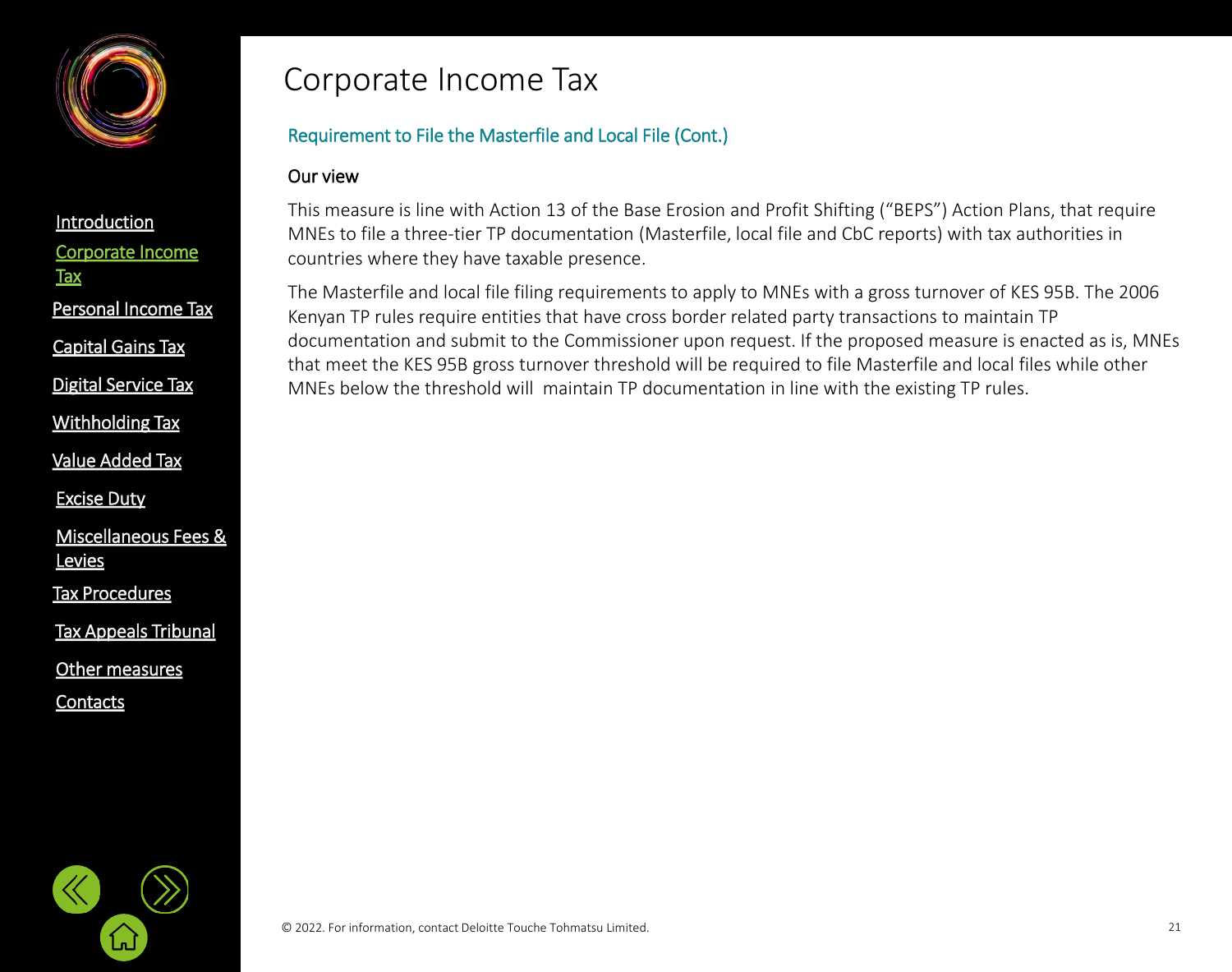# Corporate Income Tax

## Requirement to File the Masterfile and Local File (Cont.)

### Our view

This measure is line with Action 13 of the Base Erosion and Profit Shifting ("BEPS") Action Plans, that require MNEs to file a three-tier TP documentation (Masterfile, local file and CbC reports) with tax authorities in countries where they have taxable presence.

The Masterfile and local file filing requirements to apply to MNEs with a gross turnover of KES 95B. The 2006 Kenyan TP rules require entities that have cross border related party transactions to maintain TP documentation and submit to the Commissioner upon request. If the proposed measure is enacted as is, MNEs that meet the KES 95B gross turnover threshold will be required to file Masterfile and local files while other MNEs below the threshold will maintain TP documentation in line with the existing TP rules.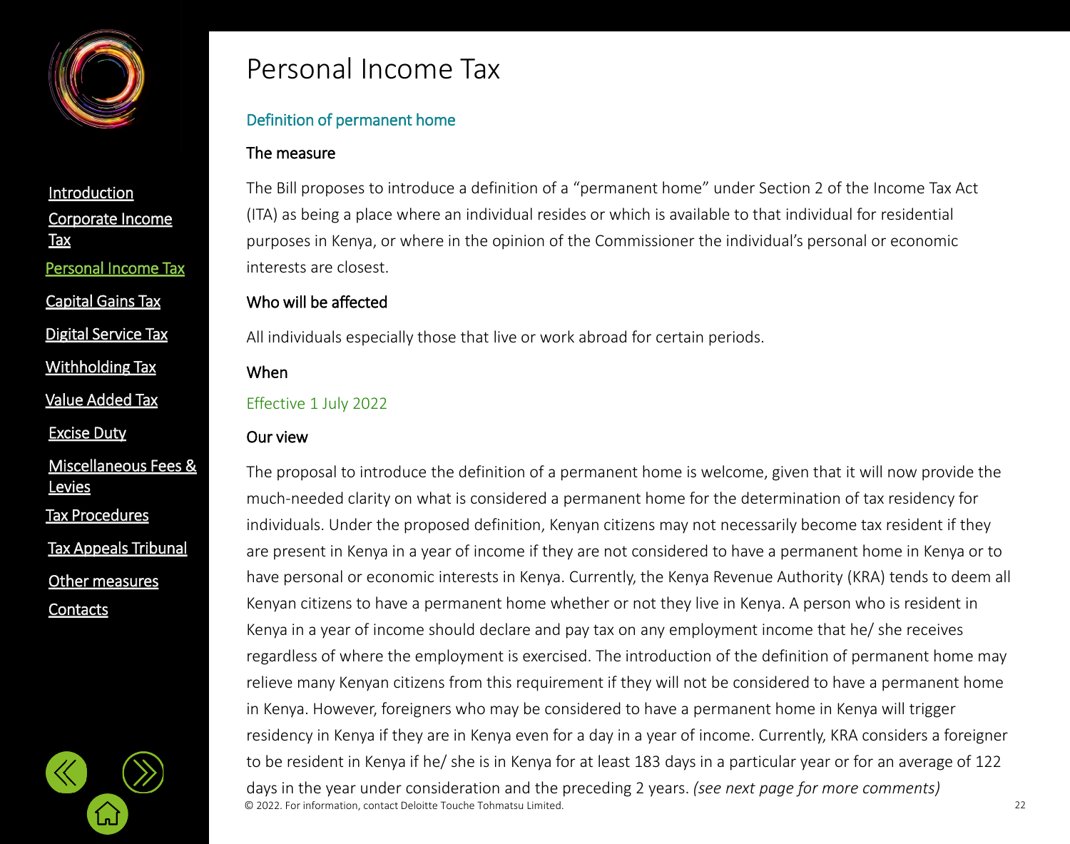# Personal Income Tax

## Definition of permanent home

### The measure

The Bill proposes to introduce a definition of a “permanent home” under Section 2 of the Income Tax Act (ITA) as being a place where an individual resides or which is available to that individual for residential purposes in Kenya, or where in the opinion of the Commissioner the individual’s personal or economic interests are closest.

### Who will be affected

All individuals especially those that live or work abroad for certain periods.

### When

Effective 1 July 2022

### Our view

The proposal to introduce the definition of a permanent home is welcome, given that it will now provide the much-needed clarity on what is considered a permanent home for the determination of tax residency for individuals. Under the proposed definition, Kenyan citizens may not necessarily become tax resident if they are present in Kenya in a year of income if they are not considered to have a permanent home in Kenya or to have personal or economic interests in Kenya. Currently, the Kenya Revenue Authority (KRA) tends to deem all Kenyan citizens to have a permanent home whether or not they live in Kenya. A person who is resident in Kenya in a year of income should declare and pay tax on any employment income that he/ she receives regardless of where the employment is exercised. The introduction of the definition of permanent home may relieve many Kenyan citizens from this requirement if they will not be considered to have a permanent home in Kenya. However, foreigners who may be considered to have a permanent home in Kenya will trigger residency in Kenya if they are in Kenya even for a day in a year of income. Currently, KRA considers a foreigner to be resident in Kenya if he/ she is in Kenya for at least 183 days in a particular year or for an average of 122 days in the year under consideration and the preceding 2 years. *(see next page for more comments)*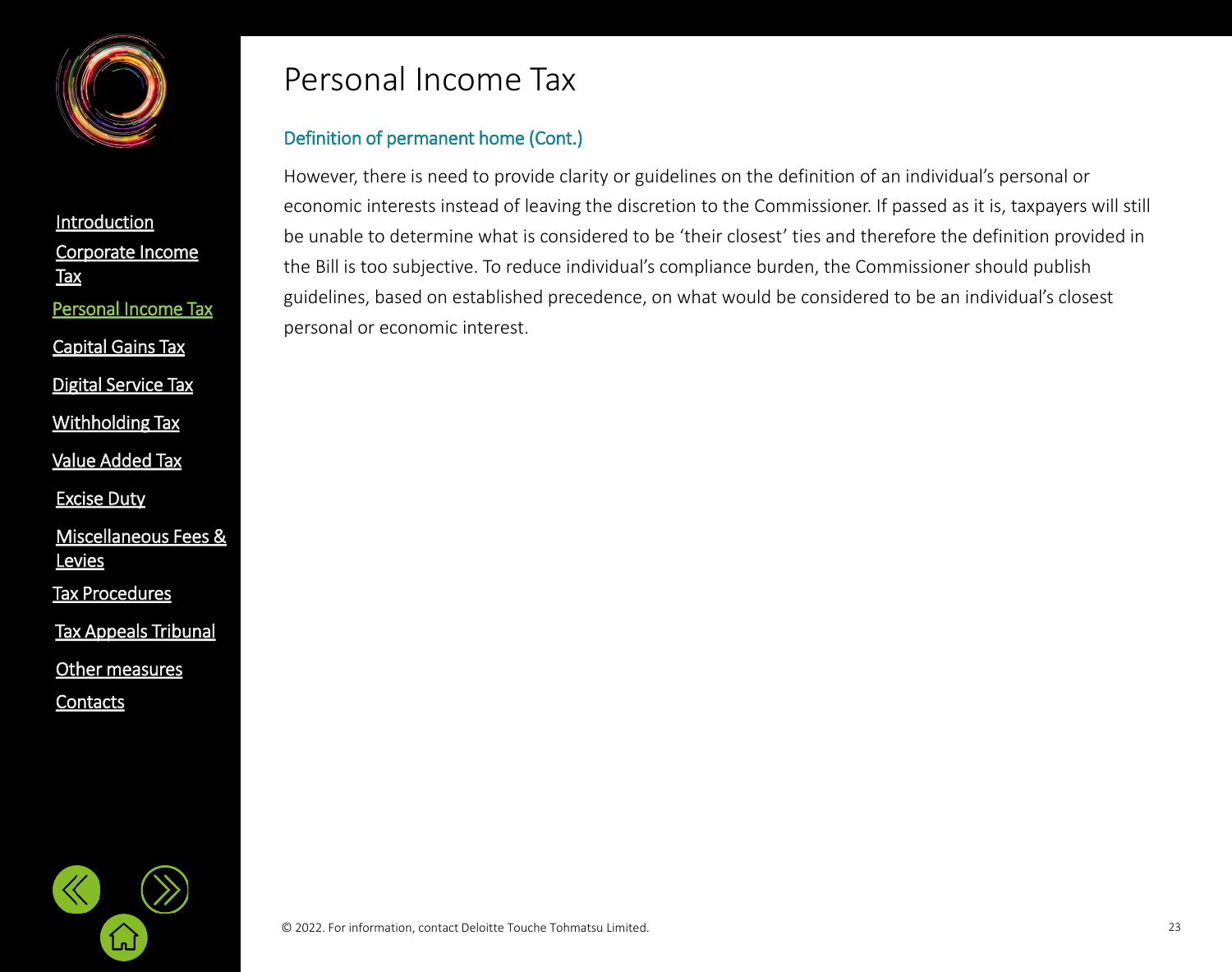# Personal Income Tax

## Definition of permanent home (Cont.)

However, there is need to provide clarity or guidelines on the definition of an individual's personal or economic interests instead of leaving the discretion to the Commissioner. If passed as it is, taxpayers will still be unable to determine what is considered to be 'their closest' ties and therefore the definition provided in the Bill is too subjective. To reduce individual's compliance burden, the Commissioner should publish guidelines, based on established precedence, on what would be considered to be an individual's closest personal or economic interest.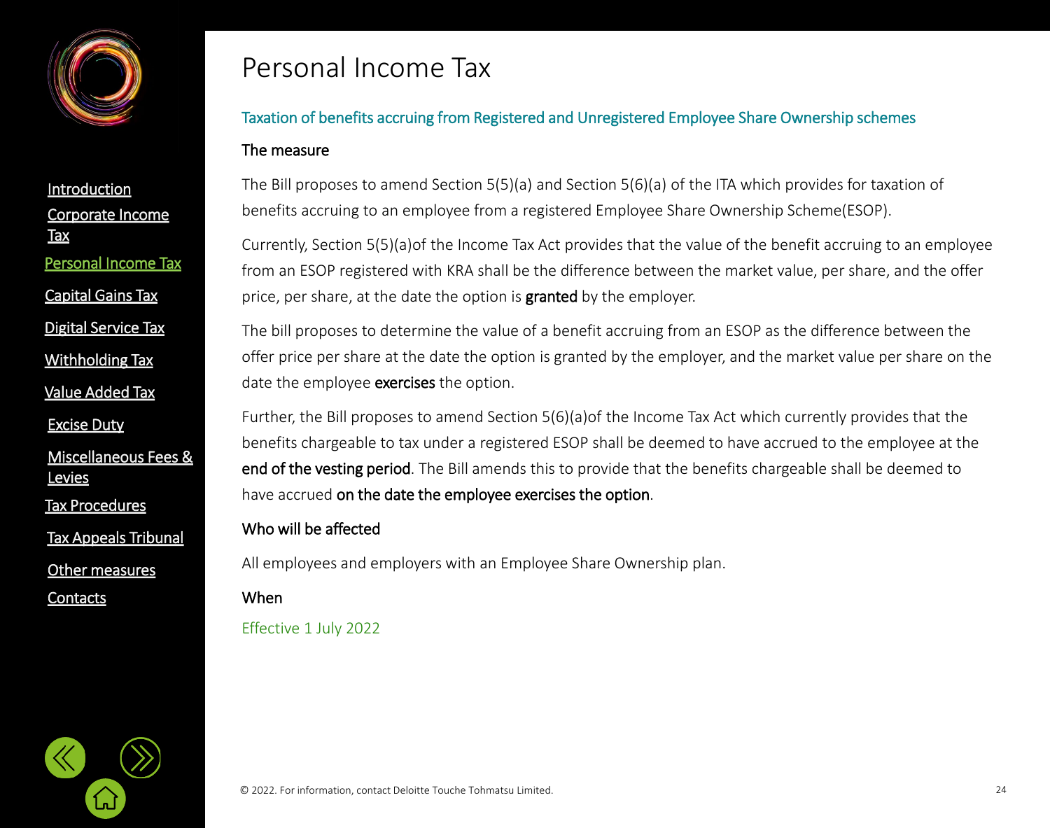# Personal Income Tax

## Taxation of benefits accruing from Registered and Unregistered Employee Share Ownership schemes

### The measure

The Bill proposes to amend Section 5(5)(a) and Section 5(6)(a) of the ITA which provides for taxation of benefits accruing to an employee from a registered Employee Share Ownership Scheme(ESOP).

Currently, Section 5(5)(a)of the Income Tax Act provides that the value of the benefit accruing to an employee from an ESOP registered with KRA shall be the difference between the market value, per share, and the offer price, per share, at the date the option is **granted** by the employer.

The bill proposes to determine the value of a benefit accruing from an ESOP as the difference between the offer price per share at the date the option is granted by the employer, and the market value per share on the date the employee **exercises** the option.

Further, the Bill proposes to amend Section 5(6)(a)of the Income Tax Act which currently provides that the benefits chargeable to tax under a registered ESOP shall be deemed to have accrued to the employee at the **end of the vesting period**. The Bill amends this to provide that the benefits chargeable shall be deemed to have accrued **on the date the employee exercises the option**.

### Who will be affected

All employees and employers with an Employee Share Ownership plan.

### When

Effective 1 July 2022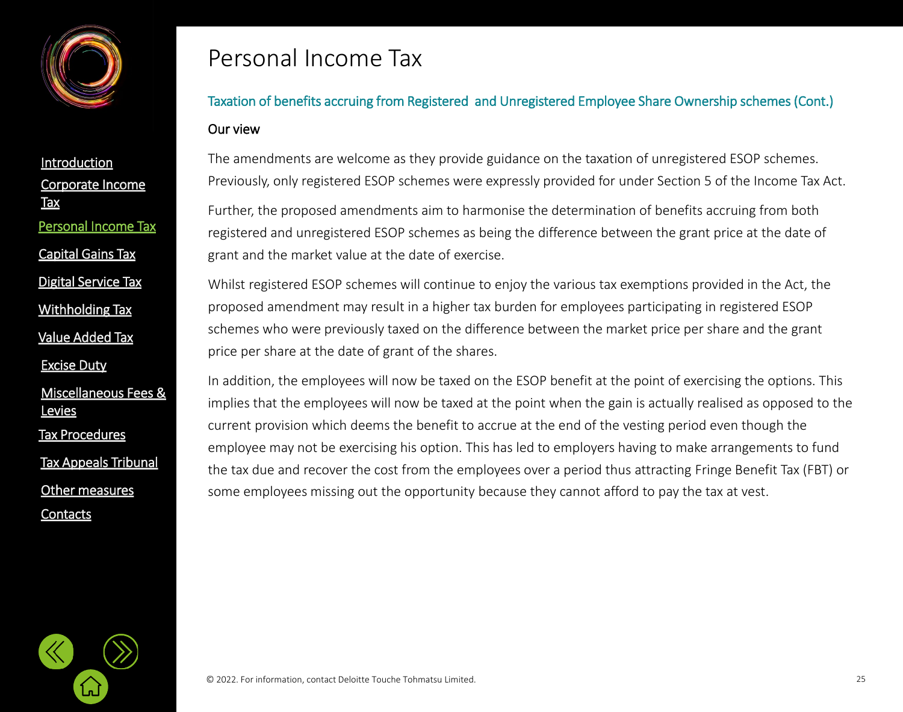# Personal Income Tax

### Taxation of benefits accruing from Registered and Unregistered Employee Share Ownership schemes (Cont.)

**Our view**

The amendments are welcome as they provide guidance on the taxation of unregistered ESOP schemes. Previously, only registered ESOP schemes were expressly provided for under Section 5 of the Income Tax Act.

Further, the proposed amendments aim to harmonise the determination of benefits accruing from both registered and unregistered ESOP schemes as being the difference between the grant price at the date of grant and the market value at the date of exercise.

Whilst registered ESOP schemes will continue to enjoy the various tax exemptions provided in the Act, the proposed amendment may result in a higher tax burden for employees participating in registered ESOP schemes who were previously taxed on the difference between the market price per share and the grant price per share at the date of grant of the shares.

In addition, the employees will now be taxed on the ESOP benefit at the point of exercising the options. This implies that the employees will now be taxed at the point when the gain is actually realised as opposed to the current provision which deems the benefit to accrue at the end of the vesting period even though the employee may not be exercising his option. This has led to employers having to make arrangements to fund the tax due and recover the cost from the employees over a period thus attracting Fringe Benefit Tax (FBT) or some employees missing out the opportunity because they cannot afford to pay the tax at vest.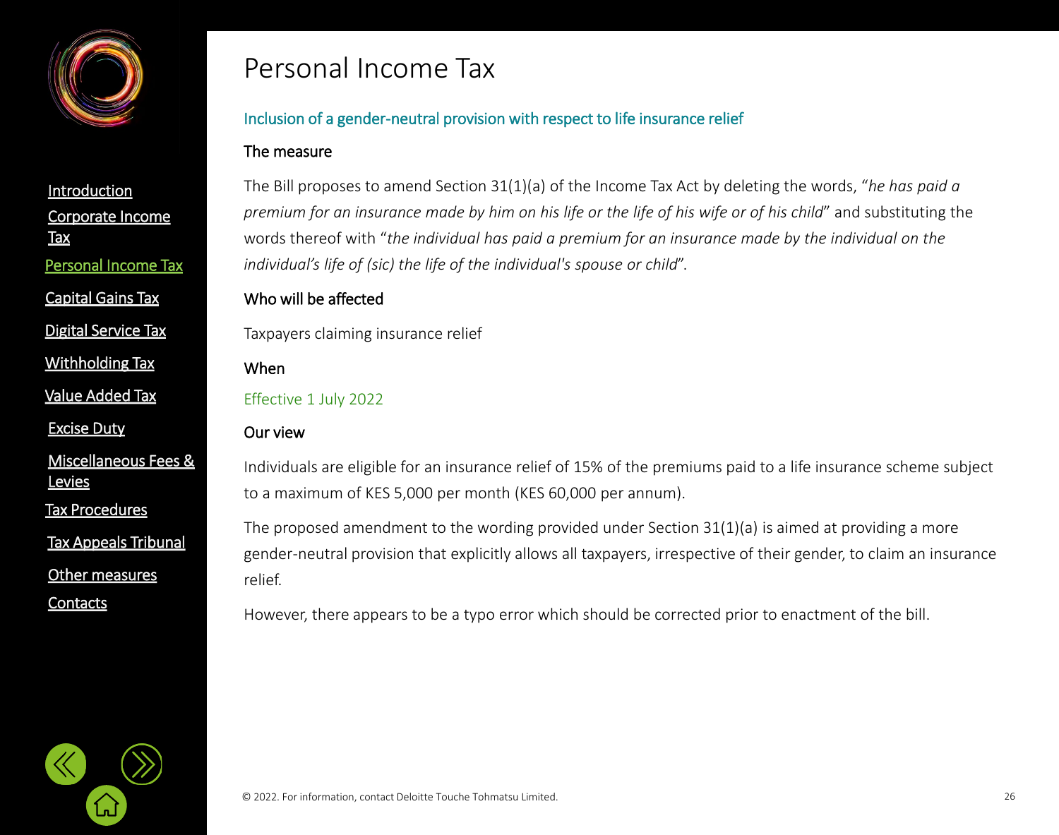# Personal Income Tax

## Inclusion of a gender-neutral provision with respect to life insurance relief

### The measure

The Bill proposes to amend Section 31(1)(a) of the Income Tax Act by deleting the words, "*he has paid a premium for an insurance made by him on his life or the life of his wife or of his child*" and substituting the words thereof with "*the individual has paid a premium for an insurance made by the individual on the individual's life of (sic) the life of the individual's spouse or child*".

### Who will be affected

Taxpayers claiming insurance relief

### When

Effective 1 July 2022

### Our view

Individuals are eligible for an insurance relief of 15% of the premiums paid to a life insurance scheme subject to a maximum of KES 5,000 per month (KES 60,000 per annum).

The proposed amendment to the wording provided under Section 31(1)(a) is aimed at providing a more gender-neutral provision that explicitly allows all taxpayers, irrespective of their gender, to claim an insurance relief.

However, there appears to be a typo error which should be corrected prior to enactment of the bill.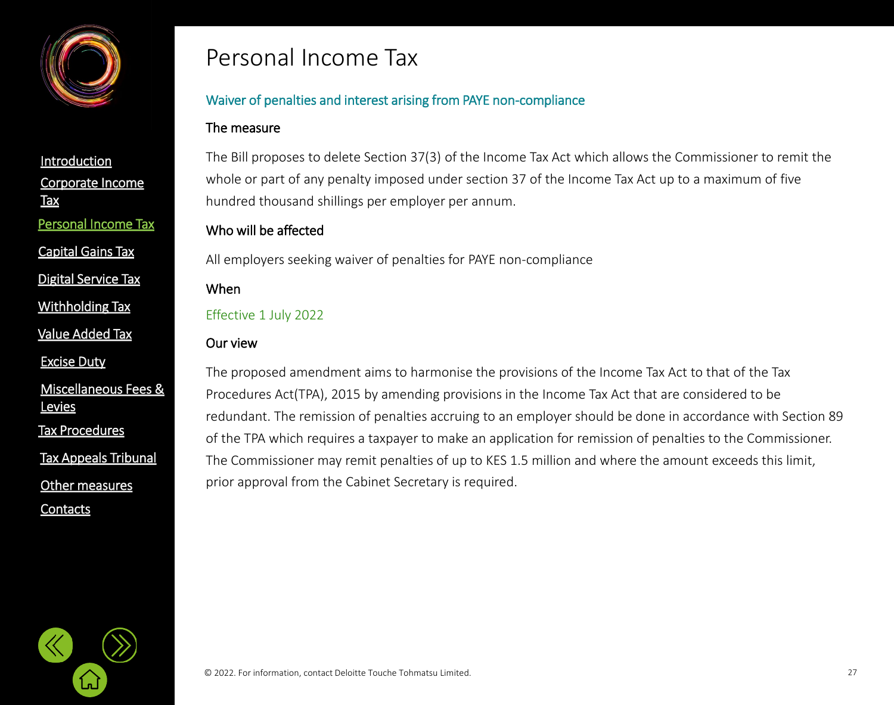# Personal Income Tax

## Waiver of penalties and interest arising from PAYE non-compliance

### The measure

The Bill proposes to delete Section 37(3) of the Income Tax Act which allows the Commissioner to remit the whole or part of any penalty imposed under section 37 of the Income Tax Act up to a maximum of five hundred thousand shillings per employer per annum.

### Who will be affected

All employers seeking waiver of penalties for PAYE non-compliance

### When

Effective 1 July 2022

### Our view

The proposed amendment aims to harmonise the provisions of the Income Tax Act to that of the Tax Procedures Act(TPA), 2015 by amending provisions in the Income Tax Act that are considered to be redundant. The remission of penalties accruing to an employer should be done in accordance with Section 89 of the TPA which requires a taxpayer to make an application for remission of penalties to the Commissioner. The Commissioner may remit penalties of up to KES 1.5 million and where the amount exceeds this limit, prior approval from the Cabinet Secretary is required.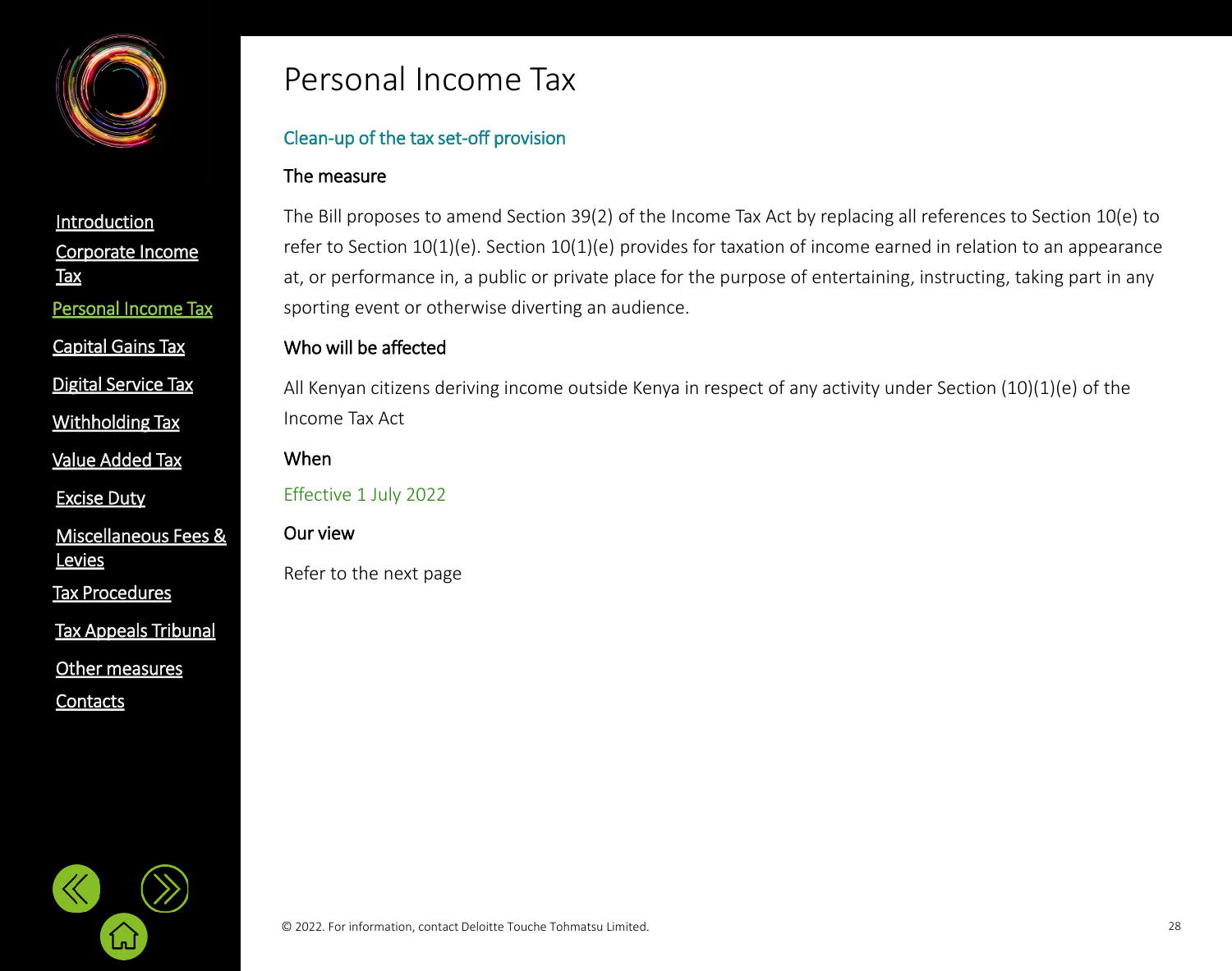# Personal Income Tax

## Clean-up of the tax set-off provision

### The measure

The Bill proposes to amend Section 39(2) of the Income Tax Act by replacing all references to Section 10(e) to refer to Section 10(1)(e). Section 10(1)(e) provides for taxation of income earned in relation to an appearance at, or performance in, a public or private place for the purpose of entertaining, instructing, taking part in any sporting event or otherwise diverting an audience.

### Who will be affected

All Kenyan citizens deriving income outside Kenya in respect of any activity under Section (10)(1)(e) of the Income Tax Act

### When

Effective 1 July 2022

### Our view

Refer to the next page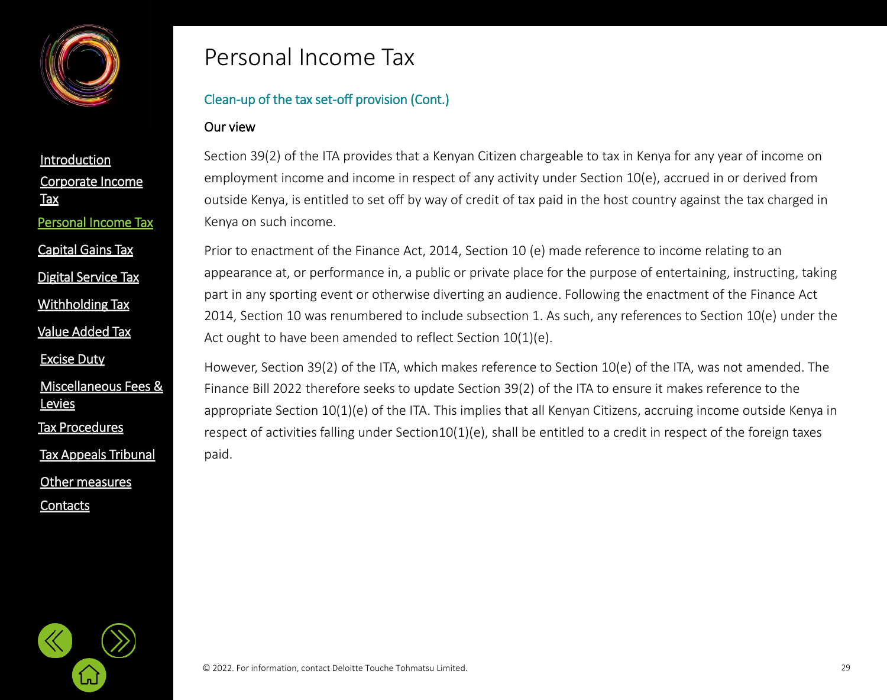# Personal Income Tax

## Clean-up of the tax set-off provision (Cont.)

### Our view

Section 39(2) of the ITA provides that a Kenyan Citizen chargeable to tax in Kenya for any year of income on employment income and income in respect of any activity under Section 10(e), accrued in or derived from outside Kenya, is entitled to set off by way of credit of tax paid in the host country against the tax charged in Kenya on such income.

Prior to enactment of the Finance Act, 2014, Section 10 (e) made reference to income relating to an appearance at, or performance in, a public or private place for the purpose of entertaining, instructing, taking part in any sporting event or otherwise diverting an audience. Following the enactment of the Finance Act 2014, Section 10 was renumbered to include subsection 1. As such, any references to Section 10(e) under the Act ought to have been amended to reflect Section 10(1)(e).

However, Section 39(2) of the ITA, which makes reference to Section 10(e) of the ITA, was not amended. The Finance Bill 2022 therefore seeks to update Section 39(2) of the ITA to ensure it makes reference to the appropriate Section 10(1)(e) of the ITA. This implies that all Kenyan Citizens, accruing income outside Kenya in respect of activities falling under Section10(1)(e), shall be entitled to a credit in respect of the foreign taxes paid.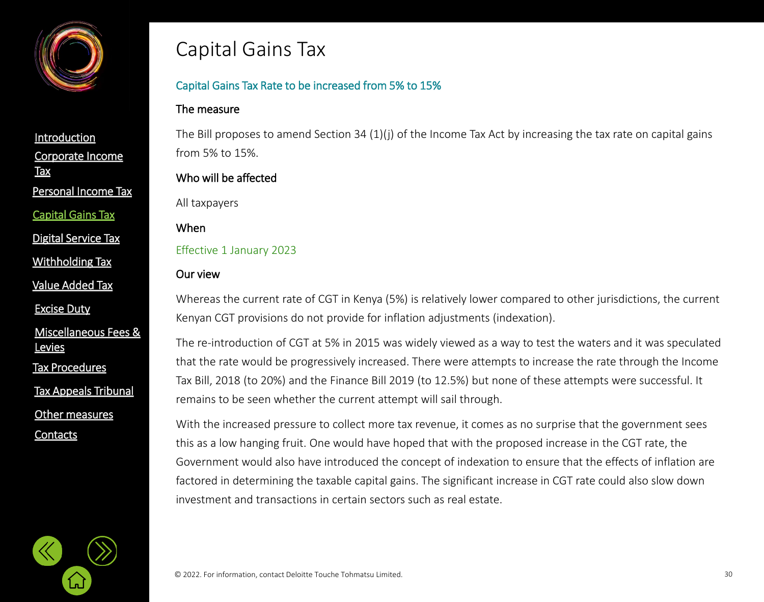# Capital Gains Tax

## Capital Gains Tax Rate to be increased from 5% to 15%

### The measure

The Bill proposes to amend Section 34 (1)(j) of the Income Tax Act by increasing the tax rate on capital gains from 5% to 15%.

### Who will be affected

All taxpayers

### When

Effective 1 January 2023

### Our view

Whereas the current rate of CGT in Kenya (5%) is relatively lower compared to other jurisdictions, the current Kenyan CGT provisions do not provide for inflation adjustments (indexation).

The re-introduction of CGT at 5% in 2015 was widely viewed as a way to test the waters and it was speculated that the rate would be progressively increased. There were attempts to increase the rate through the Income Tax Bill, 2018 (to 20%) and the Finance Bill 2019 (to 12.5%) but none of these attempts were successful. It remains to be seen whether the current attempt will sail through.

With the increased pressure to collect more tax revenue, it comes as no surprise that the government sees this as a low hanging fruit. One would have hoped that with the proposed increase in the CGT rate, the Government would also have introduced the concept of indexation to ensure that the effects of inflation are factored in determining the taxable capital gains. The significant increase in CGT rate could also slow down investment and transactions in certain sectors such as real estate.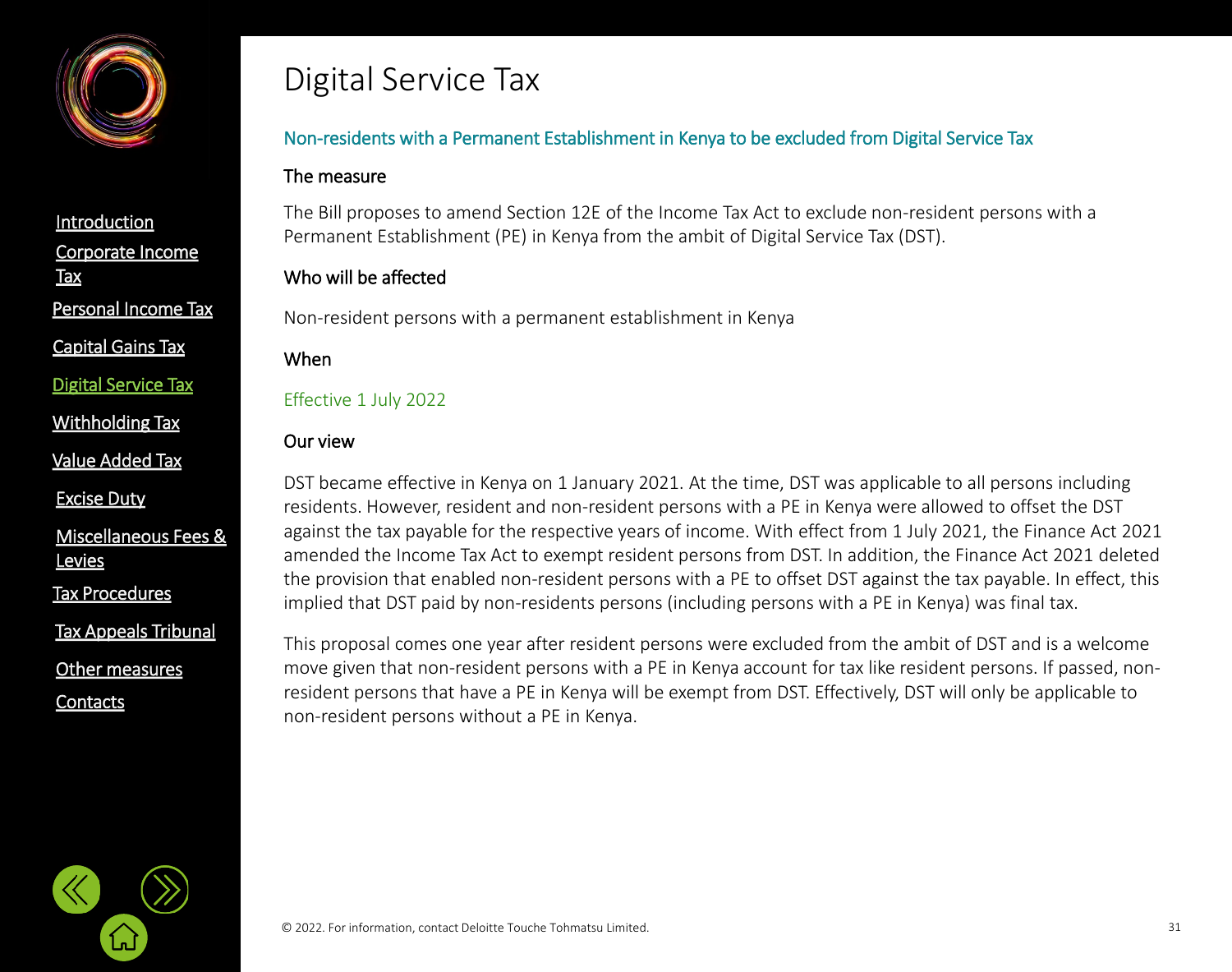# Digital Service Tax

## Non-residents with a Permanent Establishment in Kenya to be excluded from Digital Service Tax

### The measure

The Bill proposes to amend Section 12E of the Income Tax Act to exclude non-resident persons with a Permanent Establishment (PE) in Kenya from the ambit of Digital Service Tax (DST).

### Who will be affected

Non-resident persons with a permanent establishment in Kenya

### When

Effective 1 July 2022

### Our view

DST became effective in Kenya on 1 January 2021. At the time, DST was applicable to all persons including residents. However, resident and non-resident persons with a PE in Kenya were allowed to offset the DST against the tax payable for the respective years of income. With effect from 1 July 2021, the Finance Act 2021 amended the Income Tax Act to exempt resident persons from DST. In addition, the Finance Act 2021 deleted the provision that enabled non-resident persons with a PE to offset DST against the tax payable. In effect, this implied that DST paid by non-residents persons (including persons with a PE in Kenya) was final tax.

This proposal comes one year after resident persons were excluded from the ambit of DST and is a welcome move given that non-resident persons with a PE in Kenya account for tax like resident persons. If passed, non-resident persons that have a PE in Kenya will be exempt from DST. Effectively, DST will only be applicable to non-resident persons without a PE in Kenya.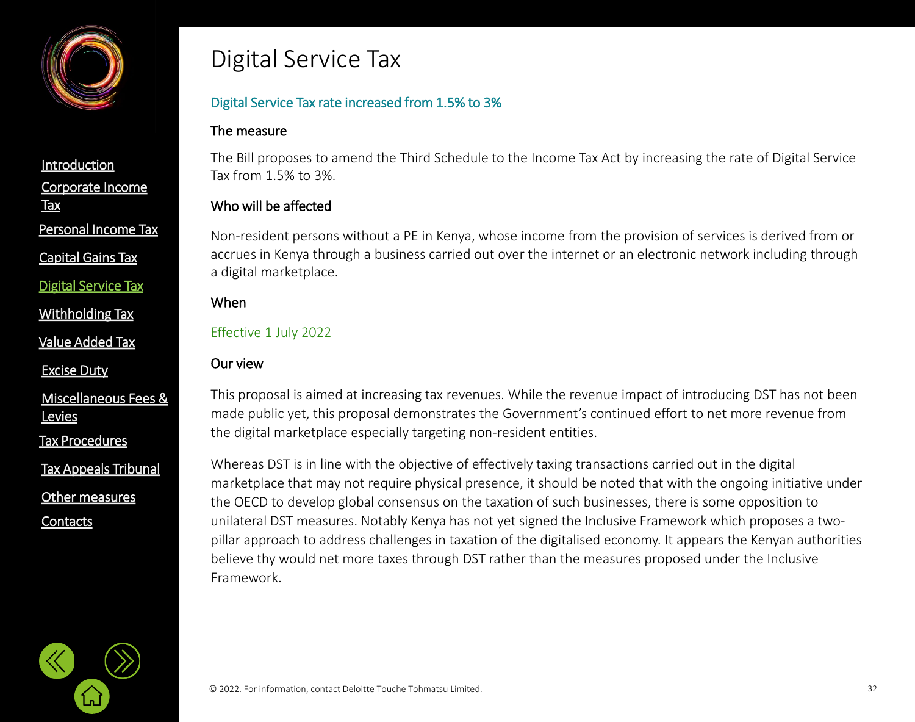# Digital Service Tax

## Digital Service Tax rate increased from 1.5% to 3%

### The measure

The Bill proposes to amend the Third Schedule to the Income Tax Act by increasing the rate of Digital Service Tax from 1.5% to 3%.

### Who will be affected

Non-resident persons without a PE in Kenya, whose income from the provision of services is derived from or accrues in Kenya through a business carried out over the internet or an electronic network including through a digital marketplace.

### When

Effective 1 July 2022

### Our view

This proposal is aimed at increasing tax revenues. While the revenue impact of introducing DST has not been made public yet, this proposal demonstrates the Government's continued effort to net more revenue from the digital marketplace especially targeting non-resident entities.

Whereas DST is in line with the objective of effectively taxing transactions carried out in the digital marketplace that may not require physical presence, it should be noted that with the ongoing initiative under the OECD to develop global consensus on the taxation of such businesses, there is some opposition to unilateral DST measures. Notably Kenya has not yet signed the Inclusive Framework which proposes a two-pillar approach to address challenges in taxation of the digitalised economy. It appears the Kenyan authorities believe thy would net more taxes through DST rather than the measures proposed under the Inclusive Framework.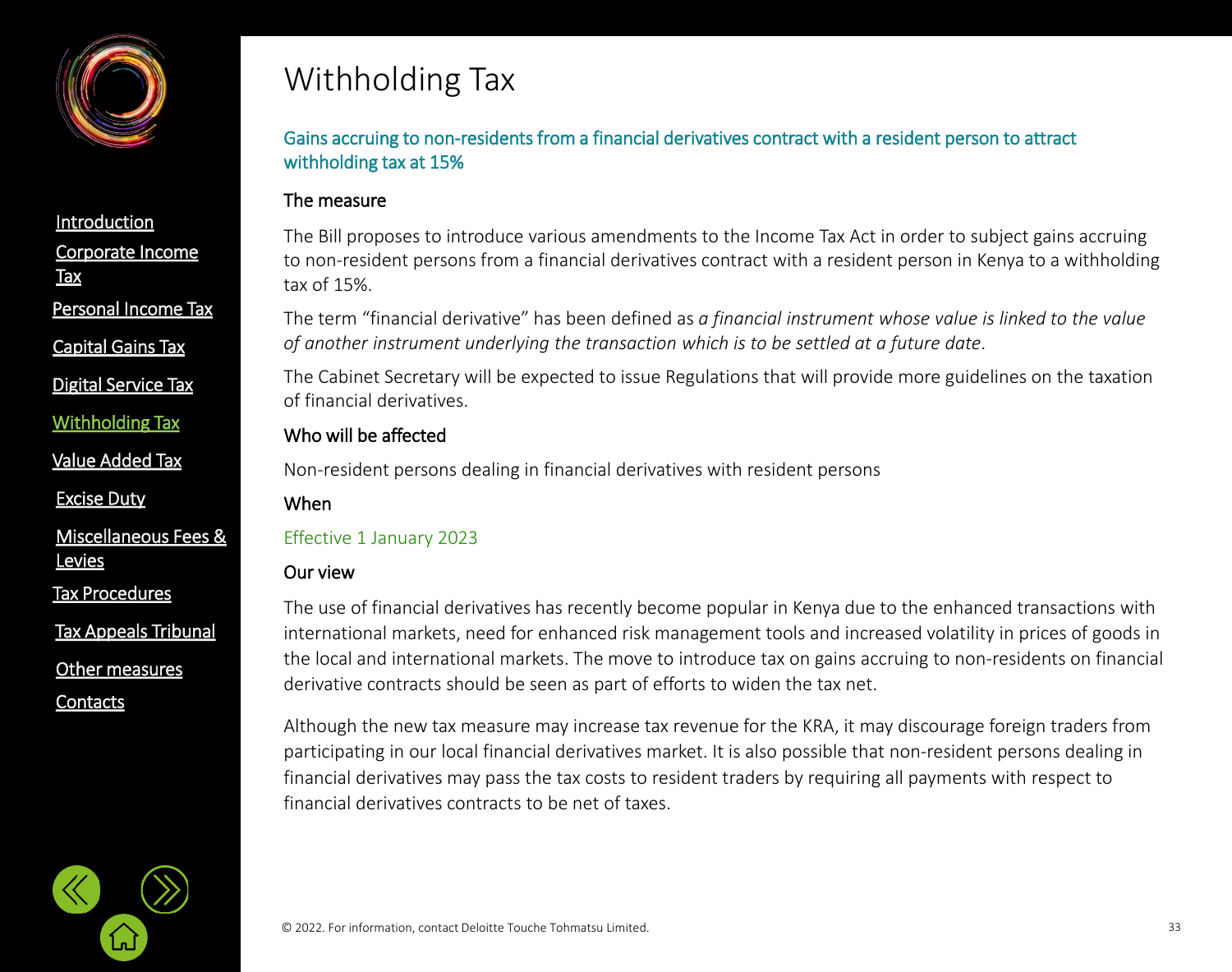# Withholding Tax

## Gains accruing to non-residents from a financial derivatives contract with a resident person to attract withholding tax at 15%

### The measure

The Bill proposes to introduce various amendments to the Income Tax Act in order to subject gains accruing to non-resident persons from a financial derivatives contract with a resident person in Kenya to a withholding tax of 15%.

The term "financial derivative" has been defined as *a financial instrument whose value is linked to the value of another instrument underlying the transaction which is to be settled at a future date*.

The Cabinet Secretary will be expected to issue Regulations that will provide more guidelines on the taxation of financial derivatives.

### Who will be affected

Non-resident persons dealing in financial derivatives with resident persons

### When

Effective 1 January 2023

### Our view

The use of financial derivatives has recently become popular in Kenya due to the enhanced transactions with international markets, need for enhanced risk management tools and increased volatility in prices of goods in the local and international markets. The move to introduce tax on gains accruing to non-residents on financial derivative contracts should be seen as part of efforts to widen the tax net.

Although the new tax measure may increase tax revenue for the KRA, it may discourage foreign traders from participating in our local financial derivatives market. It is also possible that non-resident persons dealing in financial derivatives may pass the tax costs to resident traders by requiring all payments with respect to financial derivatives contracts to be net of taxes.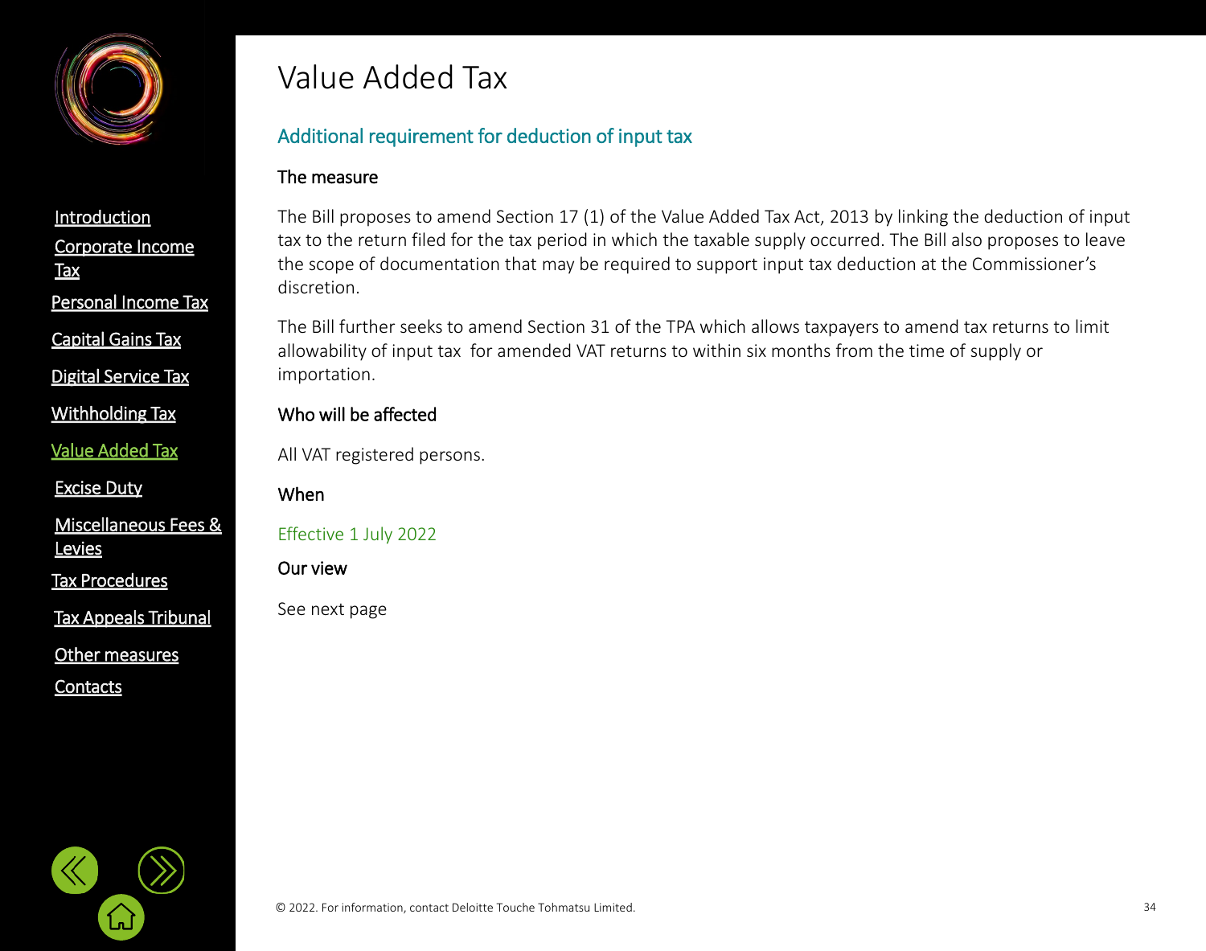# Value Added Tax

## Additional requirement for deduction of input tax

### The measure

The Bill proposes to amend Section 17 (1) of the Value Added Tax Act, 2013 by linking the deduction of input tax to the return filed for the tax period in which the taxable supply occurred. The Bill also proposes to leave the scope of documentation that may be required to support input tax deduction at the Commissioner's discretion.

The Bill further seeks to amend Section 31 of the TPA which allows taxpayers to amend tax returns to limit allowability of input tax for amended VAT returns to within six months from the time of supply or importation.

### Who will be affected

All VAT registered persons.

### When

Effective 1 July 2022

### Our view

See next page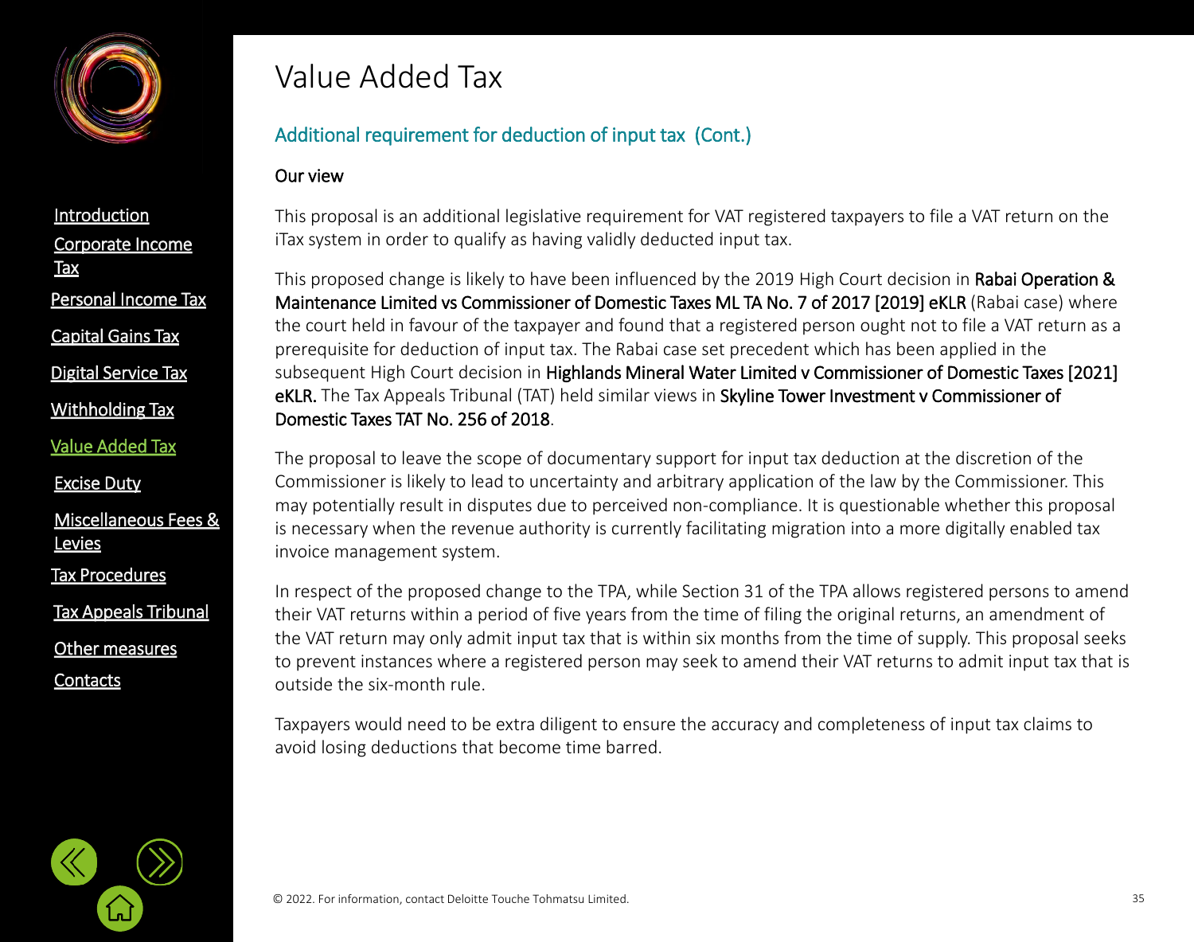# Value Added Tax

## Additional requirement for deduction of input tax (Cont.)

### Our view

This proposal is an additional legislative requirement for VAT registered taxpayers to file a VAT return on the iTax system in order to qualify as having validly deducted input tax.

This proposed change is likely to have been influenced by the 2019 High Court decision in **Rabai Operation & Maintenance Limited vs Commissioner of Domestic Taxes ML TA No. 7 of 2017 [2019] eKLR** (Rabai case) where the court held in favour of the taxpayer and found that a registered person ought not to file a VAT return as a prerequisite for deduction of input tax. The Rabai case set precedent which has been applied in the subsequent High Court decision in **Highlands Mineral Water Limited v Commissioner of Domestic Taxes [2021] eKLR.** The Tax Appeals Tribunal (TAT) held similar views in **Skyline Tower Investment v Commissioner of Domestic Taxes TAT No. 256 of 2018**.

The proposal to leave the scope of documentary support for input tax deduction at the discretion of the Commissioner is likely to lead to uncertainty and arbitrary application of the law by the Commissioner. This may potentially result in disputes due to perceived non-compliance. It is questionable whether this proposal is necessary when the revenue authority is currently facilitating migration into a more digitally enabled tax invoice management system.

In respect of the proposed change to the TPA, while Section 31 of the TPA allows registered persons to amend their VAT returns within a period of five years from the time of filing the original returns, an amendment of the VAT return may only admit input tax that is within six months from the time of supply. This proposal seeks to prevent instances where a registered person may seek to amend their VAT returns to admit input tax that is outside the six-month rule.

Taxpayers would need to be extra diligent to ensure the accuracy and completeness of input tax claims to avoid losing deductions that become time barred.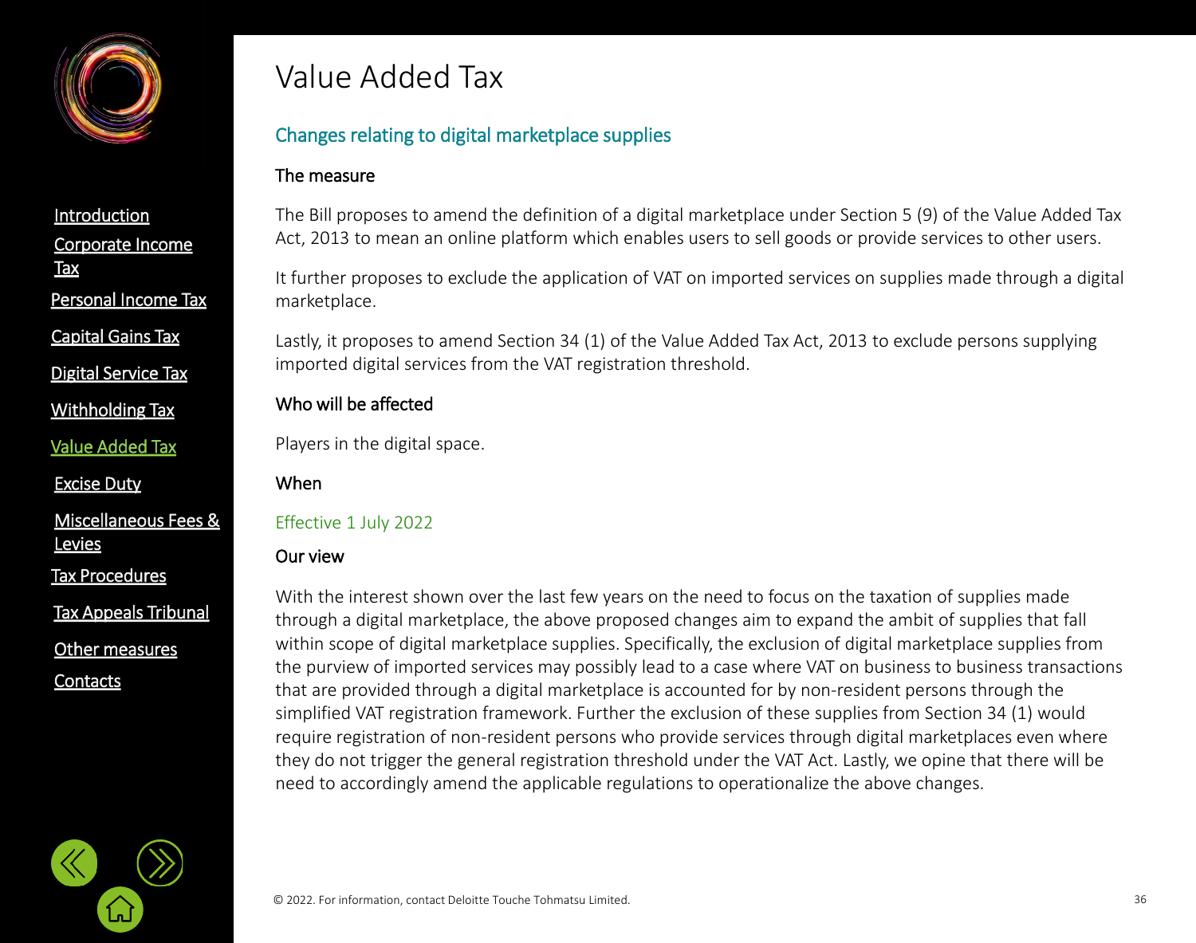# Value Added Tax

## Changes relating to digital marketplace supplies

### The measure

The Bill proposes to amend the definition of a digital marketplace under Section 5 (9) of the Value Added Tax Act, 2013 to mean an online platform which enables users to sell goods or provide services to other users.

It further proposes to exclude the application of VAT on imported services on supplies made through a digital marketplace.

Lastly, it proposes to amend Section 34 (1) of the Value Added Tax Act, 2013 to exclude persons supplying imported digital services from the VAT registration threshold.

### Who will be affected

Players in the digital space.

### When

Effective 1 July 2022

### Our view

With the interest shown over the last few years on the need to focus on the taxation of supplies made through a digital marketplace, the above proposed changes aim to expand the ambit of supplies that fall within scope of digital marketplace supplies. Specifically, the exclusion of digital marketplace supplies from the purview of imported services may possibly lead to a case where VAT on business to business transactions that are provided through a digital marketplace is accounted for by non-resident persons through the simplified VAT registration framework. Further the exclusion of these supplies from Section 34 (1) would require registration of non-resident persons who provide services through digital marketplaces even where they do not trigger the general registration threshold under the VAT Act. Lastly, we opine that there will be need to accordingly amend the applicable regulations to operationalize the above changes.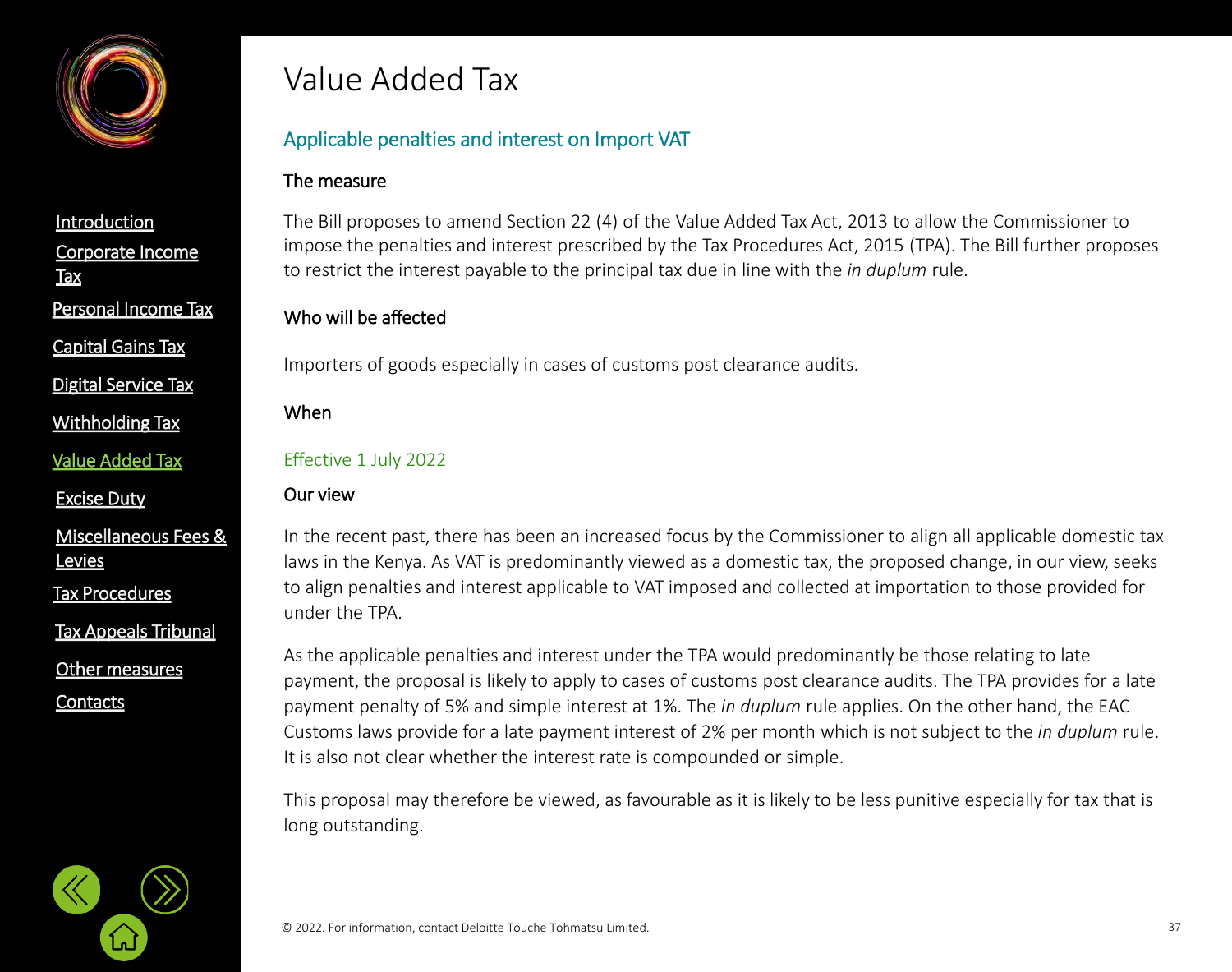# Value Added Tax

## Applicable penalties and interest on Import VAT

### The measure

The Bill proposes to amend Section 22 (4) of the Value Added Tax Act, 2013 to allow the Commissioner to impose the penalties and interest prescribed by the Tax Procedures Act, 2015 (TPA). The Bill further proposes to restrict the interest payable to the principal tax due in line with the *in duplum* rule.

### Who will be affected

Importers of goods especially in cases of customs post clearance audits.

### When

Effective 1 July 2022

### Our view

In the recent past, there has been an increased focus by the Commissioner to align all applicable domestic tax laws in the Kenya. As VAT is predominantly viewed as a domestic tax, the proposed change, in our view, seeks to align penalties and interest applicable to VAT imposed and collected at importation to those provided for under the TPA.

As the applicable penalties and interest under the TPA would predominantly be those relating to late payment, the proposal is likely to apply to cases of customs post clearance audits. The TPA provides for a late payment penalty of 5% and simple interest at 1%. The *in duplum* rule applies. On the other hand, the EAC Customs laws provide for a late payment interest of 2% per month which is not subject to the *in duplum* rule. It is also not clear whether the interest rate is compounded or simple.

This proposal may therefore be viewed, as favourable as it is likely to be less punitive especially for tax that is long outstanding.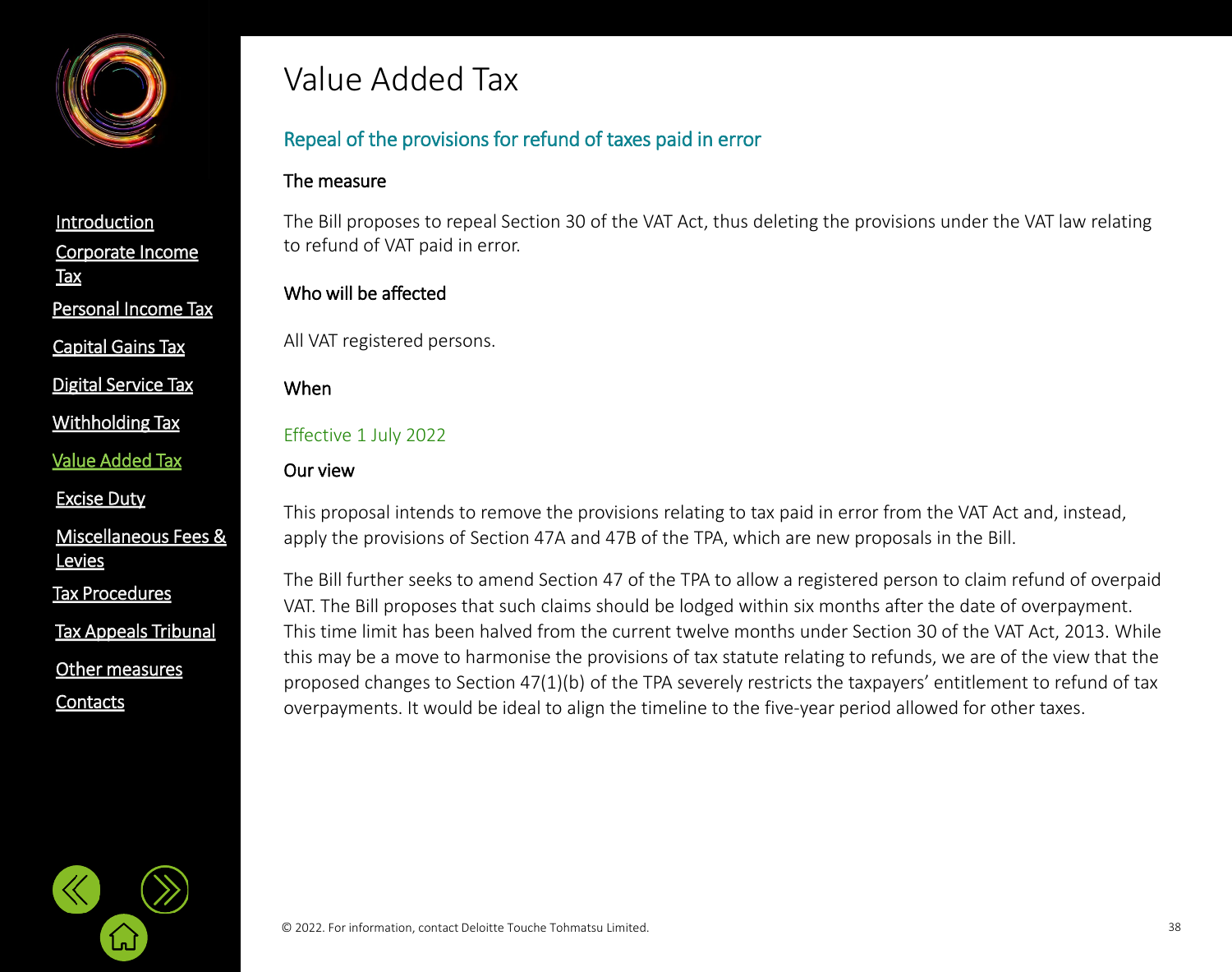# Value Added Tax

## Repeal of the provisions for refund of taxes paid in error

### The measure

The Bill proposes to repeal Section 30 of the VAT Act, thus deleting the provisions under the VAT law relating to refund of VAT paid in error.

### Who will be affected

All VAT registered persons.

### When

Effective 1 July 2022

### Our view

This proposal intends to remove the provisions relating to tax paid in error from the VAT Act and, instead, apply the provisions of Section 47A and 47B of the TPA, which are new proposals in the Bill.

The Bill further seeks to amend Section 47 of the TPA to allow a registered person to claim refund of overpaid VAT. The Bill proposes that such claims should be lodged within six months after the date of overpayment. This time limit has been halved from the current twelve months under Section 30 of the VAT Act, 2013. While this may be a move to harmonise the provisions of tax statute relating to refunds, we are of the view that the proposed changes to Section 47(1)(b) of the TPA severely restricts the taxpayers' entitlement to refund of tax overpayments. It would be ideal to align the timeline to the five-year period allowed for other taxes.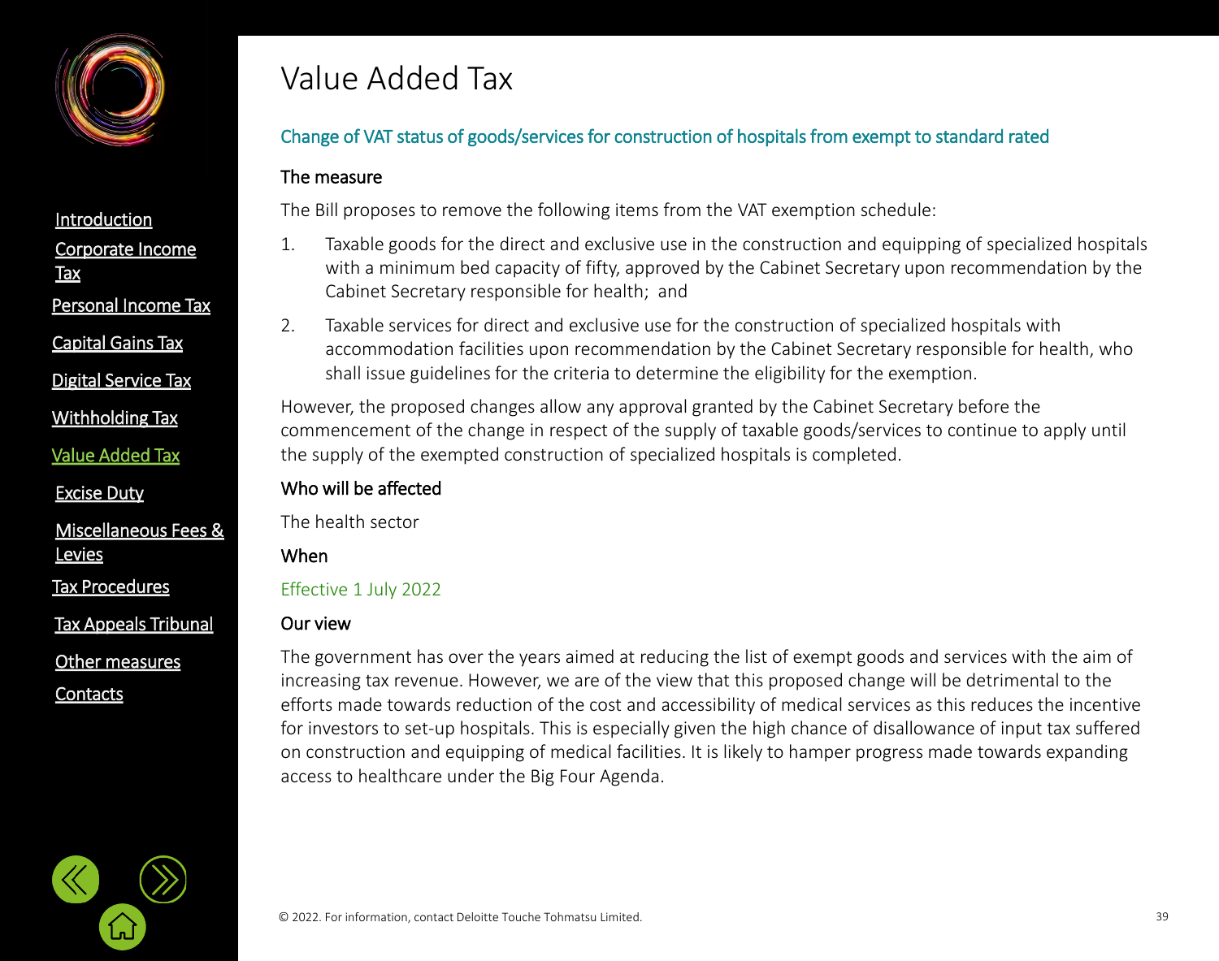# Value Added Tax

## Change of VAT status of goods/services for construction of hospitals from exempt to standard rated

### The measure

The Bill proposes to remove the following items from the VAT exemption schedule:

1. Taxable goods for the direct and exclusive use in the construction and equipping of specialized hospitals with a minimum bed capacity of fifty, approved by the Cabinet Secretary upon recommendation by the Cabinet Secretary responsible for health; and
2. Taxable services for direct and exclusive use for the construction of specialized hospitals with accommodation facilities upon recommendation by the Cabinet Secretary responsible for health, who shall issue guidelines for the criteria to determine the eligibility for the exemption.

However, the proposed changes allow any approval granted by the Cabinet Secretary before the commencement of the change in respect of the supply of taxable goods/services to continue to apply until the supply of the exempted construction of specialized hospitals is completed.

### Who will be affected

The health sector

### When

Effective 1 July 2022

### Our view

The government has over the years aimed at reducing the list of exempt goods and services with the aim of increasing tax revenue. However, we are of the view that this proposed change will be detrimental to the efforts made towards reduction of the cost and accessibility of medical services as this reduces the incentive for investors to set-up hospitals. This is especially given the high chance of disallowance of input tax suffered on construction and equipping of medical facilities. It is likely to hamper progress made towards expanding access to healthcare under the Big Four Agenda.

© 2022. For information, contact Deloitte Touche Tohmatsu Limited.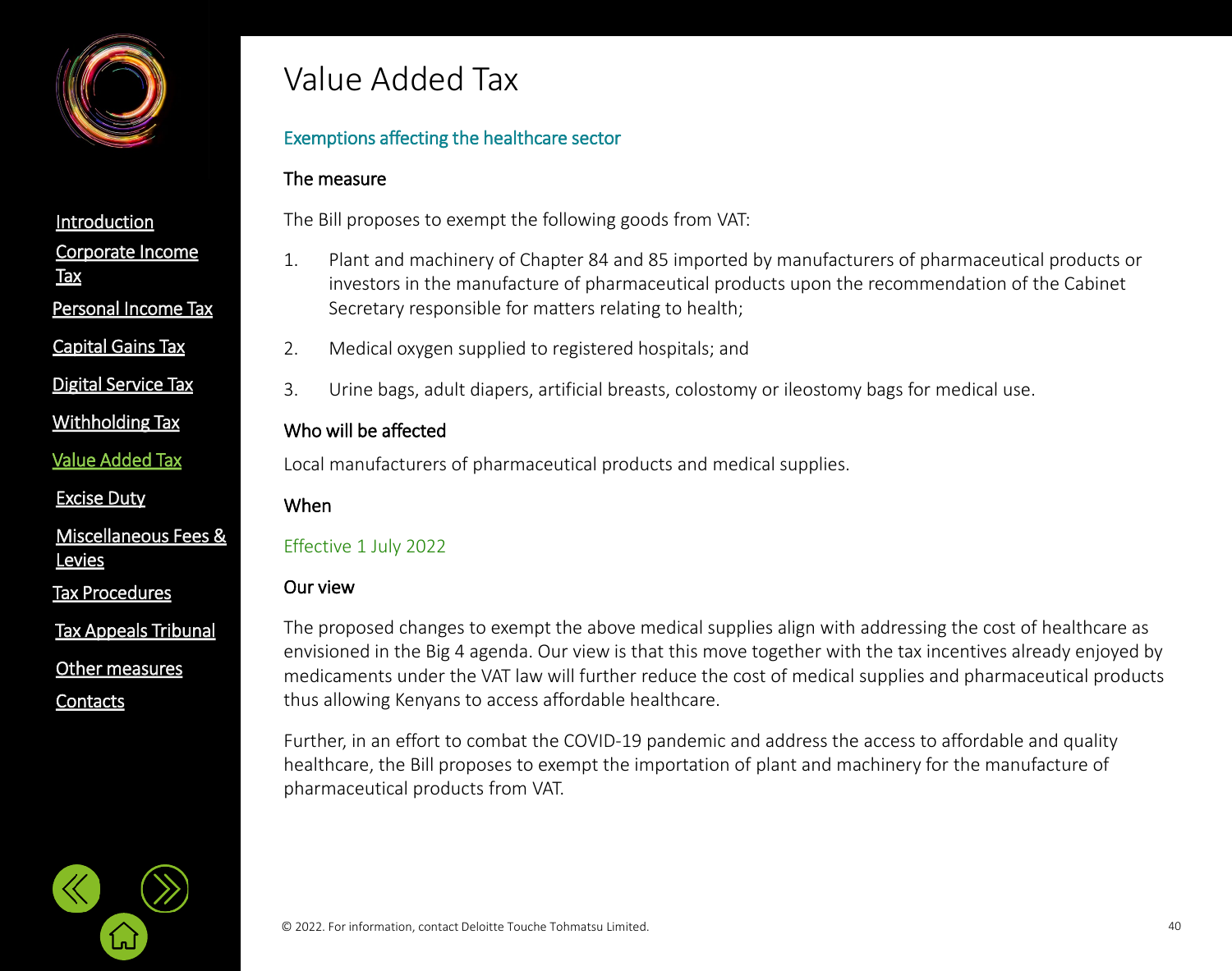# Value Added Tax

## Exemptions affecting the healthcare sector

### The measure

The Bill proposes to exempt the following goods from VAT:

1. Plant and machinery of Chapter 84 and 85 imported by manufacturers of pharmaceutical products or investors in the manufacture of pharmaceutical products upon the recommendation of the Cabinet Secretary responsible for matters relating to health;
2. Medical oxygen supplied to registered hospitals; and
3. Urine bags, adult diapers, artificial breasts, colostomy or ileostomy bags for medical use.

### Who will be affected

Local manufacturers of pharmaceutical products and medical supplies.

### When

Effective 1 July 2022

### Our view

The proposed changes to exempt the above medical supplies align with addressing the cost of healthcare as envisioned in the Big 4 agenda. Our view is that this move together with the tax incentives already enjoyed by medicaments under the VAT law will further reduce the cost of medical supplies and pharmaceutical products thus allowing Kenyans to access affordable healthcare.

Further, in an effort to combat the COVID-19 pandemic and address the access to affordable and quality healthcare, the Bill proposes to exempt the importation of plant and machinery for the manufacture of pharmaceutical products from VAT.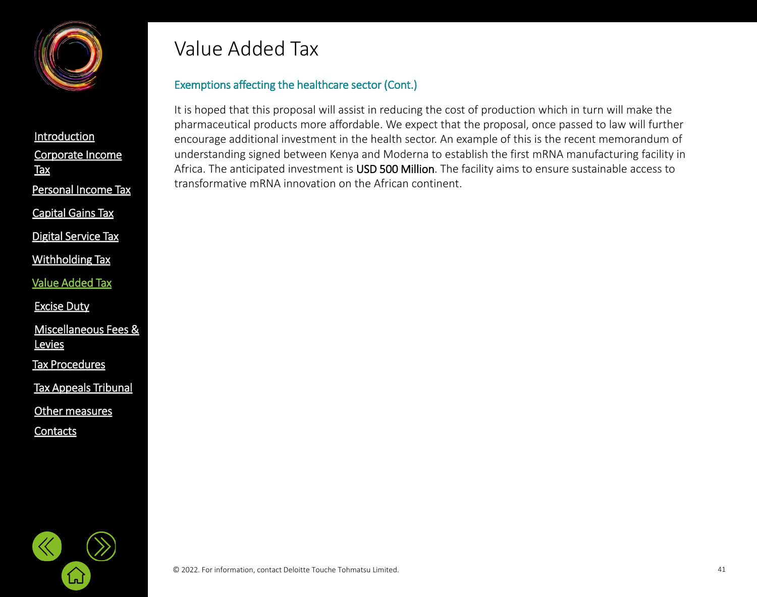# Value Added Tax

## Exemptions affecting the healthcare sector (Cont.)

It is hoped that this proposal will assist in reducing the cost of production which in turn will make the pharmaceutical products more affordable. We expect that the proposal, once passed to law will further encourage additional investment in the health sector. An example of this is the recent memorandum of understanding signed between Kenya and Moderna to establish the first mRNA manufacturing facility in Africa. The anticipated investment is USD 500 Million. The facility aims to ensure sustainable access to transformative mRNA innovation on the African continent.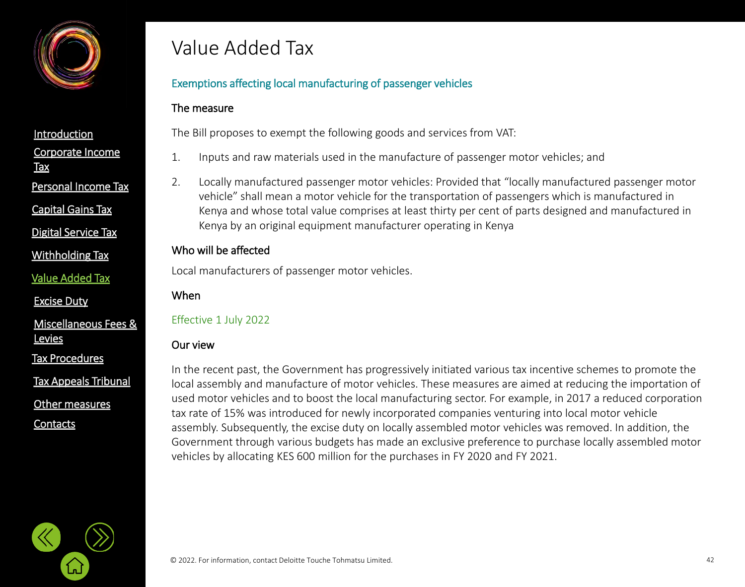# Value Added Tax

## Exemptions affecting local manufacturing of passenger vehicles

### The measure

The Bill proposes to exempt the following goods and services from VAT:

1. Inputs and raw materials used in the manufacture of passenger motor vehicles; and
2. Locally manufactured passenger motor vehicles: Provided that "locally manufactured passenger motor vehicle" shall mean a motor vehicle for the transportation of passengers which is manufactured in Kenya and whose total value comprises at least thirty per cent of parts designed and manufactured in Kenya by an original equipment manufacturer operating in Kenya

### Who will be affected

Local manufacturers of passenger motor vehicles.

### When

Effective 1 July 2022

### Our view

In the recent past, the Government has progressively initiated various tax incentive schemes to promote the local assembly and manufacture of motor vehicles. These measures are aimed at reducing the importation of used motor vehicles and to boost the local manufacturing sector. For example, in 2017 a reduced corporation tax rate of 15% was introduced for newly incorporated companies venturing into local motor vehicle assembly. Subsequently, the excise duty on locally assembled motor vehicles was removed. In addition, the Government through various budgets has made an exclusive preference to purchase locally assembled motor vehicles by allocating KES 600 million for the purchases in FY 2020 and FY 2021.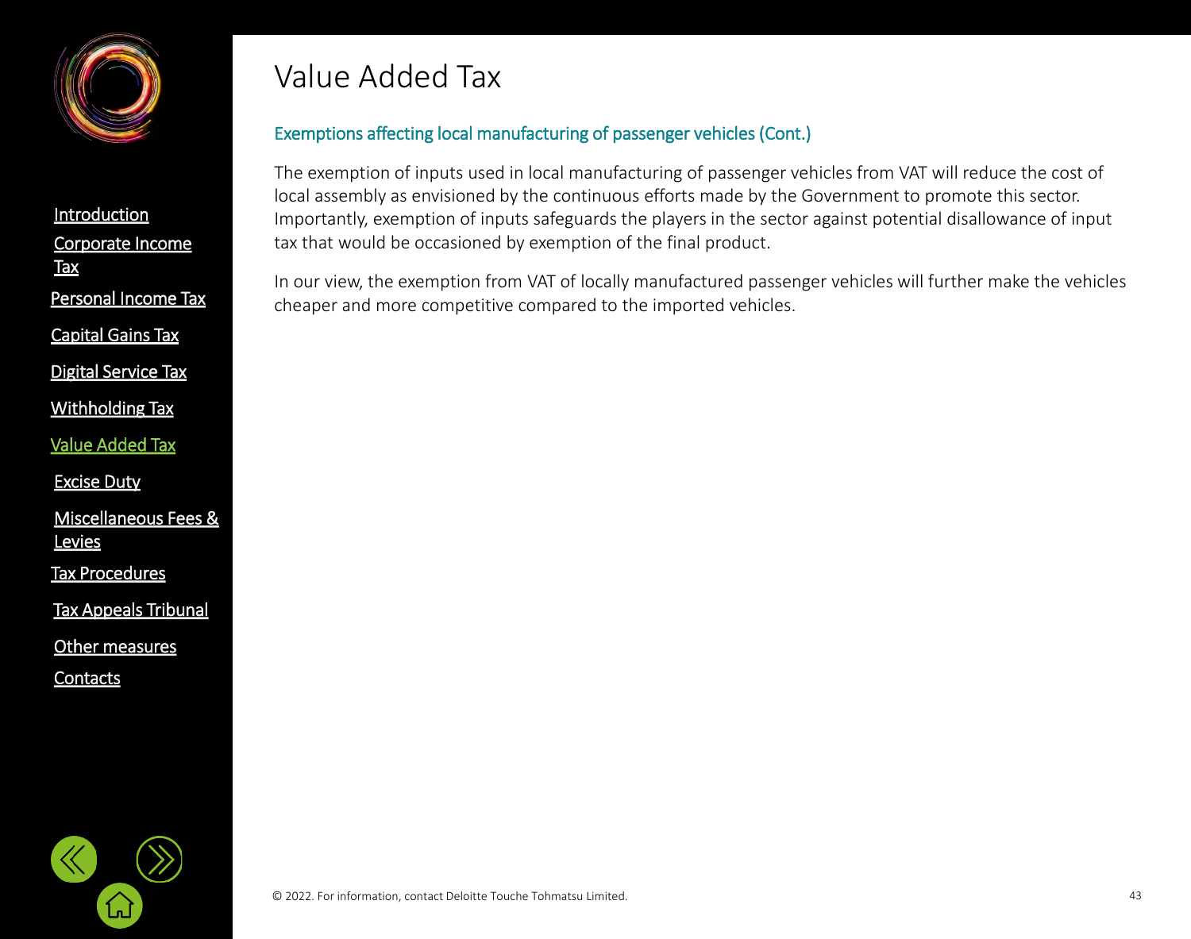# Value Added Tax

## Exemptions affecting local manufacturing of passenger vehicles (Cont.)

The exemption of inputs used in local manufacturing of passenger vehicles from VAT will reduce the cost of local assembly as envisioned by the continuous efforts made by the Government to promote this sector. Importantly, exemption of inputs safeguards the players in the sector against potential disallowance of input tax that would be occasioned by exemption of the final product.

In our view, the exemption from VAT of locally manufactured passenger vehicles will further make the vehicles cheaper and more competitive compared to the imported vehicles.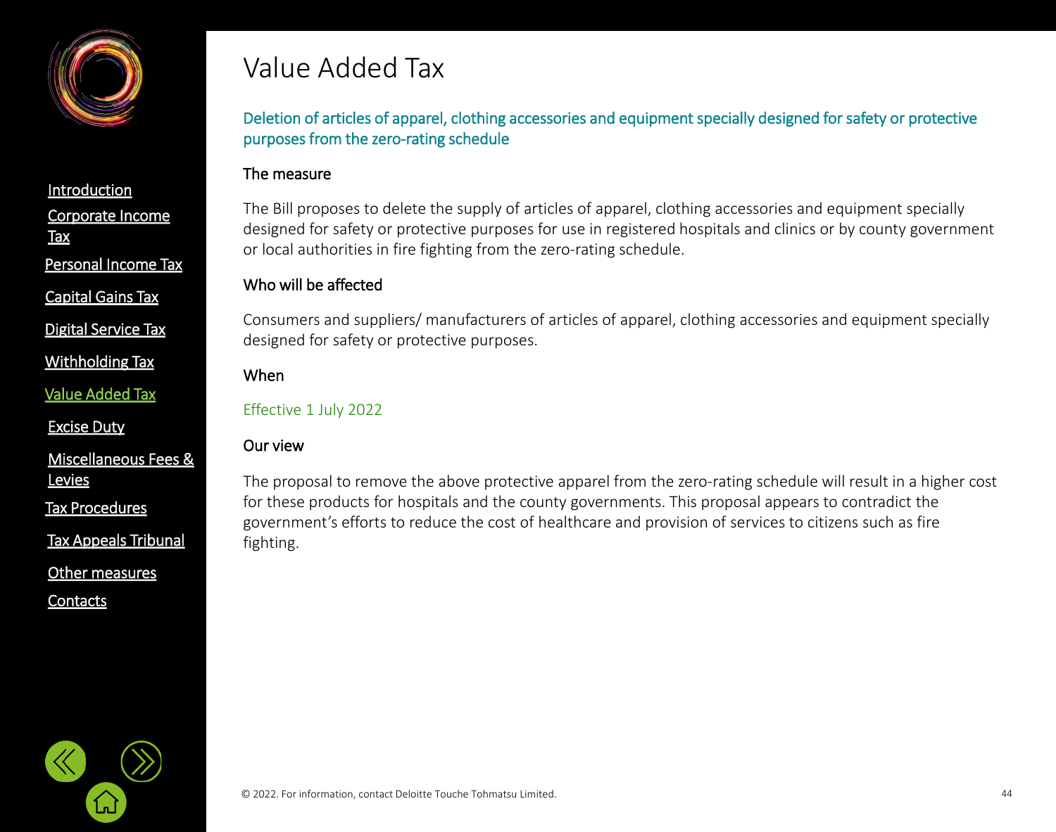# Value Added Tax

## Deletion of articles of apparel, clothing accessories and equipment specially designed for safety or protective purposes from the zero-rating schedule

### The measure

The Bill proposes to delete the supply of articles of apparel, clothing accessories and equipment specially designed for safety or protective purposes for use in registered hospitals and clinics or by county government or local authorities in fire fighting from the zero-rating schedule.

### Who will be affected

Consumers and suppliers/ manufacturers of articles of apparel, clothing accessories and equipment specially designed for safety or protective purposes.

### When

Effective 1 July 2022

### Our view

The proposal to remove the above protective apparel from the zero-rating schedule will result in a higher cost for these products for hospitals and the county governments. This proposal appears to contradict the government's efforts to reduce the cost of healthcare and provision of services to citizens such as fire fighting.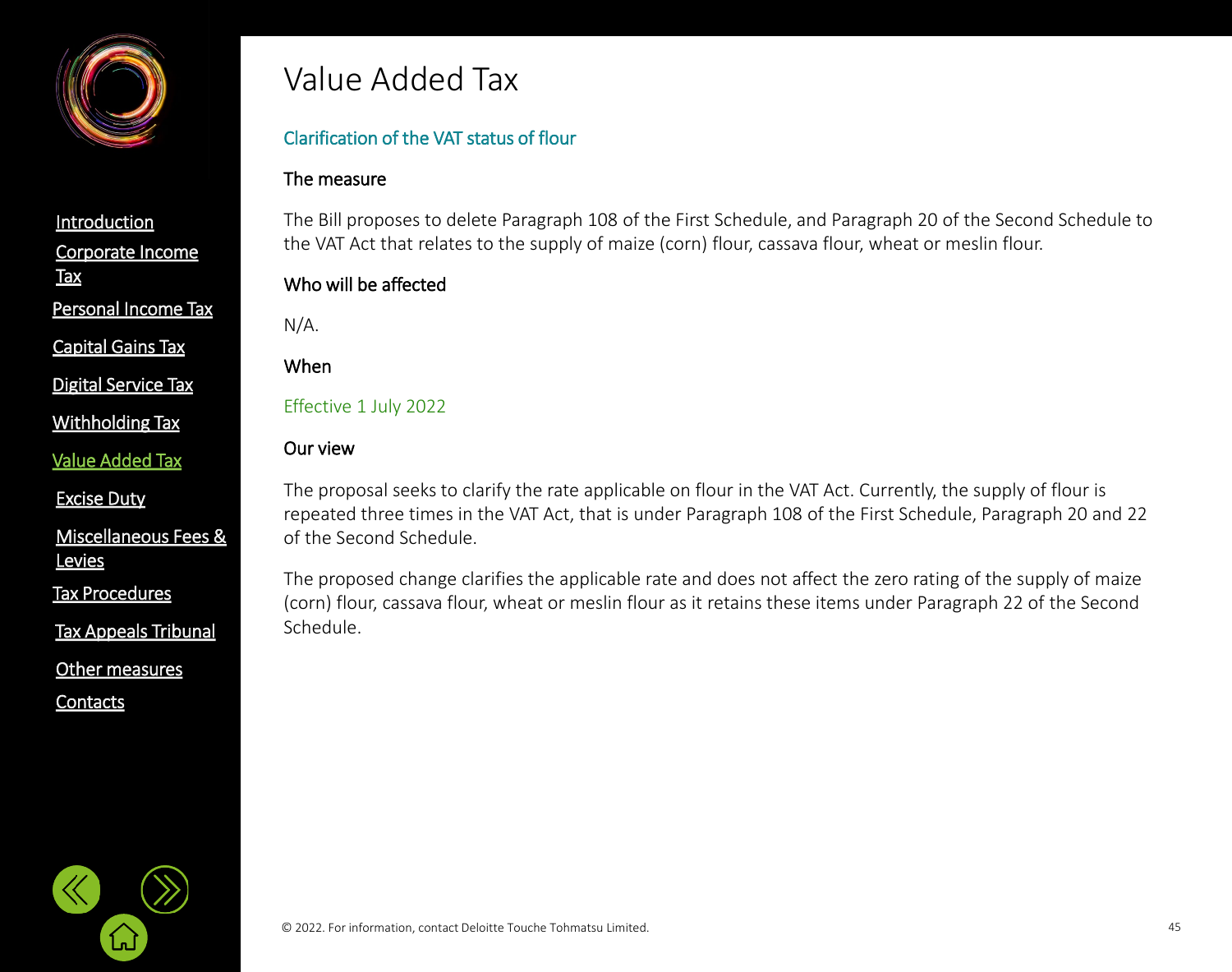# Value Added Tax

## Clarification of the VAT status of flour

### The measure

The Bill proposes to delete Paragraph 108 of the First Schedule, and Paragraph 20 of the Second Schedule to the VAT Act that relates to the supply of maize (corn) flour, cassava flour, wheat or meslin flour.

### Who will be affected

N/A.

### When

Effective 1 July 2022

### Our view

The proposal seeks to clarify the rate applicable on flour in the VAT Act. Currently, the supply of flour is repeated three times in the VAT Act, that is under Paragraph 108 of the First Schedule, Paragraph 20 and 22 of the Second Schedule.

The proposed change clarifies the applicable rate and does not affect the zero rating of the supply of maize (corn) flour, cassava flour, wheat or meslin flour as it retains these items under Paragraph 22 of the Second Schedule.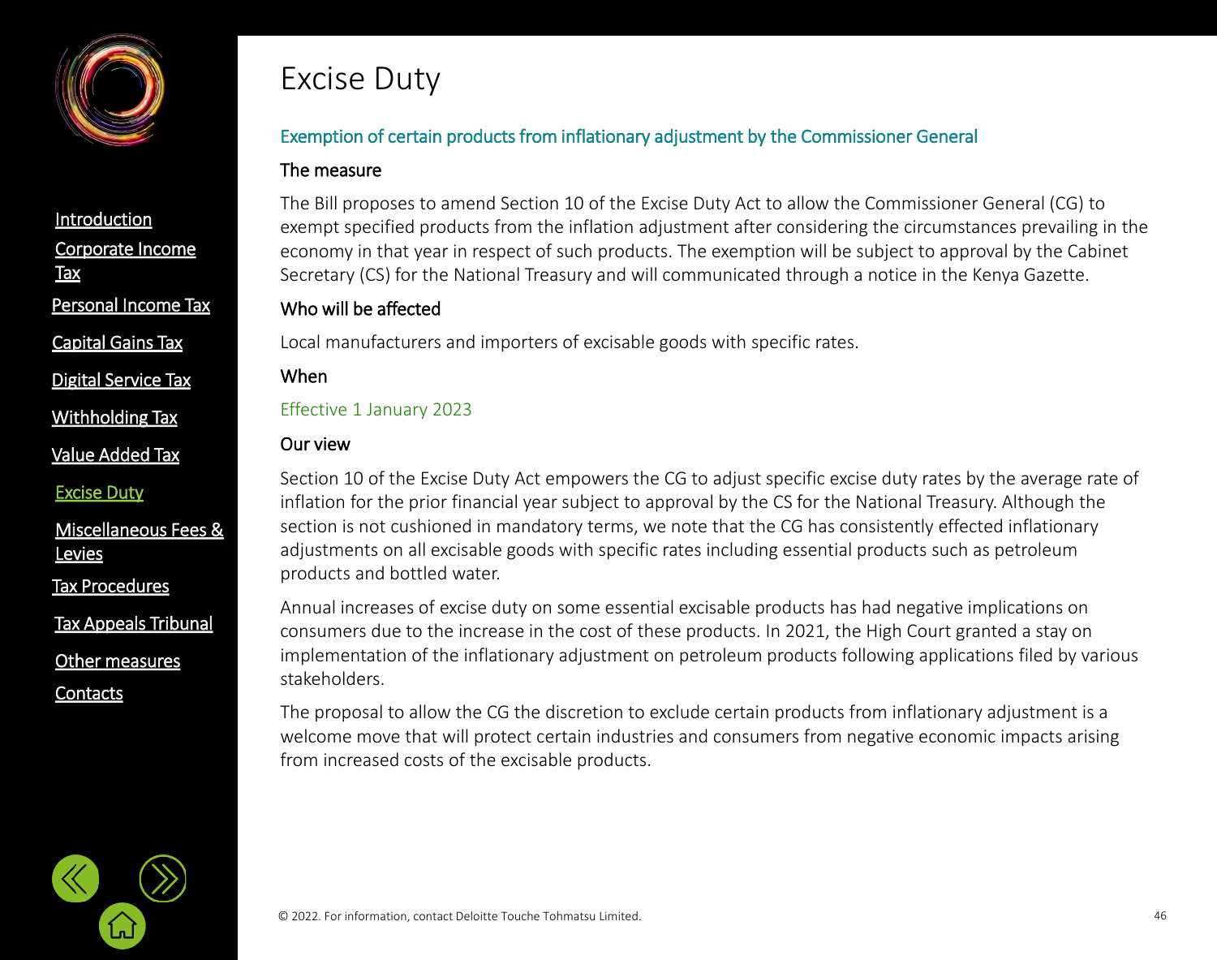# Excise Duty

## Exemption of certain products from inflationary adjustment by the Commissioner General

### The measure

The Bill proposes to amend Section 10 of the Excise Duty Act to allow the Commissioner General (CG) to exempt specified products from the inflation adjustment after considering the circumstances prevailing in the economy in that year in respect of such products. The exemption will be subject to approval by the Cabinet Secretary (CS) for the National Treasury and will communicated through a notice in the Kenya Gazette.

### Who will be affected

Local manufacturers and importers of excisable goods with specific rates.

### When

Effective 1 January 2023

### Our view

Section 10 of the Excise Duty Act empowers the CG to adjust specific excise duty rates by the average rate of inflation for the prior financial year subject to approval by the CS for the National Treasury. Although the section is not cushioned in mandatory terms, we note that the CG has consistently effected inflationary adjustments on all excisable goods with specific rates including essential products such as petroleum products and bottled water.

Annual increases of excise duty on some essential excisable products has had negative implications on consumers due to the increase in the cost of these products. In 2021, the High Court granted a stay on implementation of the inflationary adjustment on petroleum products following applications filed by various stakeholders.

The proposal to allow the CG the discretion to exclude certain products from inflationary adjustment is a welcome move that will protect certain industries and consumers from negative economic impacts arising from increased costs of the excisable products.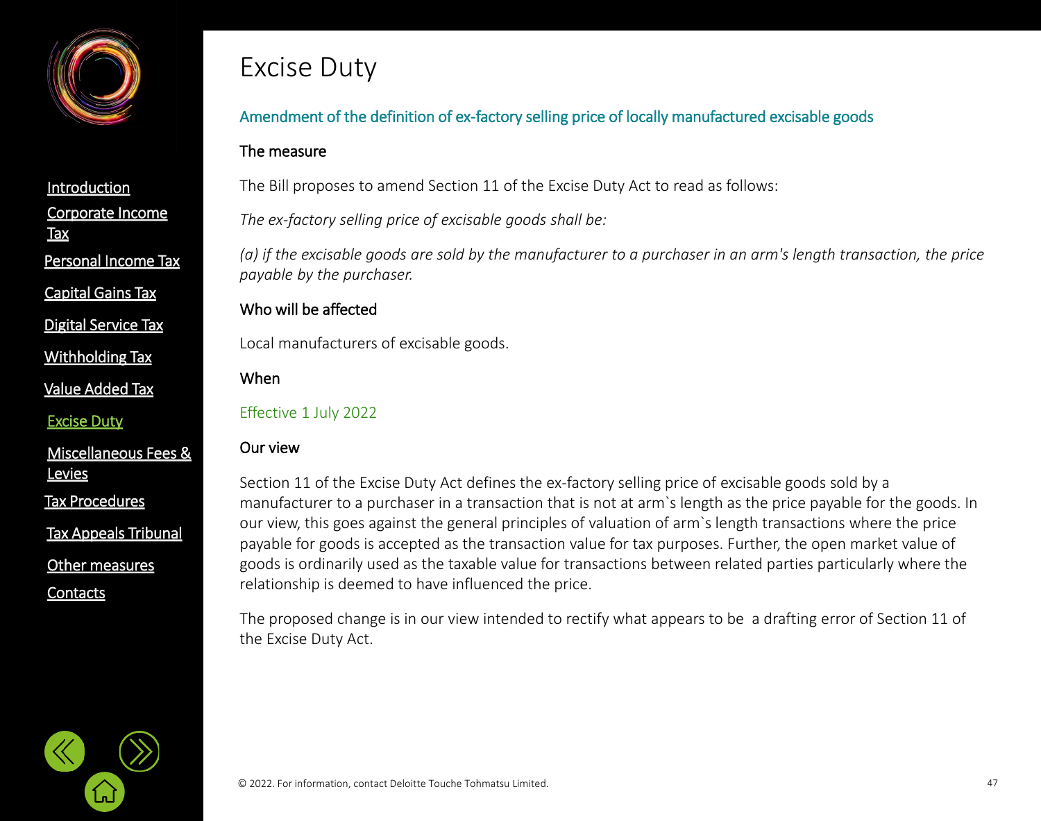# Excise Duty

## Amendment of the definition of ex-factory selling price of locally manufactured excisable goods

### The measure

The Bill proposes to amend Section 11 of the Excise Duty Act to read as follows:

*The ex-factory selling price of excisable goods shall be:*

*(a) if the excisable goods are sold by the manufacturer to a purchaser in an arm's length transaction, the price payable by the purchaser.*

### Who will be affected

Local manufacturers of excisable goods.

### When

Effective 1 July 2022

### Our view

Section 11 of the Excise Duty Act defines the ex-factory selling price of excisable goods sold by a manufacturer to a purchaser in a transaction that is not at arm`s length as the price payable for the goods. In our view, this goes against the general principles of valuation of arm`s length transactions where the price payable for goods is accepted as the transaction value for tax purposes. Further, the open market value of goods is ordinarily used as the taxable value for transactions between related parties particularly where the relationship is deemed to have influenced the price.

The proposed change is in our view intended to rectify what appears to be a drafting error of Section 11 of the Excise Duty Act.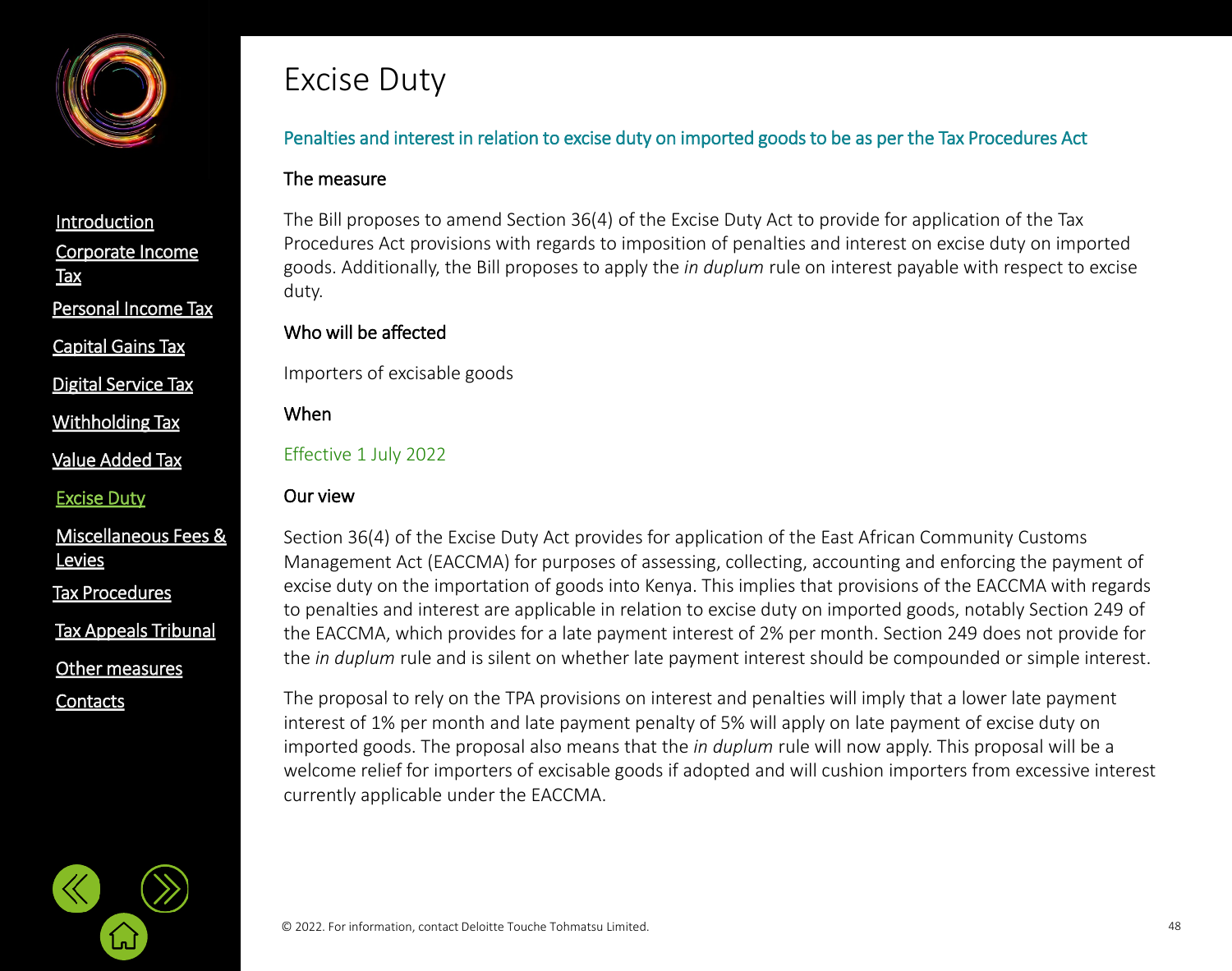# Excise Duty

## Penalties and interest in relation to excise duty on imported goods to be as per the Tax Procedures Act

### The measure

The Bill proposes to amend Section 36(4) of the Excise Duty Act to provide for application of the Tax Procedures Act provisions with regards to imposition of penalties and interest on excise duty on imported goods. Additionally, the Bill proposes to apply the *in duplum* rule on interest payable with respect to excise duty.

### Who will be affected

Importers of excisable goods

### When

Effective 1 July 2022

### Our view

Section 36(4) of the Excise Duty Act provides for application of the East African Community Customs Management Act (EACCMA) for purposes of assessing, collecting, accounting and enforcing the payment of excise duty on the importation of goods into Kenya. This implies that provisions of the EACCMA with regards to penalties and interest are applicable in relation to excise duty on imported goods, notably Section 249 of the EACCMA, which provides for a late payment interest of 2% per month. Section 249 does not provide for the *in duplum* rule and is silent on whether late payment interest should be compounded or simple interest.

The proposal to rely on the TPA provisions on interest and penalties will imply that a lower late payment interest of 1% per month and late payment penalty of 5% will apply on late payment of excise duty on imported goods. The proposal also means that the *in duplum* rule will now apply. This proposal will be a welcome relief for importers of excisable goods if adopted and will cushion importers from excessive interest currently applicable under the EACCMA.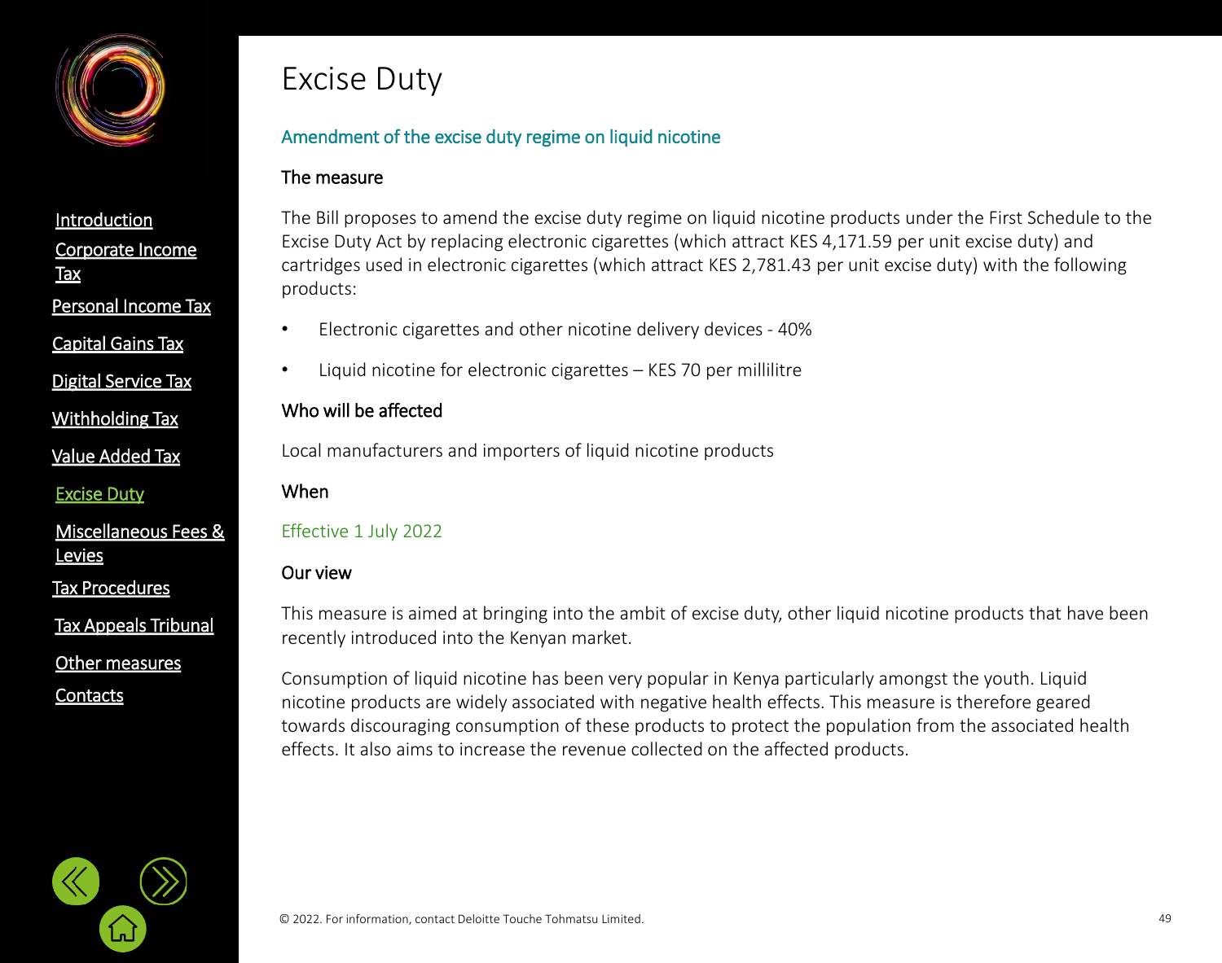# Excise Duty

## Amendment of the excise duty regime on liquid nicotine

### The measure

The Bill proposes to amend the excise duty regime on liquid nicotine products under the First Schedule to the Excise Duty Act by replacing electronic cigarettes (which attract KES 4,171.59 per unit excise duty) and cartridges used in electronic cigarettes (which attract KES 2,781.43 per unit excise duty) with the following products:

- Electronic cigarettes and other nicotine delivery devices - 40%
- Liquid nicotine for electronic cigarettes – KES 70 per millilitre

### Who will be affected

Local manufacturers and importers of liquid nicotine products

### When

Effective 1 July 2022

### Our view

This measure is aimed at bringing into the ambit of excise duty, other liquid nicotine products that have been recently introduced into the Kenyan market.

Consumption of liquid nicotine has been very popular in Kenya particularly amongst the youth. Liquid nicotine products are widely associated with negative health effects. This measure is therefore geared towards discouraging consumption of these products to protect the population from the associated health effects. It also aims to increase the revenue collected on the affected products.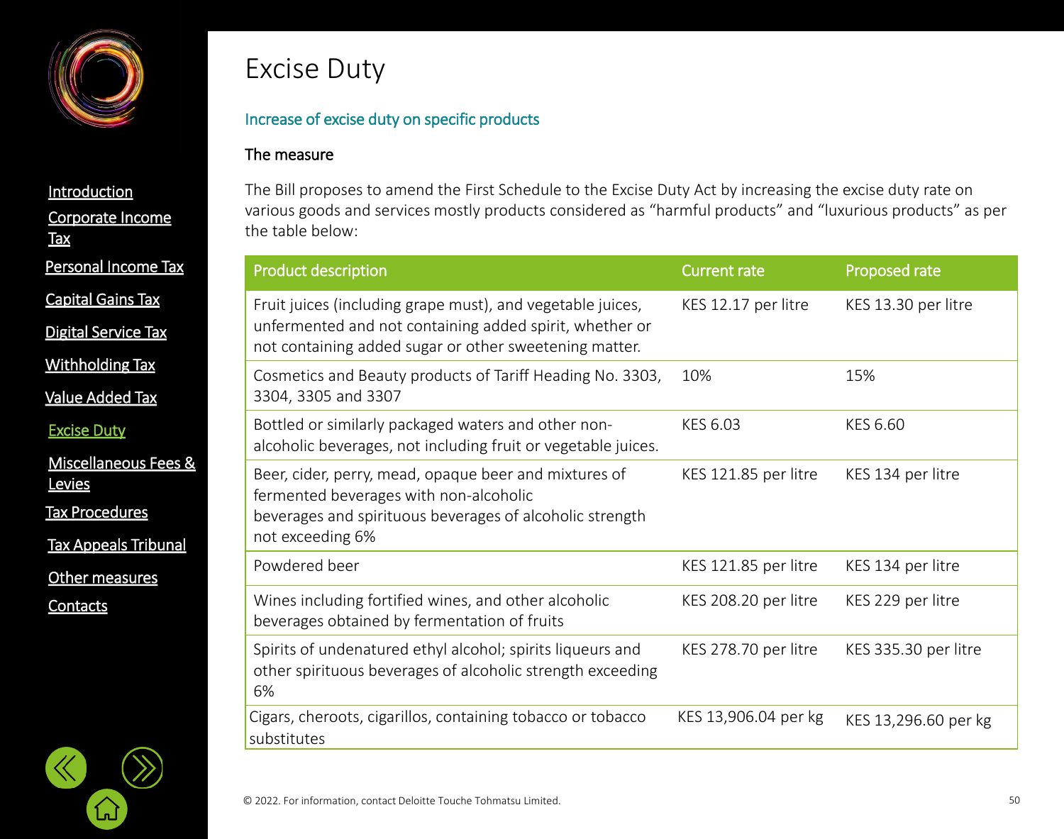# Excise Duty

## Increase of excise duty on specific products

### The measure

The Bill proposes to amend the First Schedule to the Excise Duty Act by increasing the excise duty rate on various goods and services mostly products considered as "harmful products" and "luxurious products" as per the table below:

| Product description | Current rate | Proposed rate |
|---|---|---|
| Fruit juices (including grape must), and vegetable juices, unfermented and not containing added spirit, whether or not containing added sugar or other sweetening matter. | KES 12.17 per litre | KES 13.30 per litre |
| Cosmetics and Beauty products of Tariff Heading No. 3303, 3304, 3305 and 3307 | 10% | 15% |
| Bottled or similarly packaged waters and other non-alcoholic beverages, not including fruit or vegetable juices. | KES 6.03 | KES 6.60 |
| Beer, cider, perry, mead, opaque beer and mixtures of fermented beverages with non-alcoholic beverages and spirituous beverages of alcoholic strength not exceeding 6% | KES 121.85 per litre | KES 134 per litre |
| Powdered beer | KES 121.85 per litre | KES 134 per litre |
| Wines including fortified wines, and other alcoholic beverages obtained by fermentation of fruits | KES 208.20 per litre | KES 229 per litre |
| Spirits of undenatured ethyl alcohol; spirits liqueurs and other spirituous beverages of alcoholic strength exceeding 6% | KES 278.70 per litre | KES 335.30 per litre |
| Cigars, cheroots, cigarillos, containing tobacco or tobacco substitutes | KES 13,906.04 per kg | KES 13,296.60 per kg |

© 2022. For information, contact Deloitte Touche Tohmatsu Limited.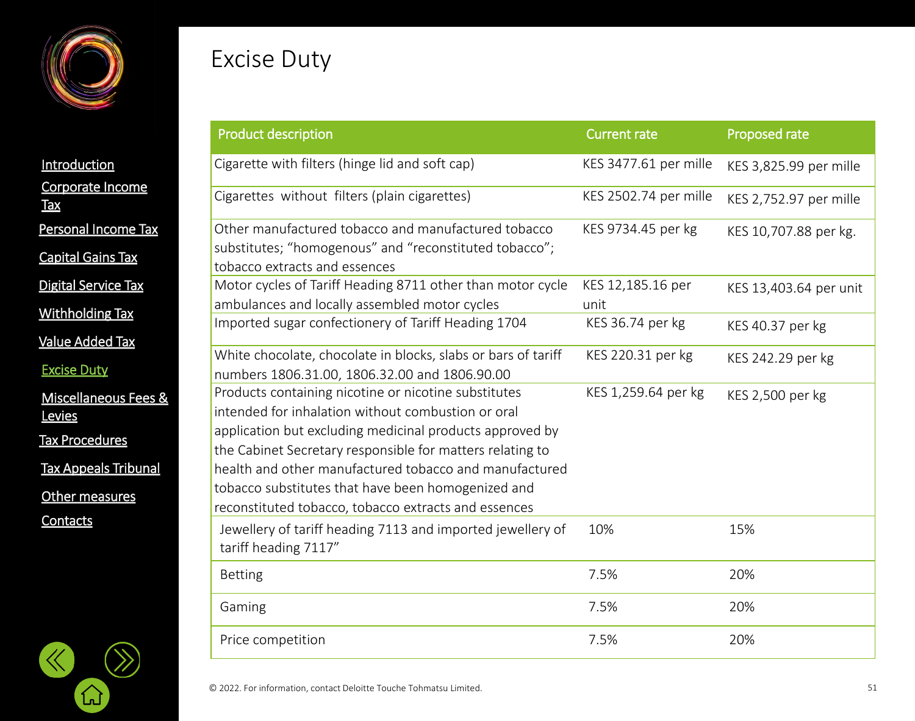# Excise Duty

| Product description | Current rate | Proposed rate |
|---|---|---|
| Cigarette with filters (hinge lid and soft cap) | KES 3477.61 per mille | KES 3,825.99 per mille |
| Cigarettes without filters (plain cigarettes) | KES 2502.74 per mille | KES 2,752.97 per mille |
| Other manufactured tobacco and manufactured tobacco substitutes; "homogenous" and "reconstituted tobacco"; tobacco extracts and essences | KES 9734.45 per kg | KES 10,707.88 per kg. |
| Motor cycles of Tariff Heading 8711 other than motor cycle ambulances and locally assembled motor cycles | KES 12,185.16 per unit | KES 13,403.64 per unit |
| Imported sugar confectionery of Tariff Heading 1704 | KES 36.74 per kg | KES 40.37 per kg |
| White chocolate, chocolate in blocks, slabs or bars of tariff numbers 1806.31.00, 1806.32.00 and 1806.90.00 | KES 220.31 per kg | KES 242.29 per kg |
| Products containing nicotine or nicotine substitutes intended for inhalation without combustion or oral application but excluding medicinal products approved by the Cabinet Secretary responsible for matters relating to health and other manufactured tobacco and manufactured tobacco substitutes that have been homogenized and reconstituted tobacco, tobacco extracts and essences | KES 1,259.64 per kg | KES 2,500 per kg |
| Jewellery of tariff heading 7113 and imported jewellery of tariff heading 7117" | 10% | 15% |
| Betting | 7.5% | 20% |
| Gaming | 7.5% | 20% |
| Price competition | 7.5% | 20% |

© 2022. For information, contact Deloitte Touche Tohmatsu Limited.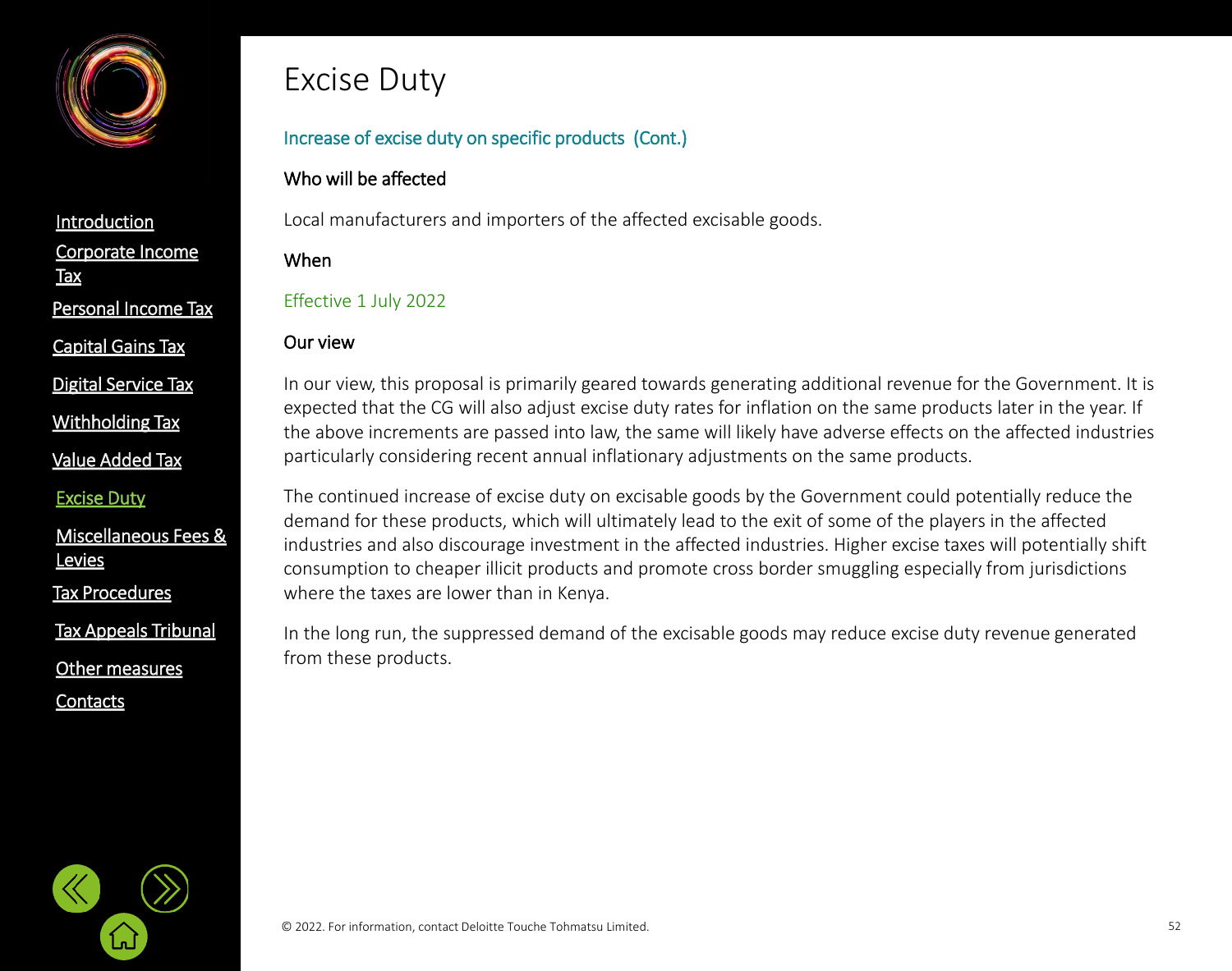# Excise Duty

## Increase of excise duty on specific products (Cont.)

### Who will be affected

Local manufacturers and importers of the affected excisable goods.

### When

Effective 1 July 2022

### Our view

In our view, this proposal is primarily geared towards generating additional revenue for the Government. It is expected that the CG will also adjust excise duty rates for inflation on the same products later in the year. If the above increments are passed into law, the same will likely have adverse effects on the affected industries particularly considering recent annual inflationary adjustments on the same products.

The continued increase of excise duty on excisable goods by the Government could potentially reduce the demand for these products, which will ultimately lead to the exit of some of the players in the affected industries and also discourage investment in the affected industries. Higher excise taxes will potentially shift consumption to cheaper illicit products and promote cross border smuggling especially from jurisdictions where the taxes are lower than in Kenya.

In the long run, the suppressed demand of the excisable goods may reduce excise duty revenue generated from these products.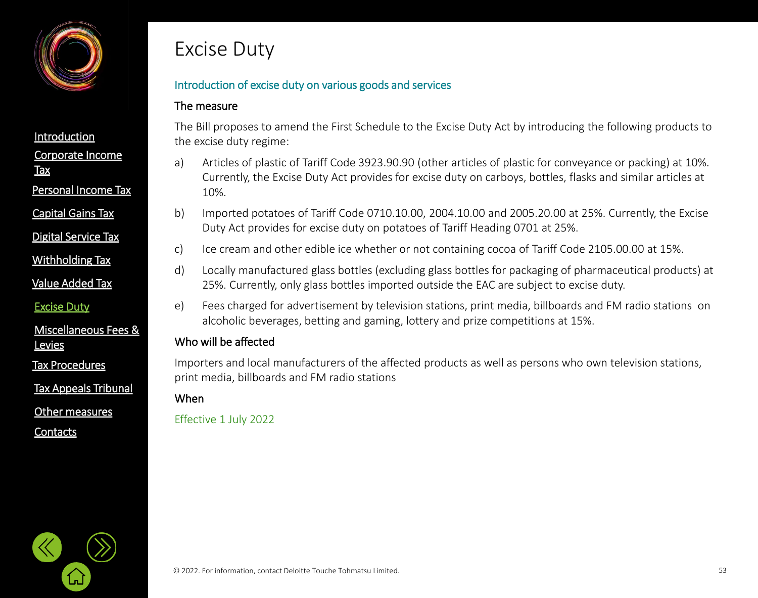# Excise Duty

## Introduction of excise duty on various goods and services

### The measure

The Bill proposes to amend the First Schedule to the Excise Duty Act by introducing the following products to the excise duty regime:

a) Articles of plastic of Tariff Code 3923.90.90 (other articles of plastic for conveyance or packing) at 10%. Currently, the Excise Duty Act provides for excise duty on carboys, bottles, flasks and similar articles at 10%.

b) Imported potatoes of Tariff Code 0710.10.00, 2004.10.00 and 2005.20.00 at 25%. Currently, the Excise Duty Act provides for excise duty on potatoes of Tariff Heading 0701 at 25%.

c) Ice cream and other edible ice whether or not containing cocoa of Tariff Code 2105.00.00 at 15%.

d) Locally manufactured glass bottles (excluding glass bottles for packaging of pharmaceutical products) at 25%. Currently, only glass bottles imported outside the EAC are subject to excise duty.

e) Fees charged for advertisement by television stations, print media, billboards and FM radio stations on alcoholic beverages, betting and gaming, lottery and prize competitions at 15%.

### Who will be affected

Importers and local manufacturers of the affected products as well as persons who own television stations, print media, billboards and FM radio stations

### When

Effective 1 July 2022

© 2022. For information, contact Deloitte Touche Tohmatsu Limited.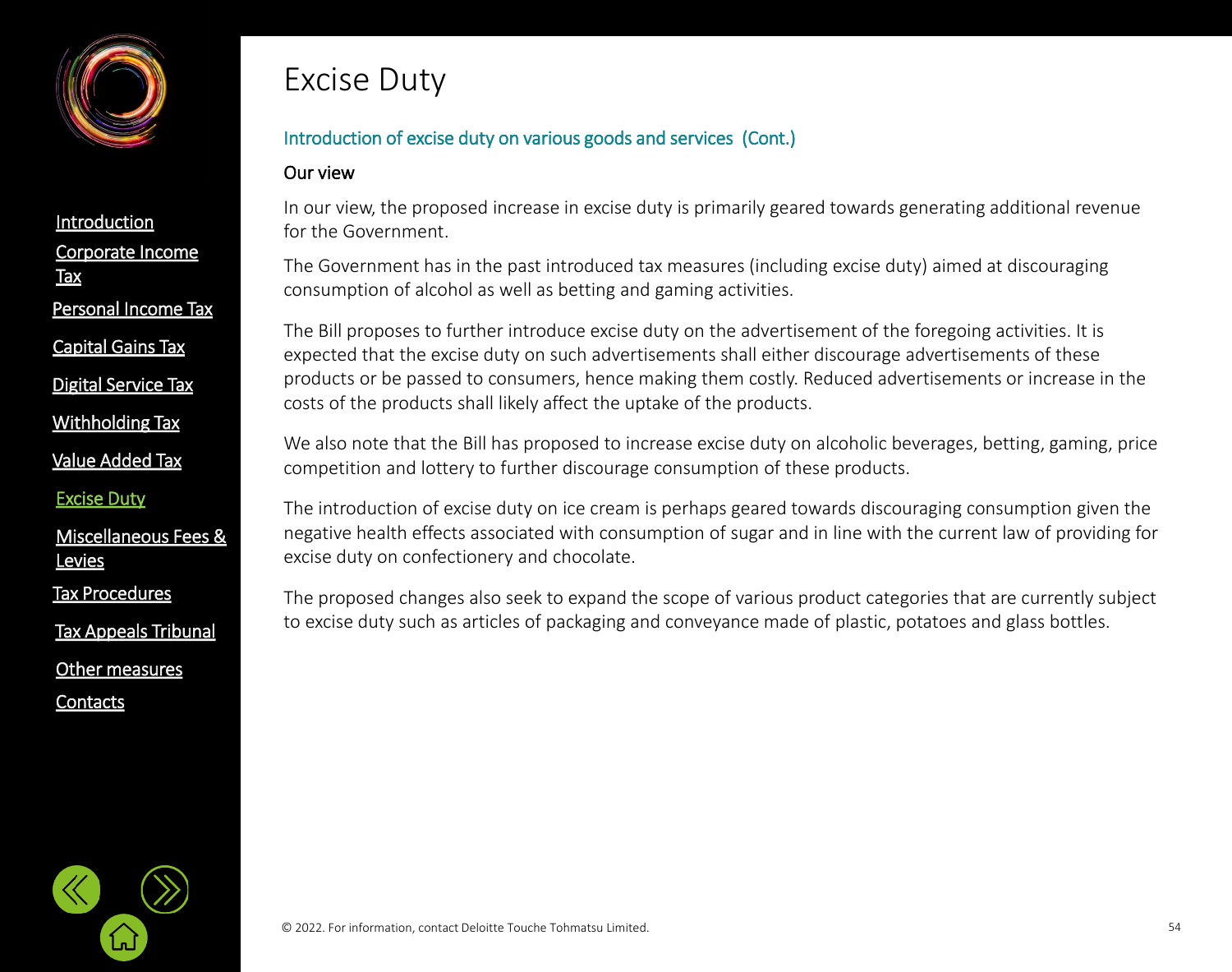# Excise Duty

## Introduction of excise duty on various goods and services (Cont.)

### Our view

In our view, the proposed increase in excise duty is primarily geared towards generating additional revenue for the Government.

The Government has in the past introduced tax measures (including excise duty) aimed at discouraging consumption of alcohol as well as betting and gaming activities.

The Bill proposes to further introduce excise duty on the advertisement of the foregoing activities. It is expected that the excise duty on such advertisements shall either discourage advertisements of these products or be passed to consumers, hence making them costly. Reduced advertisements or increase in the costs of the products shall likely affect the uptake of the products.

We also note that the Bill has proposed to increase excise duty on alcoholic beverages, betting, gaming, price competition and lottery to further discourage consumption of these products.

The introduction of excise duty on ice cream is perhaps geared towards discouraging consumption given the negative health effects associated with consumption of sugar and in line with the current law of providing for excise duty on confectionery and chocolate.

The proposed changes also seek to expand the scope of various product categories that are currently subject to excise duty such as articles of packaging and conveyance made of plastic, potatoes and glass bottles.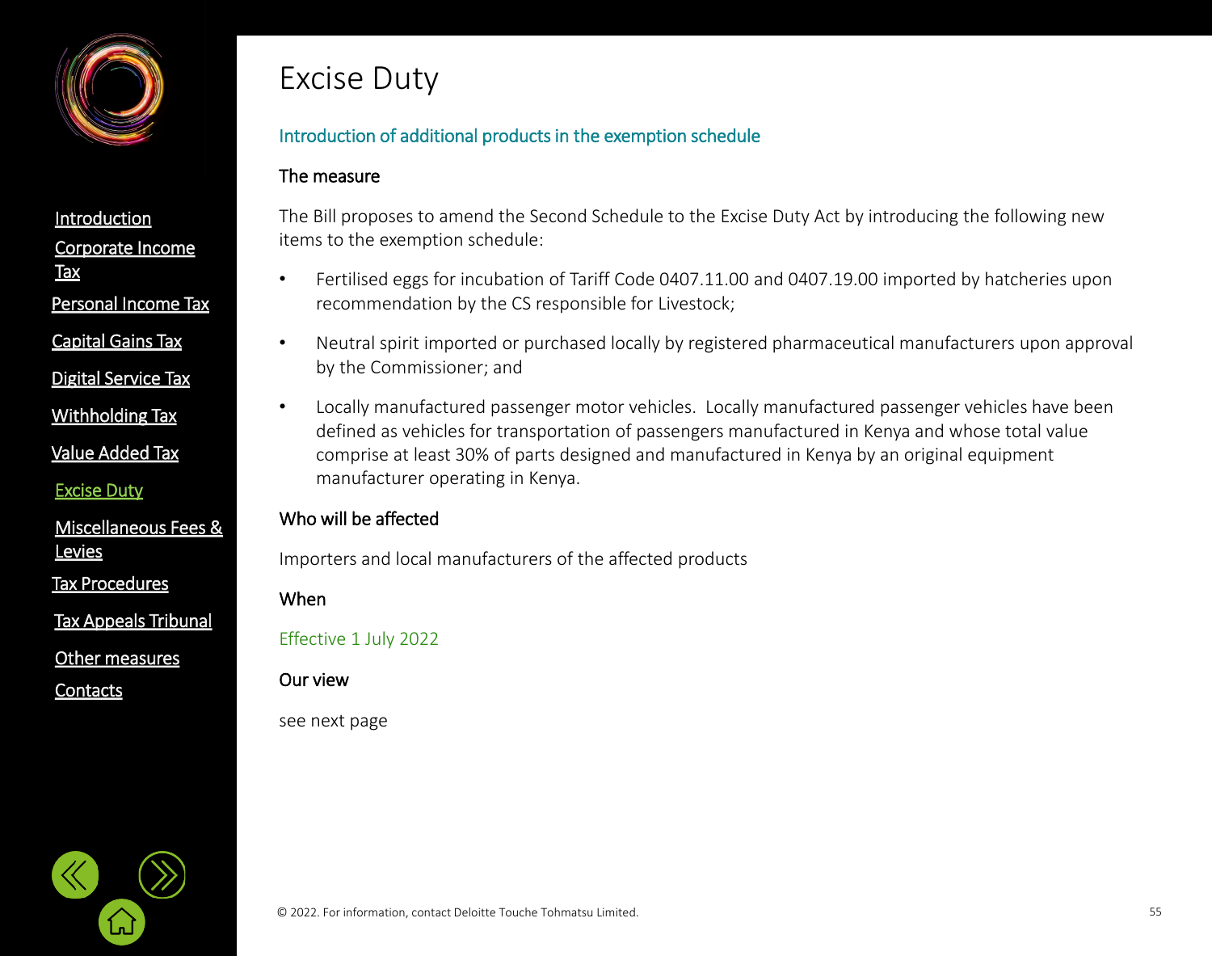# Excise Duty

## Introduction of additional products in the exemption schedule

### The measure

The Bill proposes to amend the Second Schedule to the Excise Duty Act by introducing the following new items to the exemption schedule:

- Fertilised eggs for incubation of Tariff Code 0407.11.00 and 0407.19.00 imported by hatcheries upon recommendation by the CS responsible for Livestock;
- Neutral spirit imported or purchased locally by registered pharmaceutical manufacturers upon approval by the Commissioner; and
- Locally manufactured passenger motor vehicles. Locally manufactured passenger vehicles have been defined as vehicles for transportation of passengers manufactured in Kenya and whose total value comprise at least 30% of parts designed and manufactured in Kenya by an original equipment manufacturer operating in Kenya.

### Who will be affected

Importers and local manufacturers of the affected products

### When

Effective 1 July 2022

### Our view

see next page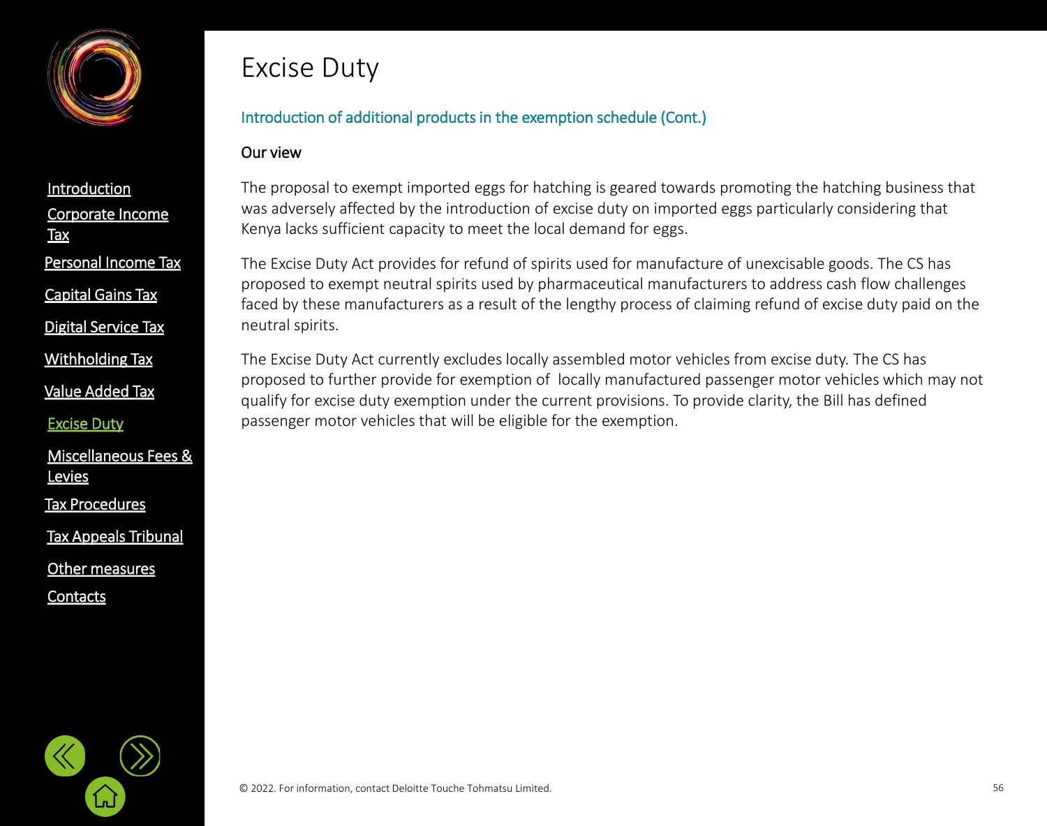# Excise Duty

## Introduction of additional products in the exemption schedule (Cont.)

### Our view

The proposal to exempt imported eggs for hatching is geared towards promoting the hatching business that was adversely affected by the introduction of excise duty on imported eggs particularly considering that Kenya lacks sufficient capacity to meet the local demand for eggs.

The Excise Duty Act provides for refund of spirits used for manufacture of unexcisable goods. The CS has proposed to exempt neutral spirits used by pharmaceutical manufacturers to address cash flow challenges faced by these manufacturers as a result of the lengthy process of claiming refund of excise duty paid on the neutral spirits.

The Excise Duty Act currently excludes locally assembled motor vehicles from excise duty. The CS has proposed to further provide for exemption of locally manufactured passenger motor vehicles which may not qualify for excise duty exemption under the current provisions. To provide clarity, the Bill has defined passenger motor vehicles that will be eligible for the exemption.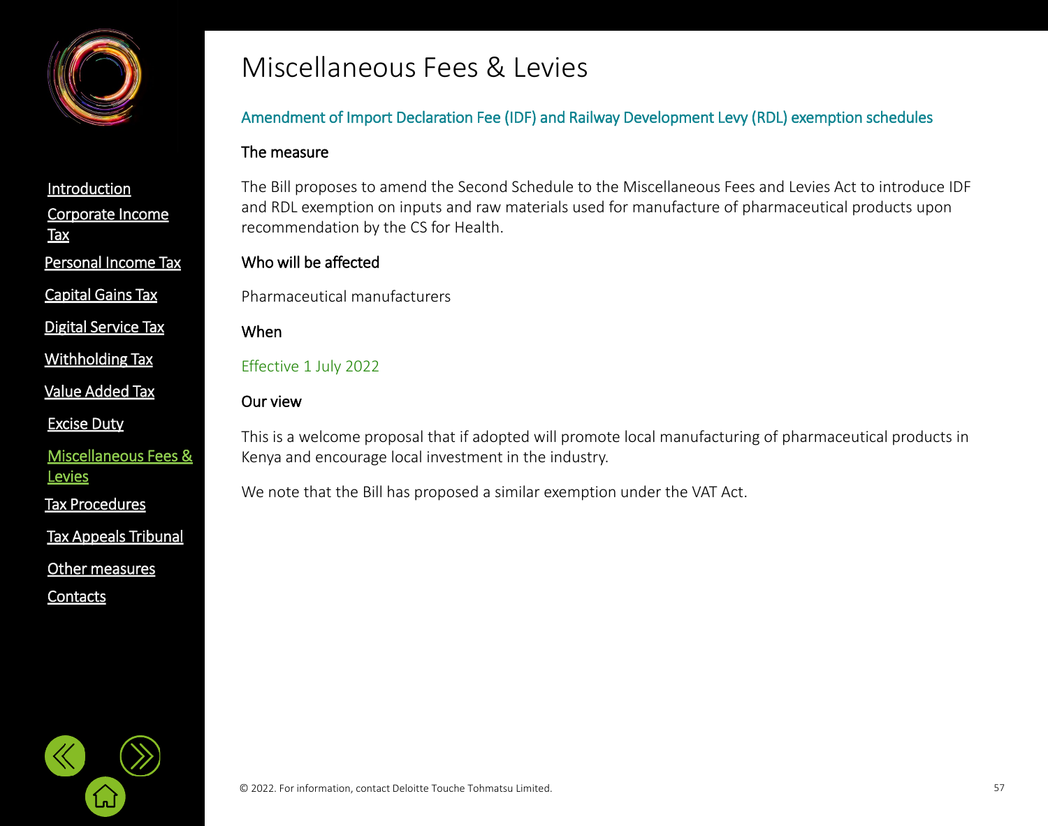# Miscellaneous Fees & Levies

## Amendment of Import Declaration Fee (IDF) and Railway Development Levy (RDL) exemption schedules

### The measure

The Bill proposes to amend the Second Schedule to the Miscellaneous Fees and Levies Act to introduce IDF and RDL exemption on inputs and raw materials used for manufacture of pharmaceutical products upon recommendation by the CS for Health.

### Who will be affected

Pharmaceutical manufacturers

### When

Effective 1 July 2022

### Our view

This is a welcome proposal that if adopted will promote local manufacturing of pharmaceutical products in Kenya and encourage local investment in the industry.

We note that the Bill has proposed a similar exemption under the VAT Act.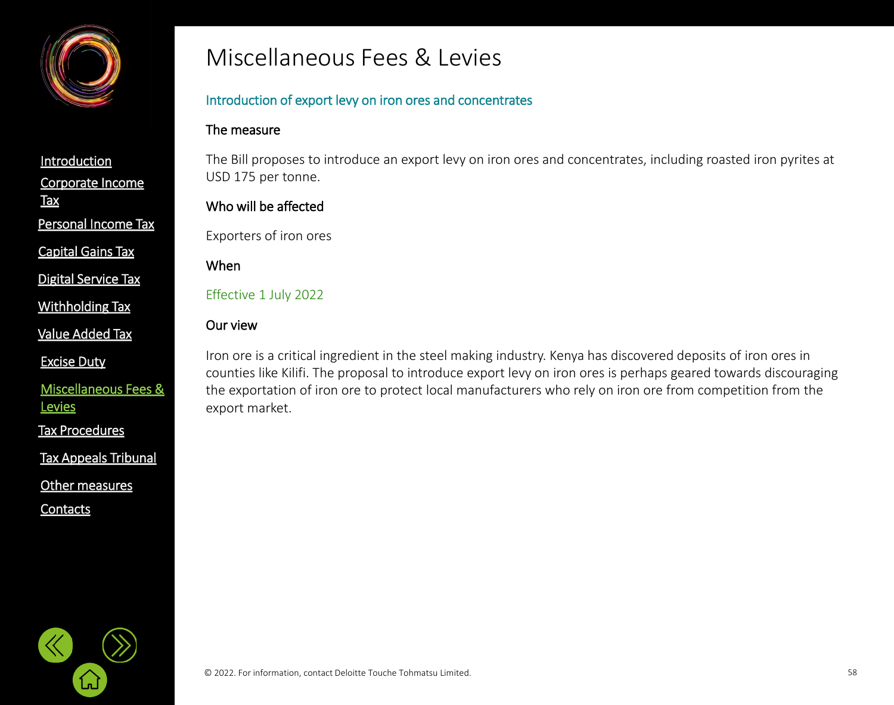# Miscellaneous Fees & Levies

## Introduction of export levy on iron ores and concentrates

### The measure

The Bill proposes to introduce an export levy on iron ores and concentrates, including roasted iron pyrites at USD 175 per tonne.

### Who will be affected

Exporters of iron ores

### When

Effective 1 July 2022

### Our view

Iron ore is a critical ingredient in the steel making industry. Kenya has discovered deposits of iron ores in counties like Kilifi. The proposal to introduce export levy on iron ores is perhaps geared towards discouraging the exportation of iron ore to protect local manufacturers who rely on iron ore from competition from the export market.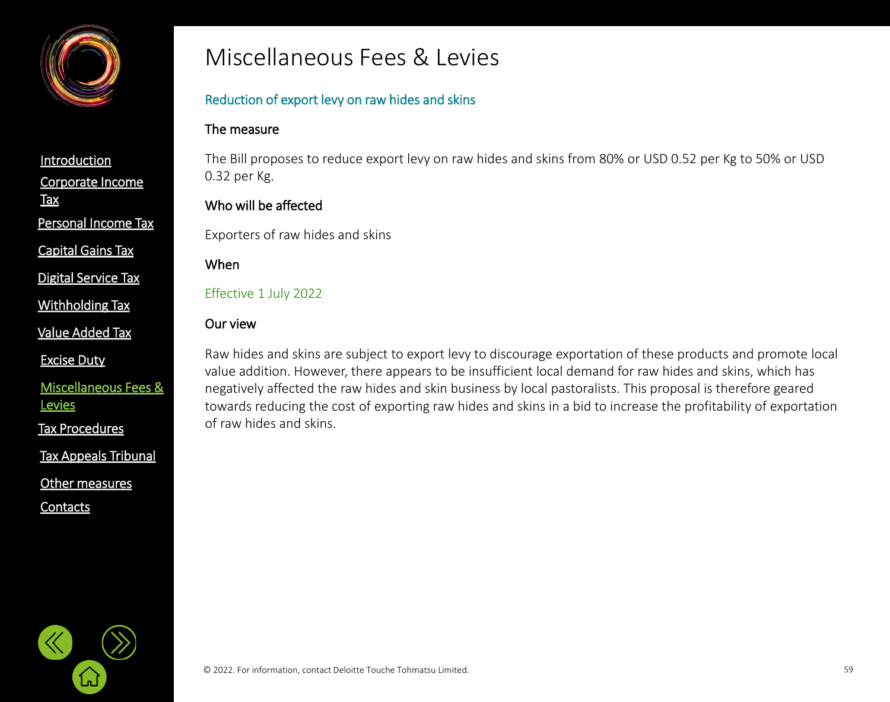# Miscellaneous Fees & Levies

## Reduction of export levy on raw hides and skins

### The measure

The Bill proposes to reduce export levy on raw hides and skins from 80% or USD 0.52 per Kg to 50% or USD 0.32 per Kg.

### Who will be affected

Exporters of raw hides and skins

### When

Effective 1 July 2022

### Our view

Raw hides and skins are subject to export levy to discourage exportation of these products and promote local value addition. However, there appears to be insufficient local demand for raw hides and skins, which has negatively affected the raw hides and skin business by local pastoralists. This proposal is therefore geared towards reducing the cost of exporting raw hides and skins in a bid to increase the profitability of exportation of raw hides and skins.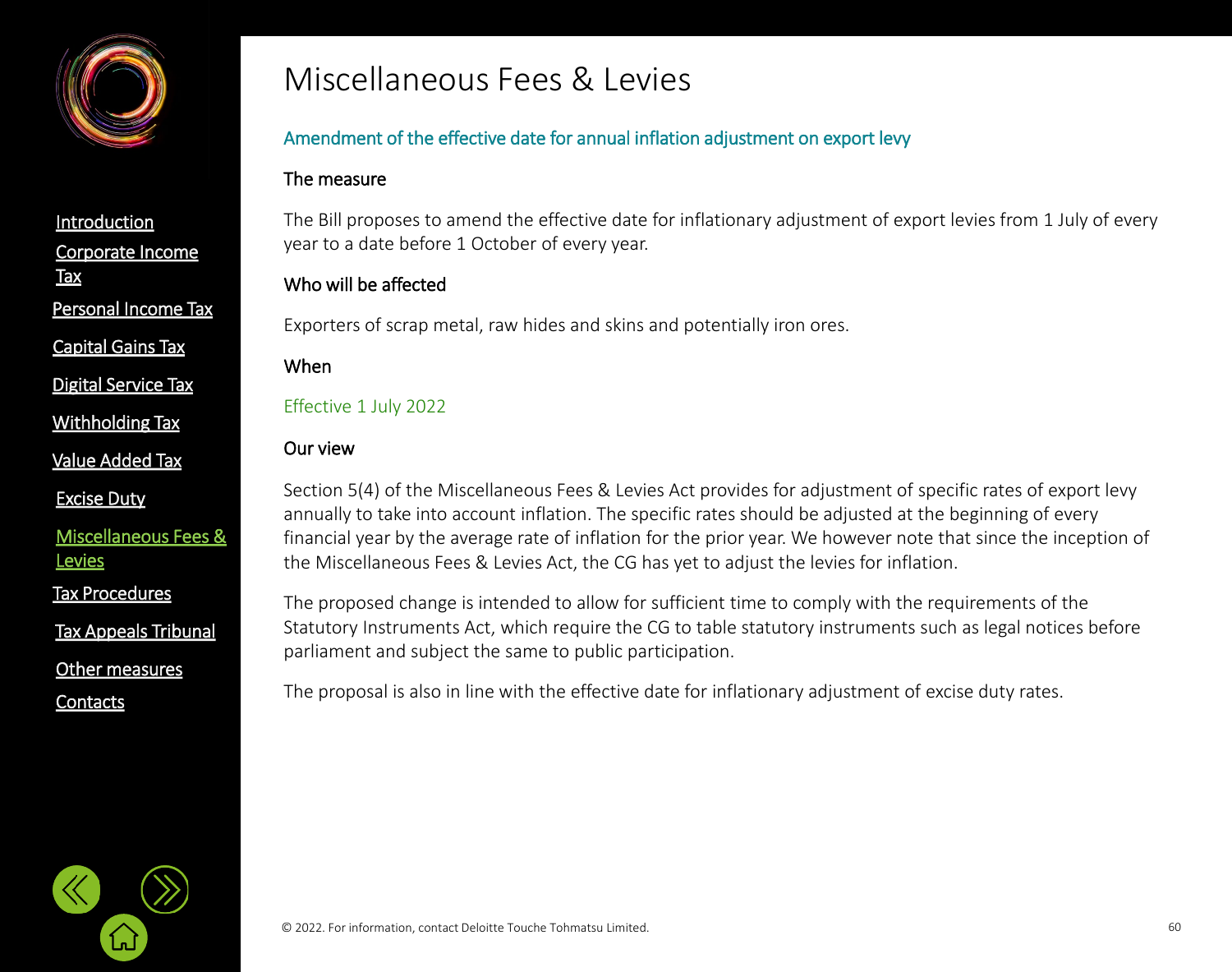# Miscellaneous Fees & Levies

## Amendment of the effective date for annual inflation adjustment on export levy

### The measure

The Bill proposes to amend the effective date for inflationary adjustment of export levies from 1 July of every year to a date before 1 October of every year.

### Who will be affected

Exporters of scrap metal, raw hides and skins and potentially iron ores.

### When

Effective 1 July 2022

### Our view

Section 5(4) of the Miscellaneous Fees & Levies Act provides for adjustment of specific rates of export levy annually to take into account inflation. The specific rates should be adjusted at the beginning of every financial year by the average rate of inflation for the prior year. We however note that since the inception of the Miscellaneous Fees & Levies Act, the CG has yet to adjust the levies for inflation.

The proposed change is intended to allow for sufficient time to comply with the requirements of the Statutory Instruments Act, which require the CG to table statutory instruments such as legal notices before parliament and subject the same to public participation.

The proposal is also in line with the effective date for inflationary adjustment of excise duty rates.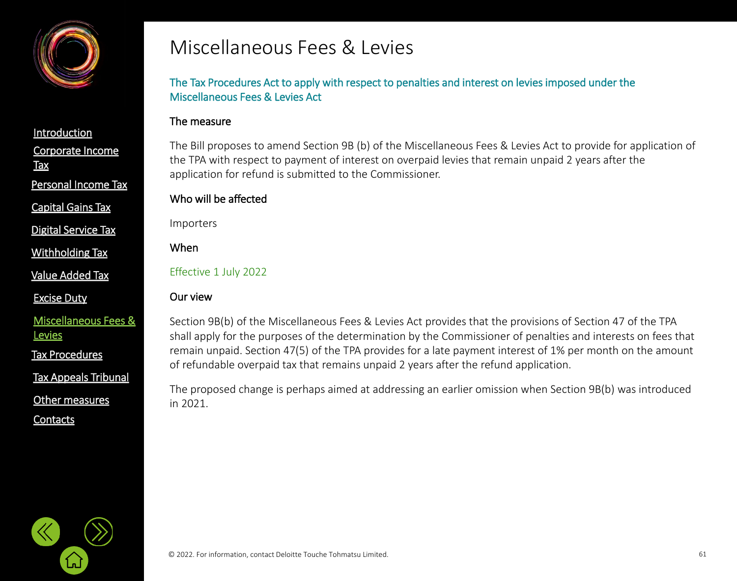# Miscellaneous Fees & Levies

## The Tax Procedures Act to apply with respect to penalties and interest on levies imposed under the Miscellaneous Fees & Levies Act

### The measure

The Bill proposes to amend Section 9B (b) of the Miscellaneous Fees & Levies Act to provide for application of the TPA with respect to payment of interest on overpaid levies that remain unpaid 2 years after the application for refund is submitted to the Commissioner.

### Who will be affected

Importers

### When

Effective 1 July 2022

### Our view

Section 9B(b) of the Miscellaneous Fees & Levies Act provides that the provisions of Section 47 of the TPA shall apply for the purposes of the determination by the Commissioner of penalties and interests on fees that remain unpaid. Section 47(5) of the TPA provides for a late payment interest of 1% per month on the amount of refundable overpaid tax that remains unpaid 2 years after the refund application.

The proposed change is perhaps aimed at addressing an earlier omission when Section 9B(b) was introduced in 2021.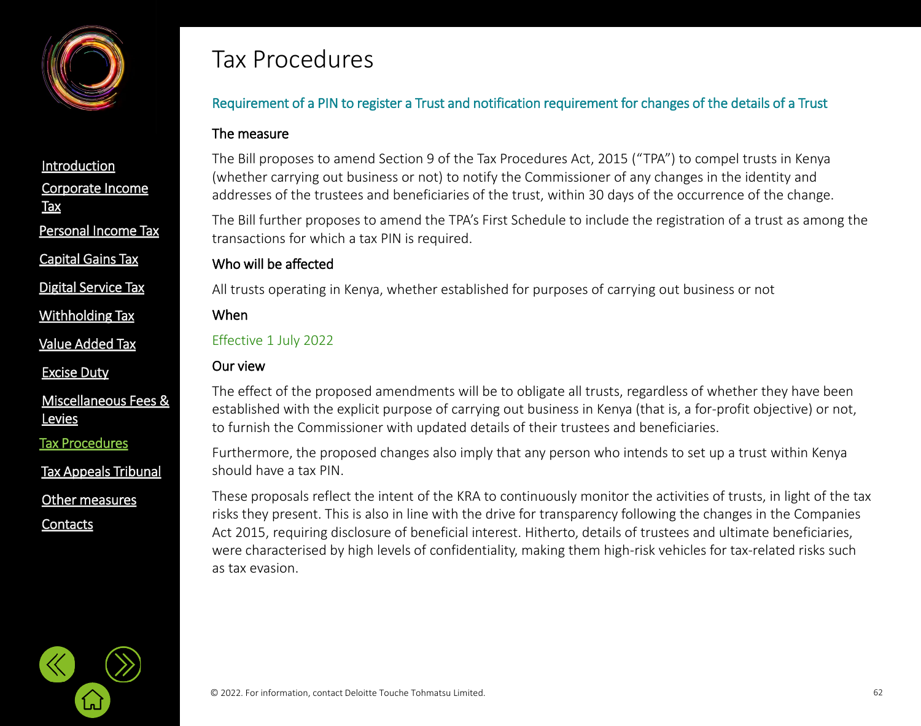# Tax Procedures

## Requirement of a PIN to register a Trust and notification requirement for changes of the details of a Trust

### The measure

The Bill proposes to amend Section 9 of the Tax Procedures Act, 2015 (“TPA”) to compel trusts in Kenya (whether carrying out business or not) to notify the Commissioner of any changes in the identity and addresses of the trustees and beneficiaries of the trust, within 30 days of the occurrence of the change.

The Bill further proposes to amend the TPA’s First Schedule to include the registration of a trust as among the transactions for which a tax PIN is required.

### Who will be affected

All trusts operating in Kenya, whether established for purposes of carrying out business or not

### When

Effective 1 July 2022

### Our view

The effect of the proposed amendments will be to obligate all trusts, regardless of whether they have been established with the explicit purpose of carrying out business in Kenya (that is, a for-profit objective) or not, to furnish the Commissioner with updated details of their trustees and beneficiaries.

Furthermore, the proposed changes also imply that any person who intends to set up a trust within Kenya should have a tax PIN.

These proposals reflect the intent of the KRA to continuously monitor the activities of trusts, in light of the tax risks they present. This is also in line with the drive for transparency following the changes in the Companies Act 2015, requiring disclosure of beneficial interest. Hitherto, details of trustees and ultimate beneficiaries, were characterised by high levels of confidentiality, making them high-risk vehicles for tax-related risks such as tax evasion.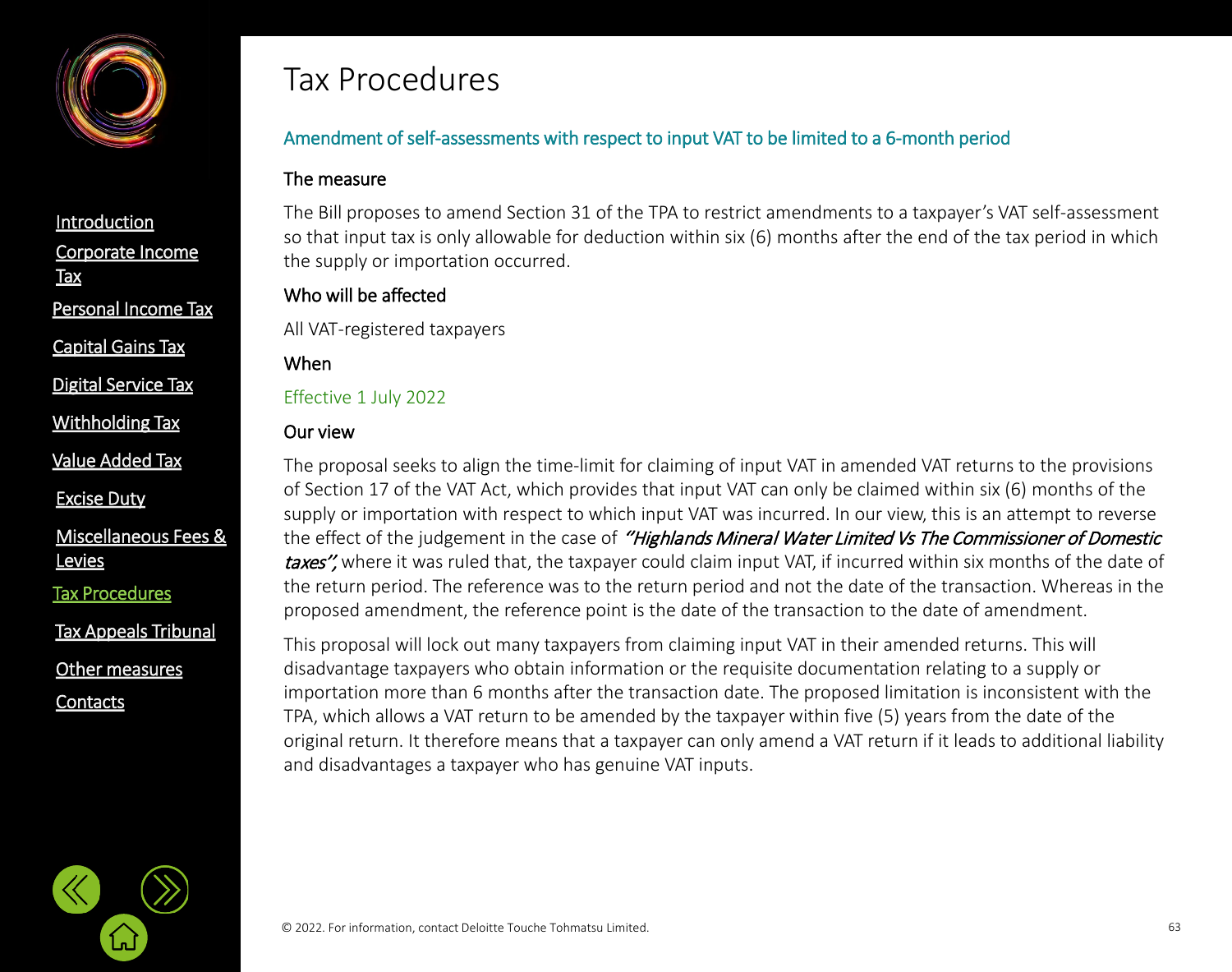# Tax Procedures

## Amendment of self-assessments with respect to input VAT to be limited to a 6-month period

### The measure

The Bill proposes to amend Section 31 of the TPA to restrict amendments to a taxpayer's VAT self-assessment so that input tax is only allowable for deduction within six (6) months after the end of the tax period in which the supply or importation occurred.

### Who will be affected

All VAT-registered taxpayers

### When

Effective 1 July 2022

### Our view

The proposal seeks to align the time-limit for claiming of input VAT in amended VAT returns to the provisions of Section 17 of the VAT Act, which provides that input VAT can only be claimed within six (6) months of the supply or importation with respect to which input VAT was incurred. In our view, this is an attempt to reverse the effect of the judgement in the case of ***"Highlands Mineral Water Limited Vs The Commissioner of Domestic taxes",*** where it was ruled that, the taxpayer could claim input VAT, if incurred within six months of the date of the return period. The reference was to the return period and not the date of the transaction. Whereas in the proposed amendment, the reference point is the date of the transaction to the date of amendment.

This proposal will lock out many taxpayers from claiming input VAT in their amended returns. This will disadvantage taxpayers who obtain information or the requisite documentation relating to a supply or importation more than 6 months after the transaction date. The proposed limitation is inconsistent with the TPA, which allows a VAT return to be amended by the taxpayer within five (5) years from the date of the original return. It therefore means that a taxpayer can only amend a VAT return if it leads to additional liability and disadvantages a taxpayer who has genuine VAT inputs.

© 2022. For information, contact Deloitte Touche Tohmatsu Limited.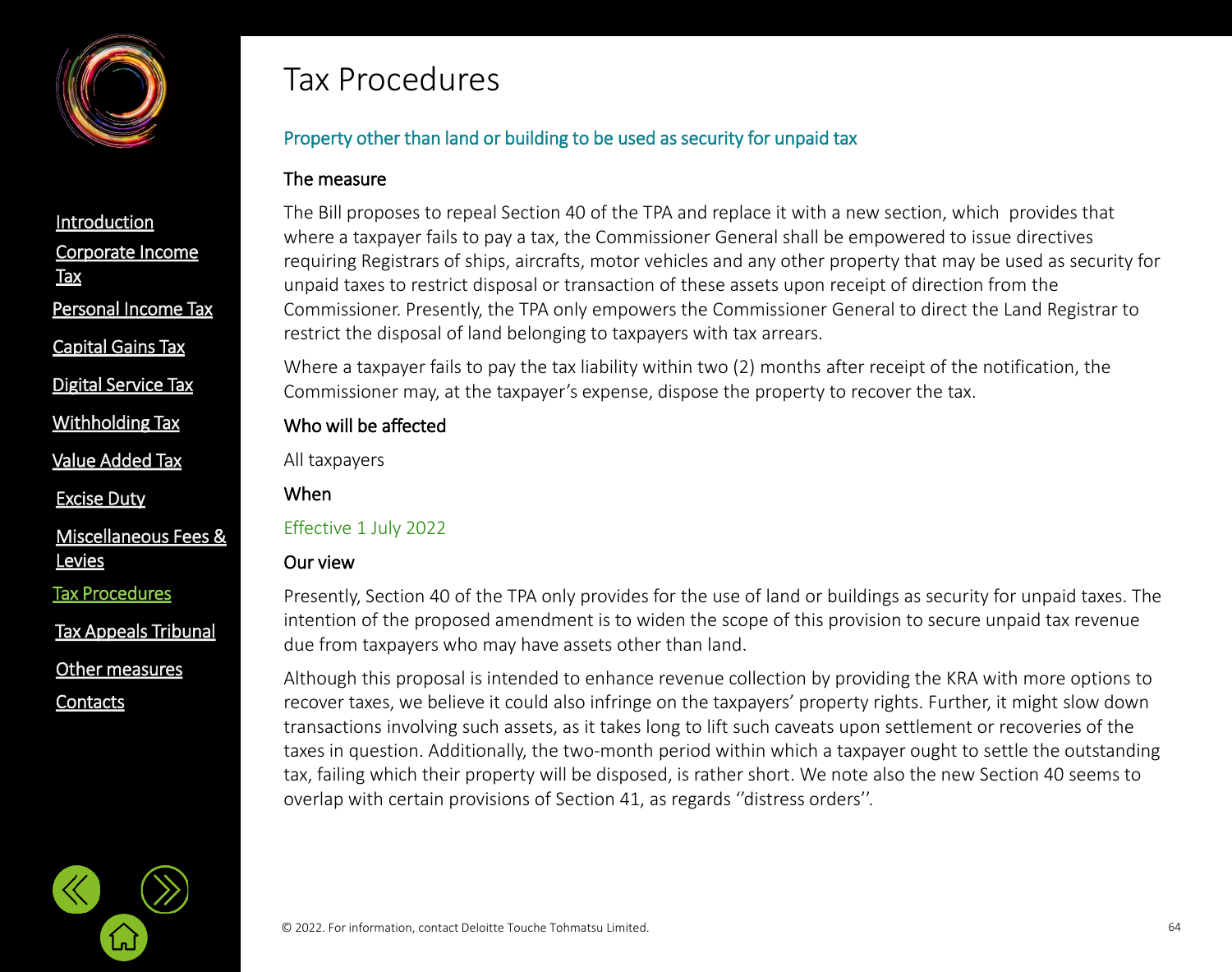# Tax Procedures

## Property other than land or building to be used as security for unpaid tax

### The measure

The Bill proposes to repeal Section 40 of the TPA and replace it with a new section, which provides that where a taxpayer fails to pay a tax, the Commissioner General shall be empowered to issue directives requiring Registrars of ships, aircrafts, motor vehicles and any other property that may be used as security for unpaid taxes to restrict disposal or transaction of these assets upon receipt of direction from the Commissioner. Presently, the TPA only empowers the Commissioner General to direct the Land Registrar to restrict the disposal of land belonging to taxpayers with tax arrears.

Where a taxpayer fails to pay the tax liability within two (2) months after receipt of the notification, the Commissioner may, at the taxpayer's expense, dispose the property to recover the tax.

### Who will be affected

All taxpayers

### When

Effective 1 July 2022

### Our view

Presently, Section 40 of the TPA only provides for the use of land or buildings as security for unpaid taxes. The intention of the proposed amendment is to widen the scope of this provision to secure unpaid tax revenue due from taxpayers who may have assets other than land.

Although this proposal is intended to enhance revenue collection by providing the KRA with more options to recover taxes, we believe it could also infringe on the taxpayers' property rights. Further, it might slow down transactions involving such assets, as it takes long to lift such caveats upon settlement or recoveries of the taxes in question. Additionally, the two-month period within which a taxpayer ought to settle the outstanding tax, failing which their property will be disposed, is rather short. We note also the new Section 40 seems to overlap with certain provisions of Section 41, as regards ''distress orders''.

© 2022. For information, contact Deloitte Touche Tohmatsu Limited.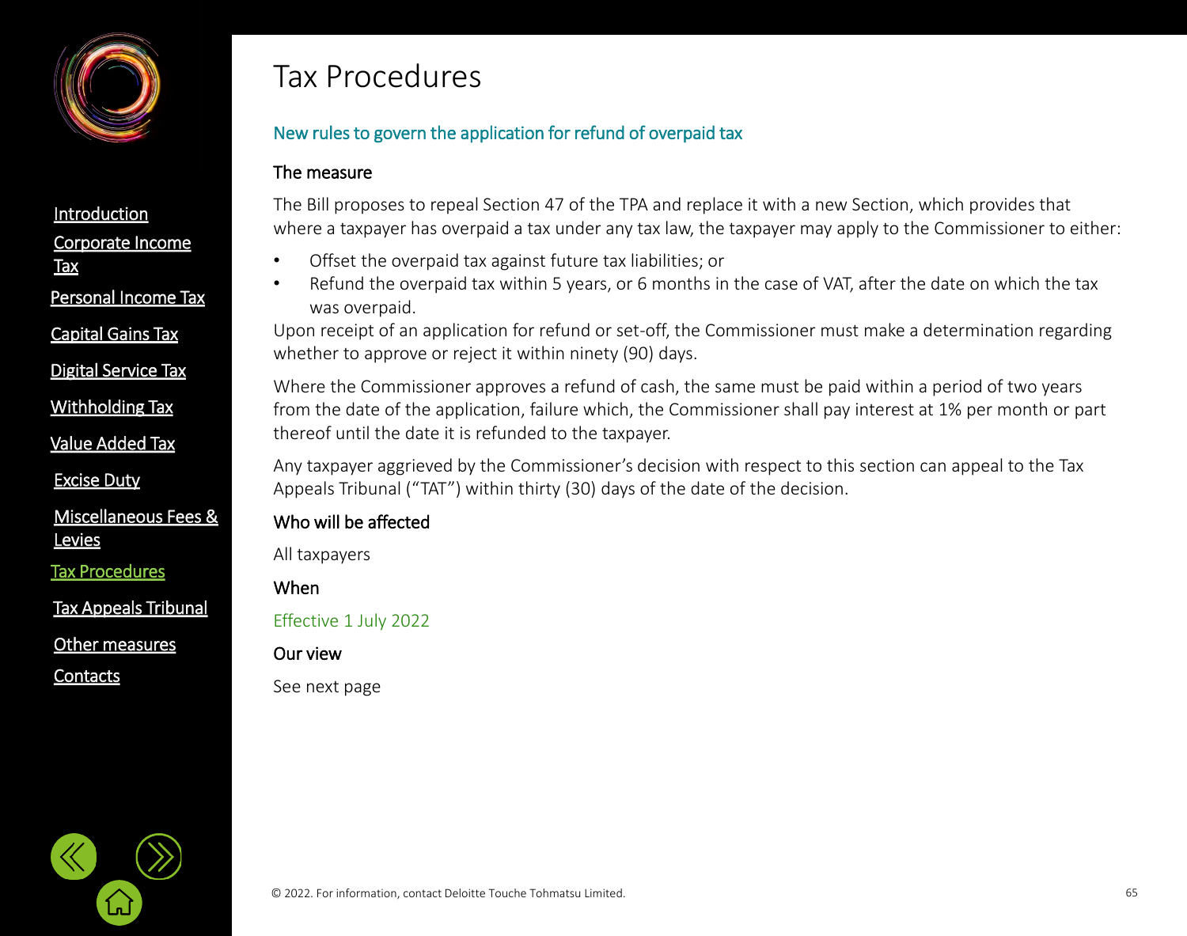# Tax Procedures

## New rules to govern the application for refund of overpaid tax

### The measure

The Bill proposes to repeal Section 47 of the TPA and replace it with a new Section, which provides that where a taxpayer has overpaid a tax under any tax law, the taxpayer may apply to the Commissioner to either:

- Offset the overpaid tax against future tax liabilities; or
- Refund the overpaid tax within 5 years, or 6 months in the case of VAT, after the date on which the tax was overpaid.

Upon receipt of an application for refund or set-off, the Commissioner must make a determination regarding whether to approve or reject it within ninety (90) days.

Where the Commissioner approves a refund of cash, the same must be paid within a period of two years from the date of the application, failure which, the Commissioner shall pay interest at 1% per month or part thereof until the date it is refunded to the taxpayer.

Any taxpayer aggrieved by the Commissioner's decision with respect to this section can appeal to the Tax Appeals Tribunal ("TAT") within thirty (30) days of the date of the decision.

### Who will be affected

All taxpayers

### When

Effective 1 July 2022

### Our view

See next page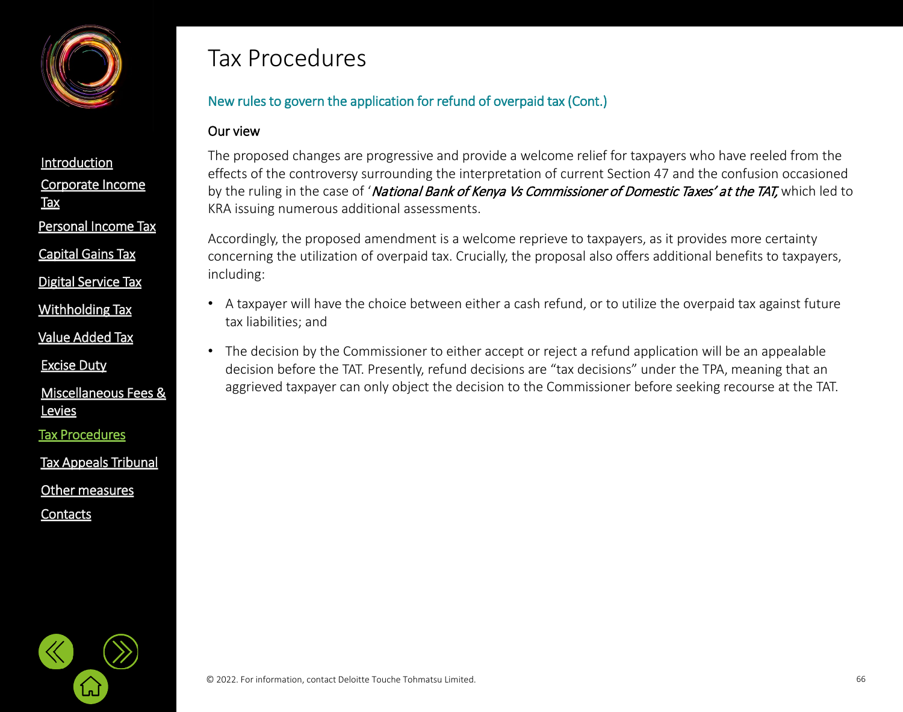# Tax Procedures

## New rules to govern the application for refund of overpaid tax (Cont.)

### Our view

The proposed changes are progressive and provide a welcome relief for taxpayers who have reeled from the effects of the controversy surrounding the interpretation of current Section 47 and the confusion occasioned by the ruling in the case of '*National Bank of Kenya Vs Commissioner of Domestic Taxes' at the TAT,* which led to KRA issuing numerous additional assessments.

Accordingly, the proposed amendment is a welcome reprieve to taxpayers, as it provides more certainty concerning the utilization of overpaid tax. Crucially, the proposal also offers additional benefits to taxpayers, including:

- A taxpayer will have the choice between either a cash refund, or to utilize the overpaid tax against future tax liabilities; and
- The decision by the Commissioner to either accept or reject a refund application will be an appealable decision before the TAT. Presently, refund decisions are "tax decisions" under the TPA, meaning that an aggrieved taxpayer can only object the decision to the Commissioner before seeking recourse at the TAT.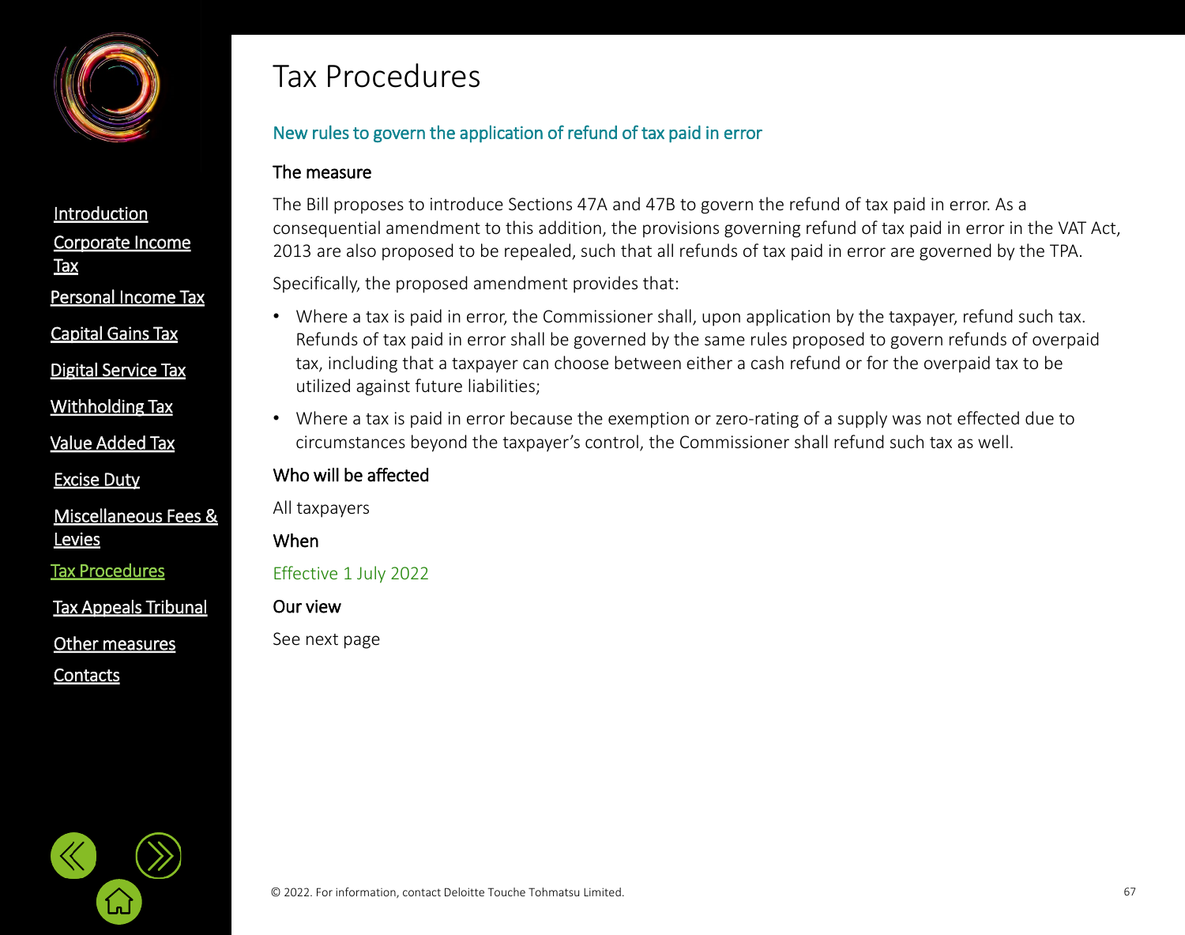# Tax Procedures

## New rules to govern the application of refund of tax paid in error

### The measure

The Bill proposes to introduce Sections 47A and 47B to govern the refund of tax paid in error. As a consequential amendment to this addition, the provisions governing refund of tax paid in error in the VAT Act, 2013 are also proposed to be repealed, such that all refunds of tax paid in error are governed by the TPA.

Specifically, the proposed amendment provides that:

- Where a tax is paid in error, the Commissioner shall, upon application by the taxpayer, refund such tax. Refunds of tax paid in error shall be governed by the same rules proposed to govern refunds of overpaid tax, including that a taxpayer can choose between either a cash refund or for the overpaid tax to be utilized against future liabilities;
- Where a tax is paid in error because the exemption or zero-rating of a supply was not effected due to circumstances beyond the taxpayer's control, the Commissioner shall refund such tax as well.

### Who will be affected

All taxpayers

### When

Effective 1 July 2022

### Our view

See next page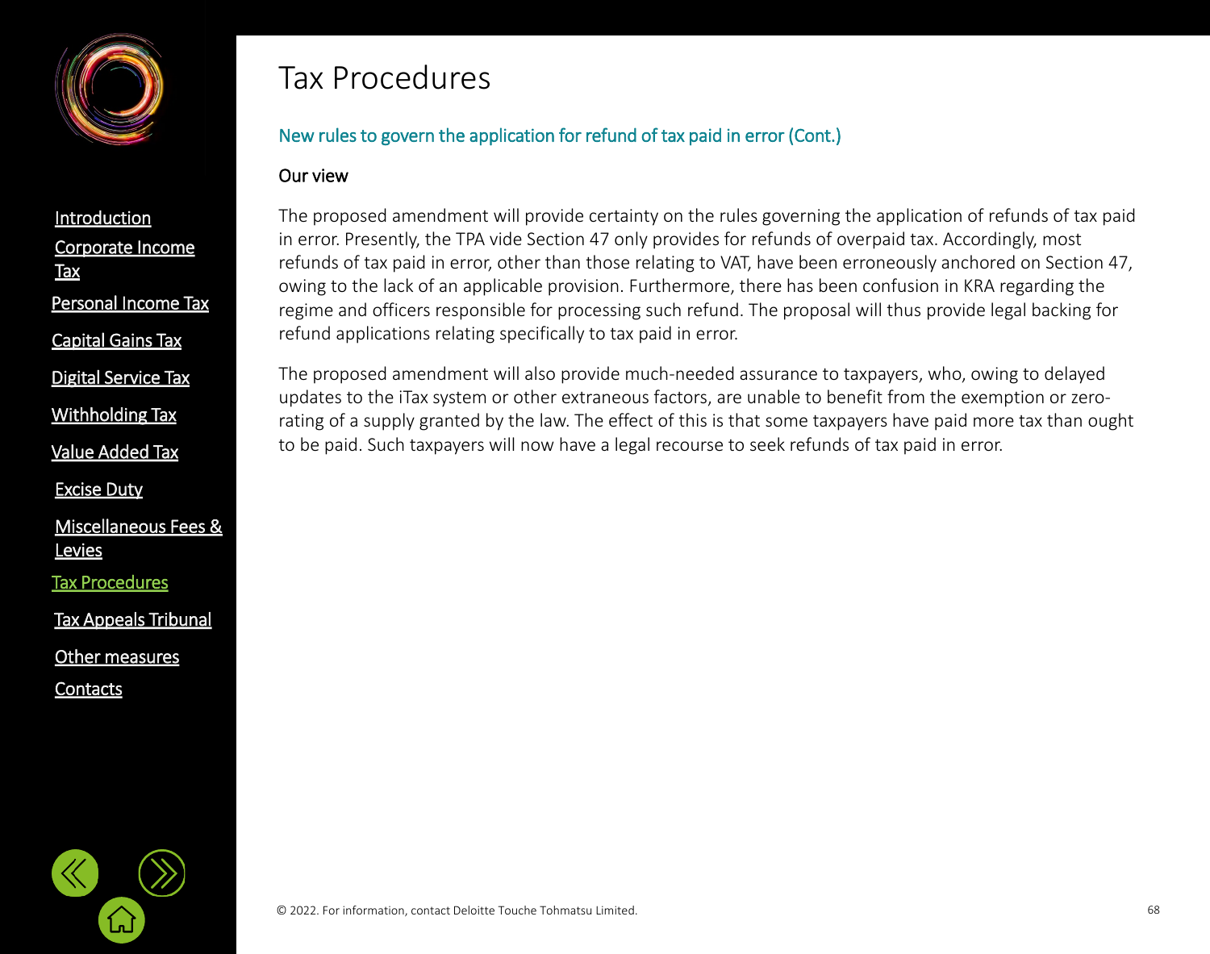# Tax Procedures

## New rules to govern the application for refund of tax paid in error (Cont.)

### Our view

The proposed amendment will provide certainty on the rules governing the application of refunds of tax paid in error. Presently, the TPA vide Section 47 only provides for refunds of overpaid tax. Accordingly, most refunds of tax paid in error, other than those relating to VAT, have been erroneously anchored on Section 47, owing to the lack of an applicable provision. Furthermore, there has been confusion in KRA regarding the regime and officers responsible for processing such refund. The proposal will thus provide legal backing for refund applications relating specifically to tax paid in error.

The proposed amendment will also provide much-needed assurance to taxpayers, who, owing to delayed updates to the iTax system or other extraneous factors, are unable to benefit from the exemption or zero-rating of a supply granted by the law. The effect of this is that some taxpayers have paid more tax than ought to be paid. Such taxpayers will now have a legal recourse to seek refunds of tax paid in error.

© 2022. For information, contact Deloitte Touche Tohmatsu Limited.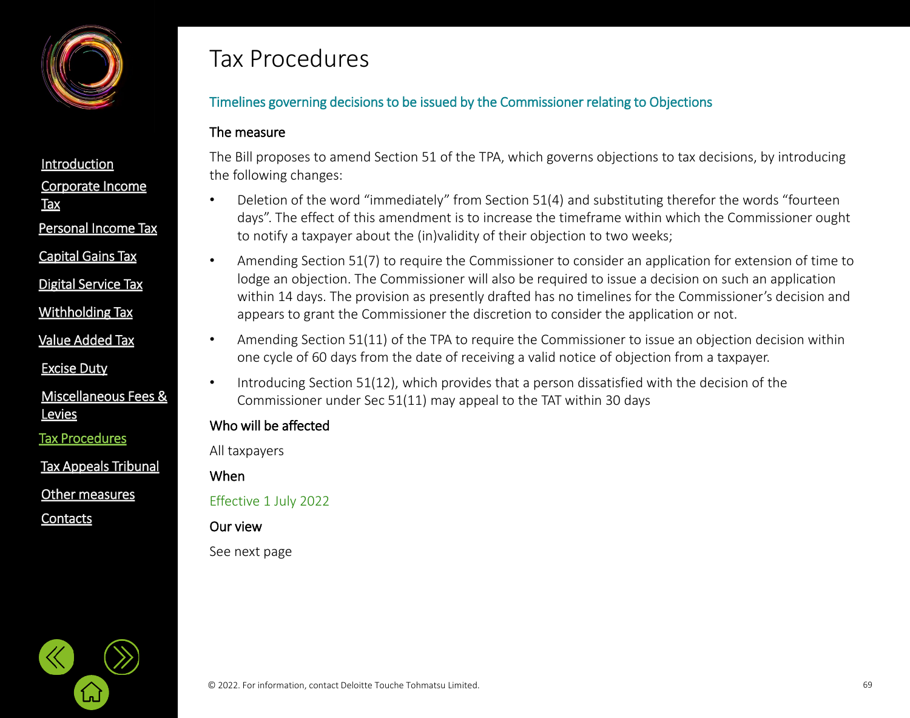# Tax Procedures

## Timelines governing decisions to be issued by the Commissioner relating to Objections

### The measure

The Bill proposes to amend Section 51 of the TPA, which governs objections to tax decisions, by introducing the following changes:

- Deletion of the word “immediately” from Section 51(4) and substituting therefor the words “fourteen days”. The effect of this amendment is to increase the timeframe within which the Commissioner ought to notify a taxpayer about the (in)validity of their objection to two weeks;
- Amending Section 51(7) to require the Commissioner to consider an application for extension of time to lodge an objection. The Commissioner will also be required to issue a decision on such an application within 14 days. The provision as presently drafted has no timelines for the Commissioner’s decision and appears to grant the Commissioner the discretion to consider the application or not.
- Amending Section 51(11) of the TPA to require the Commissioner to issue an objection decision within one cycle of 60 days from the date of receiving a valid notice of objection from a taxpayer.
- Introducing Section 51(12), which provides that a person dissatisfied with the decision of the Commissioner under Sec 51(11) may appeal to the TAT within 30 days

### Who will be affected

All taxpayers

### When

Effective 1 July 2022

### Our view

See next page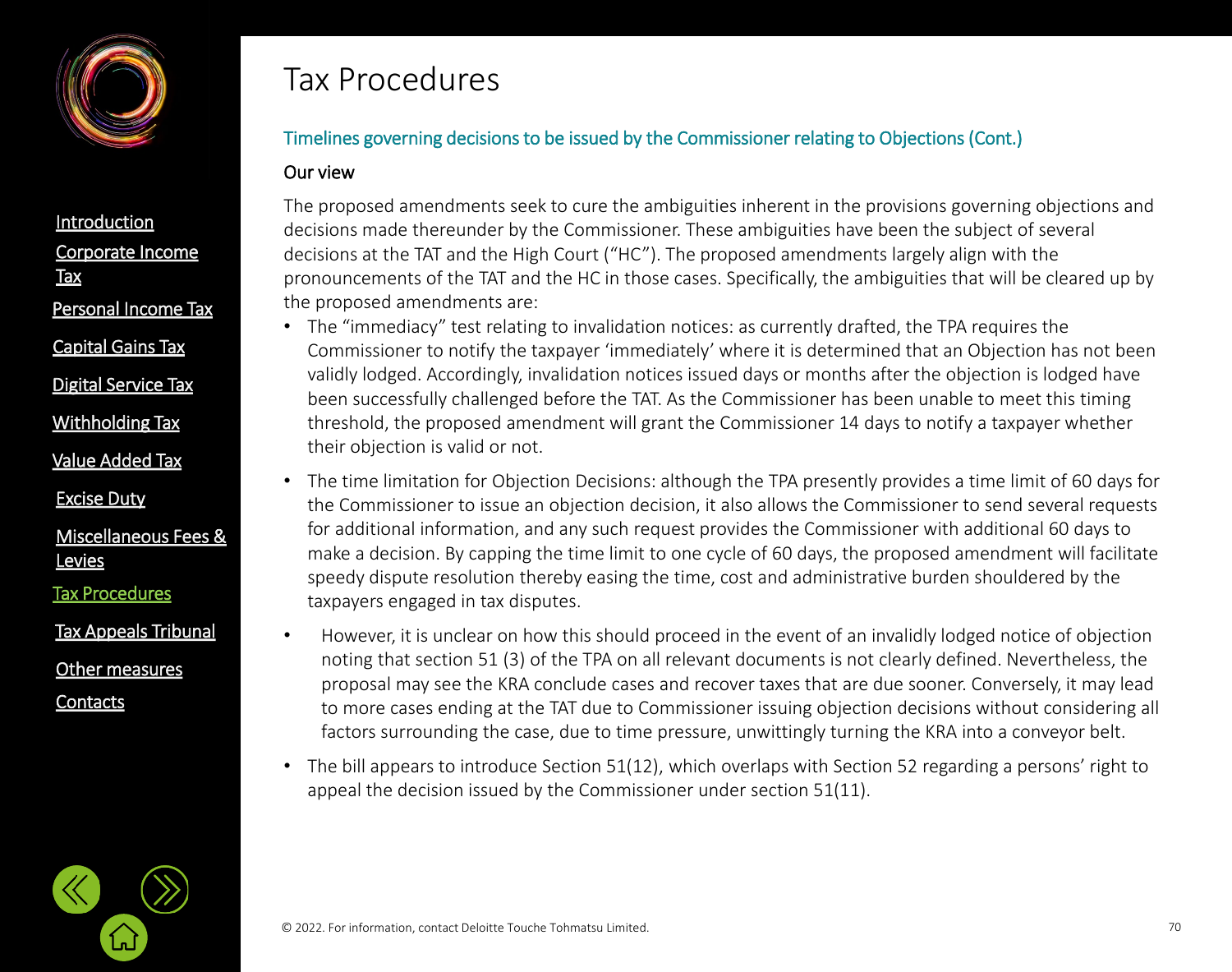# Tax Procedures

## Timelines governing decisions to be issued by the Commissioner relating to Objections (Cont.)

### Our view

The proposed amendments seek to cure the ambiguities inherent in the provisions governing objections and decisions made thereunder by the Commissioner. These ambiguities have been the subject of several decisions at the TAT and the High Court ("HC"). The proposed amendments largely align with the pronouncements of the TAT and the HC in those cases. Specifically, the ambiguities that will be cleared up by the proposed amendments are:

- The "immediacy" test relating to invalidation notices: as currently drafted, the TPA requires the Commissioner to notify the taxpayer 'immediately' where it is determined that an Objection has not been validly lodged. Accordingly, invalidation notices issued days or months after the objection is lodged have been successfully challenged before the TAT. As the Commissioner has been unable to meet this timing threshold, the proposed amendment will grant the Commissioner 14 days to notify a taxpayer whether their objection is valid or not.
- The time limitation for Objection Decisions: although the TPA presently provides a time limit of 60 days for the Commissioner to issue an objection decision, it also allows the Commissioner to send several requests for additional information, and any such request provides the Commissioner with additional 60 days to make a decision. By capping the time limit to one cycle of 60 days, the proposed amendment will facilitate speedy dispute resolution thereby easing the time, cost and administrative burden shouldered by the taxpayers engaged in tax disputes.
- However, it is unclear on how this should proceed in the event of an invalidly lodged notice of objection noting that section 51 (3) of the TPA on all relevant documents is not clearly defined. Nevertheless, the proposal may see the KRA conclude cases and recover taxes that are due sooner. Conversely, it may lead to more cases ending at the TAT due to Commissioner issuing objection decisions without considering all factors surrounding the case, due to time pressure, unwittingly turning the KRA into a conveyor belt.
- The bill appears to introduce Section 51(12), which overlaps with Section 52 regarding a persons' right to appeal the decision issued by the Commissioner under section 51(11).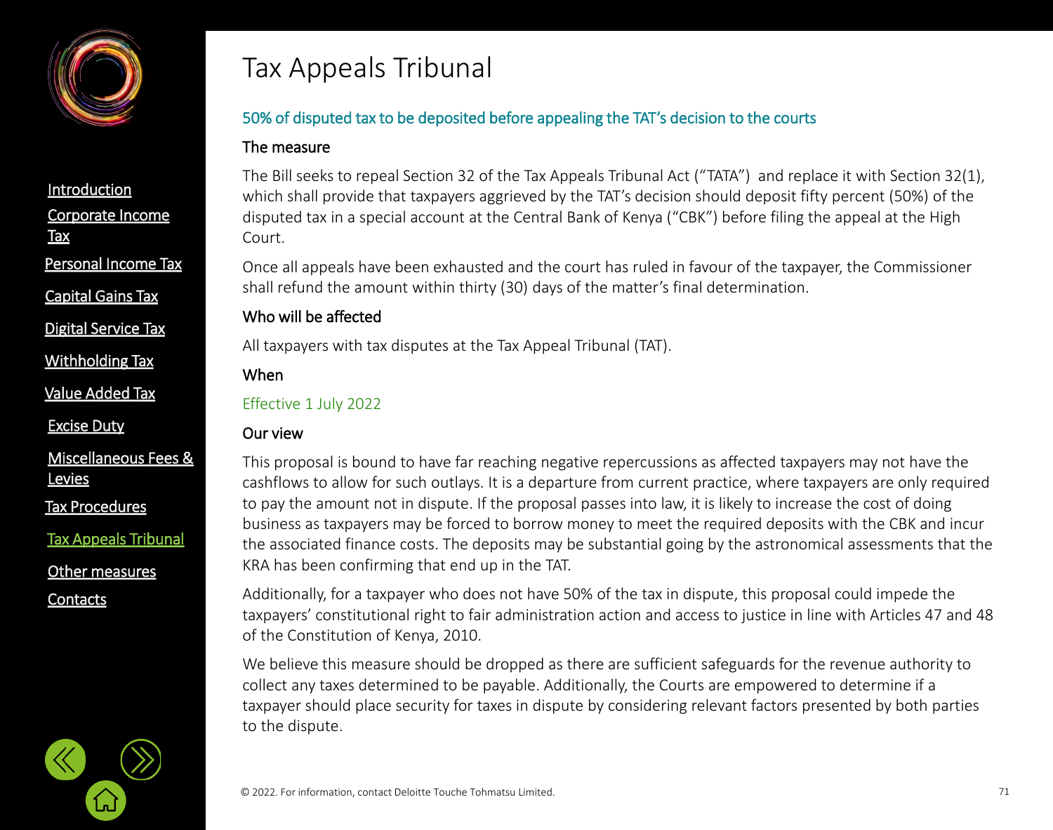# Tax Appeals Tribunal

## 50% of disputed tax to be deposited before appealing the TAT's decision to the courts

### The measure

The Bill seeks to repeal Section 32 of the Tax Appeals Tribunal Act ("TATA") and replace it with Section 32(1), which shall provide that taxpayers aggrieved by the TAT's decision should deposit fifty percent (50%) of the disputed tax in a special account at the Central Bank of Kenya ("CBK") before filing the appeal at the High Court.

Once all appeals have been exhausted and the court has ruled in favour of the taxpayer, the Commissioner shall refund the amount within thirty (30) days of the matter's final determination.

### Who will be affected

All taxpayers with tax disputes at the Tax Appeal Tribunal (TAT).

### When

Effective 1 July 2022

### Our view

This proposal is bound to have far reaching negative repercussions as affected taxpayers may not have the cashflows to allow for such outlays. It is a departure from current practice, where taxpayers are only required to pay the amount not in dispute. If the proposal passes into law, it is likely to increase the cost of doing business as taxpayers may be forced to borrow money to meet the required deposits with the CBK and incur the associated finance costs. The deposits may be substantial going by the astronomical assessments that the KRA has been confirming that end up in the TAT.

Additionally, for a taxpayer who does not have 50% of the tax in dispute, this proposal could impede the taxpayers' constitutional right to fair administration action and access to justice in line with Articles 47 and 48 of the Constitution of Kenya, 2010.

We believe this measure should be dropped as there are sufficient safeguards for the revenue authority to collect any taxes determined to be payable. Additionally, the Courts are empowered to determine if a taxpayer should place security for taxes in dispute by considering relevant factors presented by both parties to the dispute.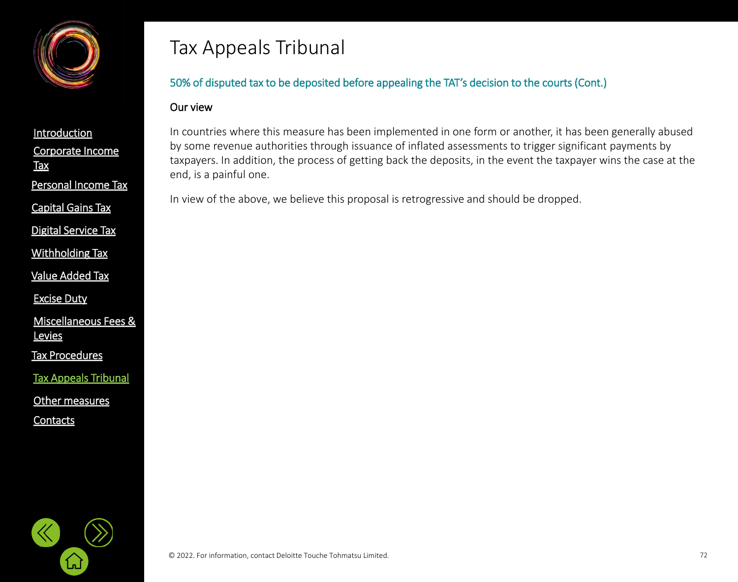# Tax Appeals Tribunal

## 50% of disputed tax to be deposited before appealing the TAT's decision to the courts (Cont.)

### Our view

In countries where this measure has been implemented in one form or another, it has been generally abused by some revenue authorities through issuance of inflated assessments to trigger significant payments by taxpayers. In addition, the process of getting back the deposits, in the event the taxpayer wins the case at the end, is a painful one.

In view of the above, we believe this proposal is retrogressive and should be dropped.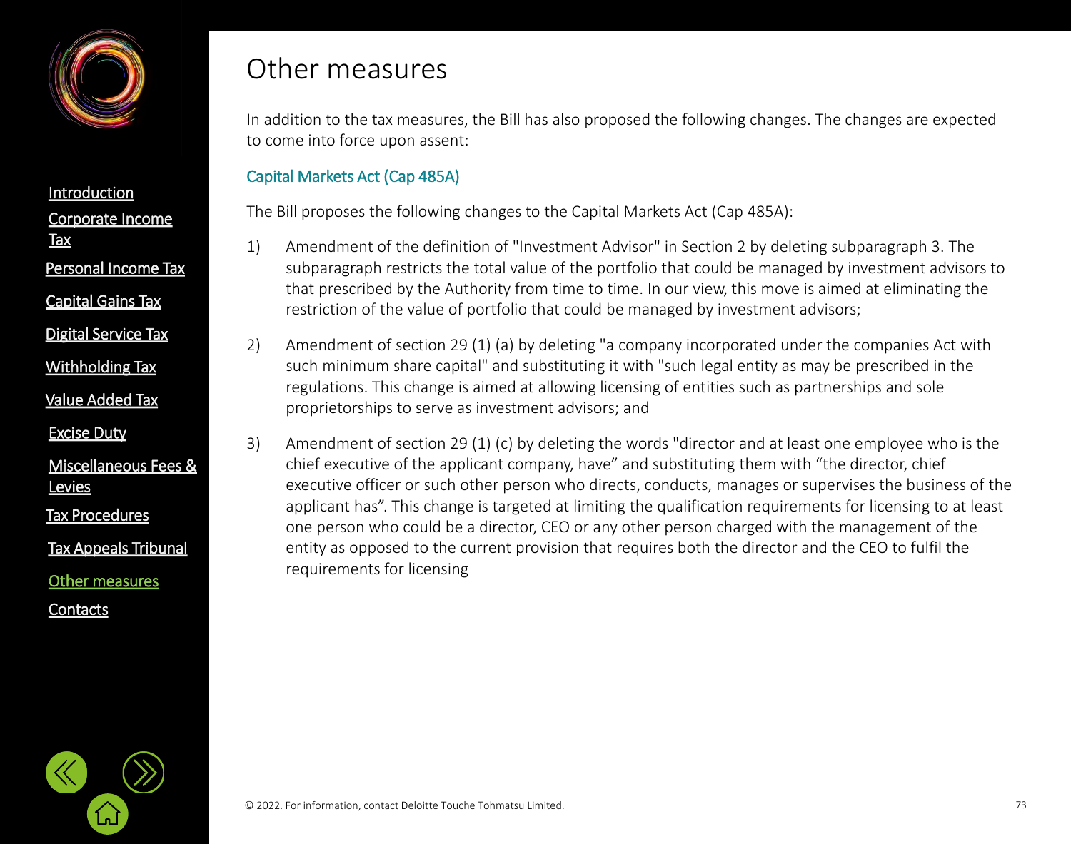# Other measures

In addition to the tax measures, the Bill has also proposed the following changes. The changes are expected to come into force upon assent:

## Capital Markets Act (Cap 485A)

The Bill proposes the following changes to the Capital Markets Act (Cap 485A):

1) Amendment of the definition of "Investment Advisor" in Section 2 by deleting subparagraph 3. The subparagraph restricts the total value of the portfolio that could be managed by investment advisors to that prescribed by the Authority from time to time. In our view, this move is aimed at eliminating the restriction of the value of portfolio that could be managed by investment advisors;

2) Amendment of section 29 (1) (a) by deleting "a company incorporated under the companies Act with such minimum share capital" and substituting it with "such legal entity as may be prescribed in the regulations. This change is aimed at allowing licensing of entities such as partnerships and sole proprietorships to serve as investment advisors; and

3) Amendment of section 29 (1) (c) by deleting the words "director and at least one employee who is the chief executive of the applicant company, have" and substituting them with "the director, chief executive officer or such other person who directs, conducts, manages or supervises the business of the applicant has". This change is targeted at limiting the qualification requirements for licensing to at least one person who could be a director, CEO or any other person charged with the management of the entity as opposed to the current provision that requires both the director and the CEO to fulfil the requirements for licensing

© 2022. For information, contact Deloitte Touche Tohmatsu Limited.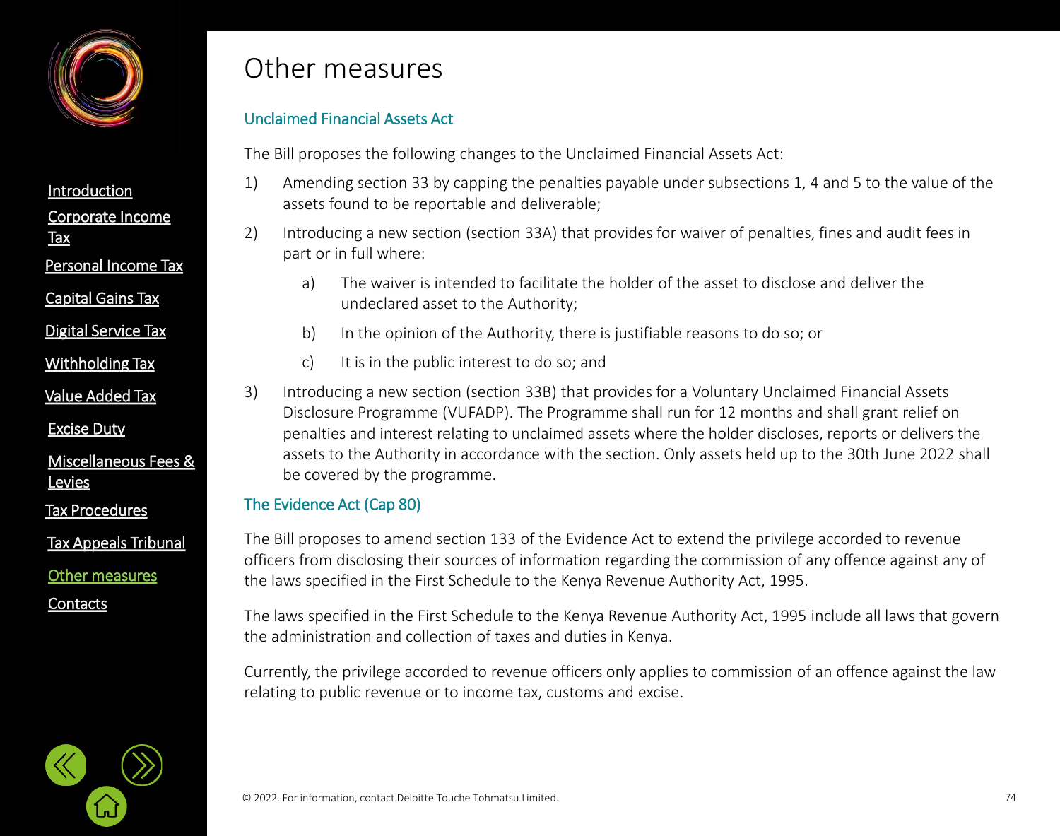# Other measures

## Unclaimed Financial Assets Act

The Bill proposes the following changes to the Unclaimed Financial Assets Act:

1) Amending section 33 by capping the penalties payable under subsections 1, 4 and 5 to the value of the assets found to be reportable and deliverable;

2) Introducing a new section (section 33A) that provides for waiver of penalties, fines and audit fees in part or in full where:

   a) The waiver is intended to facilitate the holder of the asset to disclose and deliver the undeclared asset to the Authority;

   b) In the opinion of the Authority, there is justifiable reasons to do so; or

   c) It is in the public interest to do so; and

3) Introducing a new section (section 33B) that provides for a Voluntary Unclaimed Financial Assets Disclosure Programme (VUFADP). The Programme shall run for 12 months and shall grant relief on penalties and interest relating to unclaimed assets where the holder discloses, reports or delivers the assets to the Authority in accordance with the section. Only assets held up to the 30th June 2022 shall be covered by the programme.

## The Evidence Act (Cap 80)

The Bill proposes to amend section 133 of the Evidence Act to extend the privilege accorded to revenue officers from disclosing their sources of information regarding the commission of any offence against any of the laws specified in the First Schedule to the Kenya Revenue Authority Act, 1995.

The laws specified in the First Schedule to the Kenya Revenue Authority Act, 1995 include all laws that govern the administration and collection of taxes and duties in Kenya.

Currently, the privilege accorded to revenue officers only applies to commission of an offence against the law relating to public revenue or to income tax, customs and excise.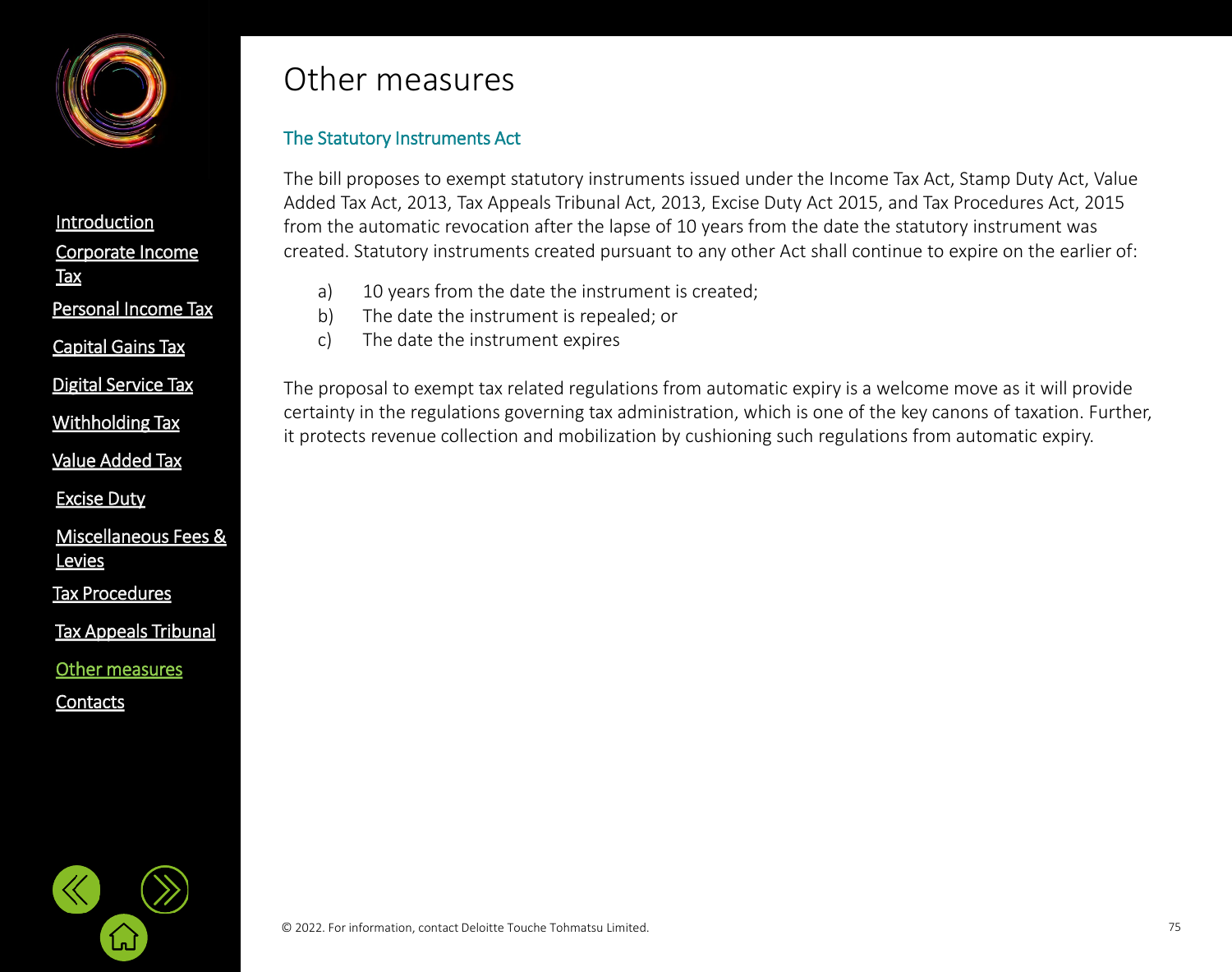# Other measures

## The Statutory Instruments Act

The bill proposes to exempt statutory instruments issued under the Income Tax Act, Stamp Duty Act, Value Added Tax Act, 2013, Tax Appeals Tribunal Act, 2013, Excise Duty Act 2015, and Tax Procedures Act, 2015 from the automatic revocation after the lapse of 10 years from the date the statutory instrument was created. Statutory instruments created pursuant to any other Act shall continue to expire on the earlier of:

a) 10 years from the date the instrument is created;
b) The date the instrument is repealed; or
c) The date the instrument expires

The proposal to exempt tax related regulations from automatic expiry is a welcome move as it will provide certainty in the regulations governing tax administration, which is one of the key canons of taxation. Further, it protects revenue collection and mobilization by cushioning such regulations from automatic expiry.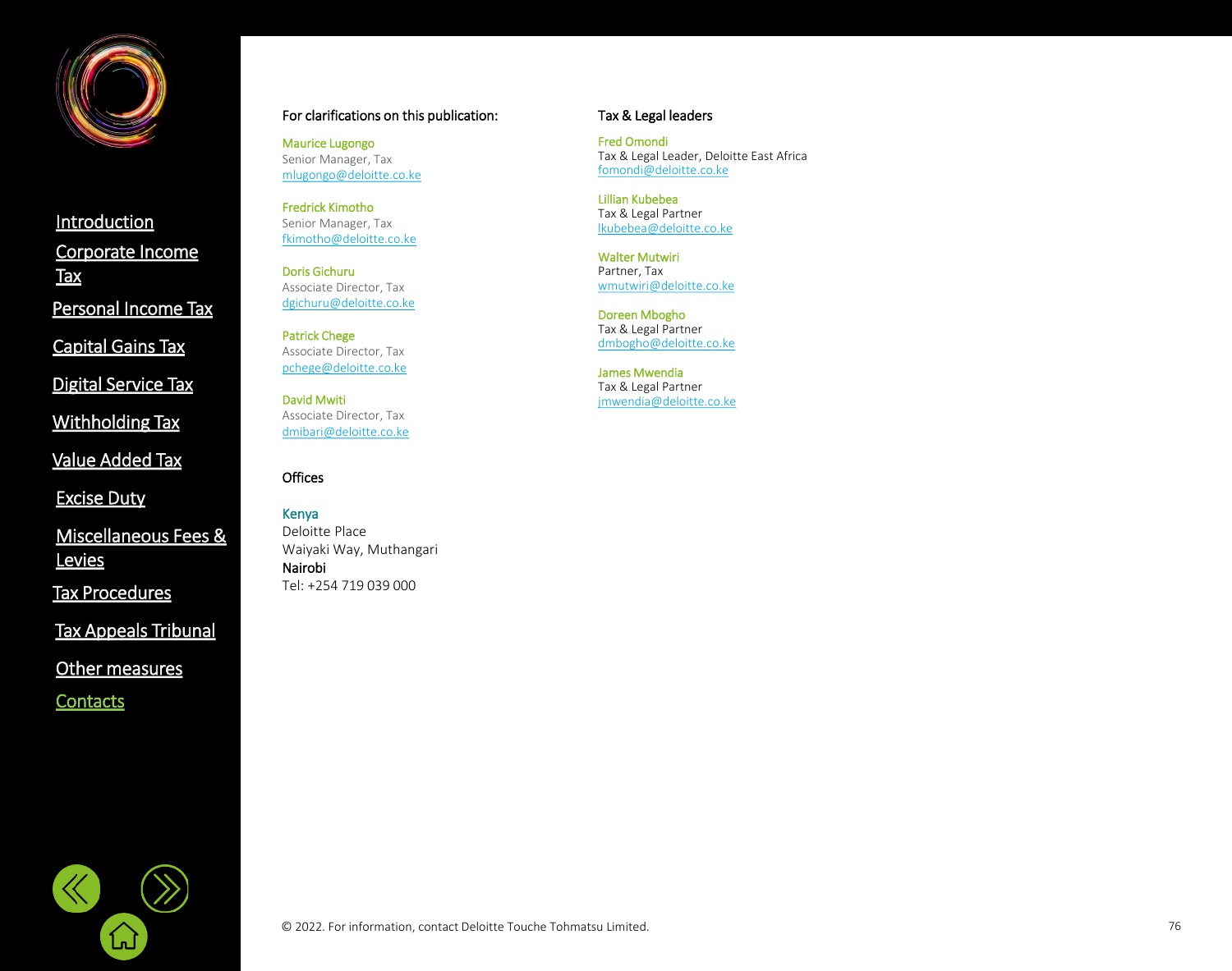## For clarifications on this publication:

**Maurice Lugongo**
Senior Manager, Tax
mlugongo@deloitte.co.ke

**Fredrick Kimotho**
Senior Manager, Tax
fkimotho@deloitte.co.ke

**Doris Gichuru**
Associate Director, Tax
dgichuru@deloitte.co.ke

**Patrick Chege**
Associate Director, Tax
pchege@deloitte.co.ke

**David Mwiti**
Associate Director, Tax
dmibari@deloitte.co.ke

## Offices

**Kenya**
Deloitte Place
Waiyaki Way, Muthangari
**Nairobi**
Tel: +254 719 039 000

## Tax & Legal leaders

**Fred Omondi**
Tax & Legal Leader, Deloitte East Africa
fomondi@deloitte.co.ke

**Lillian Kubebea**
Tax & Legal Partner
lkubebea@deloitte.co.ke

**Walter Mutwiri**
Partner, Tax
wmutwiri@deloitte.co.ke

**Doreen Mbogho**
Tax & Legal Partner
dmbogho@deloitte.co.ke

**James Mwendia**
Tax & Legal Partner
jmwendia@deloitte.co.ke

© 2022. For information, contact Deloitte Touche Tohmatsu Limited.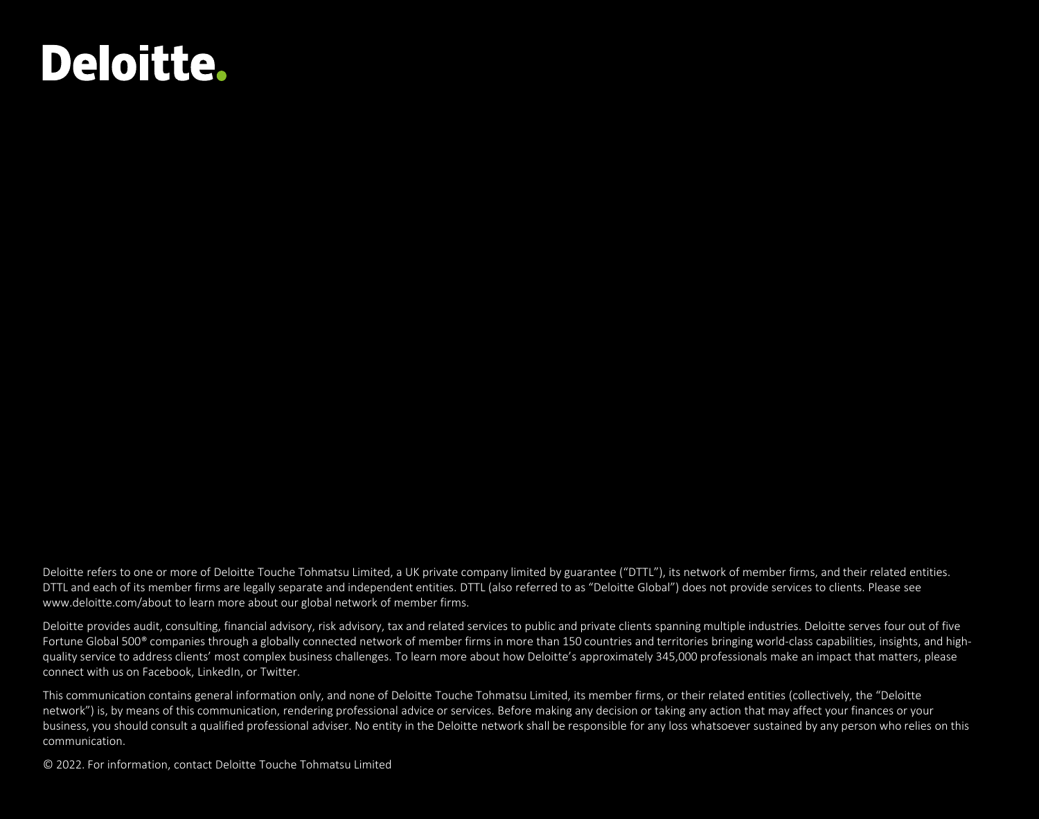# Deloitte.

Deloitte refers to one or more of Deloitte Touche Tohmatsu Limited, a UK private company limited by guarantee ("DTTL"), its network of member firms, and their related entities. DTTL and each of its member firms are legally separate and independent entities. DTTL (also referred to as "Deloitte Global") does not provide services to clients. Please see www.deloitte.com/about to learn more about our global network of member firms.

Deloitte provides audit, consulting, financial advisory, risk advisory, tax and related services to public and private clients spanning multiple industries. Deloitte serves four out of five Fortune Global 500® companies through a globally connected network of member firms in more than 150 countries and territories bringing world-class capabilities, insights, and high-quality service to address clients' most complex business challenges. To learn more about how Deloitte's approximately 345,000 professionals make an impact that matters, please connect with us on Facebook, LinkedIn, or Twitter.

This communication contains general information only, and none of Deloitte Touche Tohmatsu Limited, its member firms, or their related entities (collectively, the "Deloitte network") is, by means of this communication, rendering professional advice or services. Before making any decision or taking any action that may affect your finances or your business, you should consult a qualified professional adviser. No entity in the Deloitte network shall be responsible for any loss whatsoever sustained by any person who relies on this communication.

© 2022. For information, contact Deloitte Touche Tohmatsu Limited